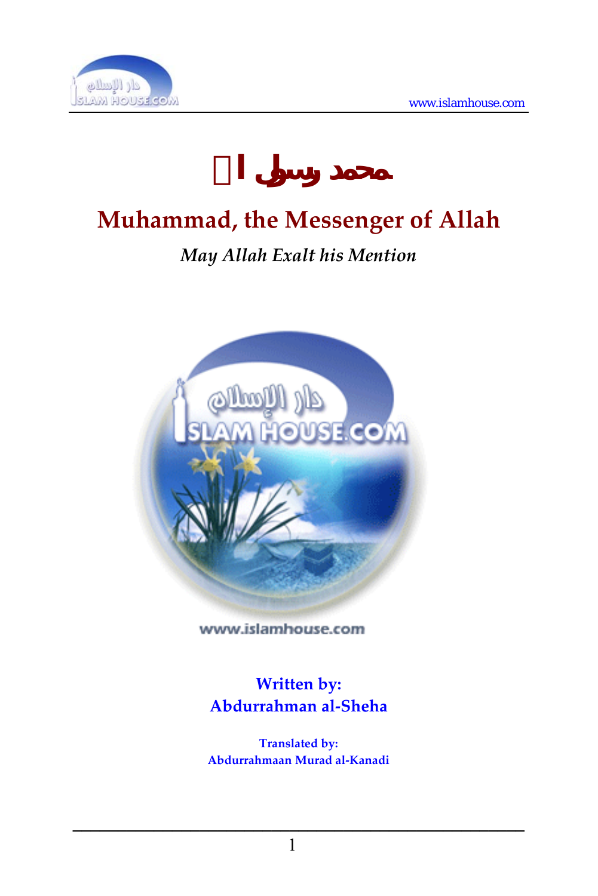# محمد رسول الله ﷺ

# Muhammad, the Messenger of Allah

*May Allah Exalt his Mention*

**Written by:**
**Abdurrahman al-Sheha**

**Translated by:**
**Abdurrahmaan Murad al-Kanadi**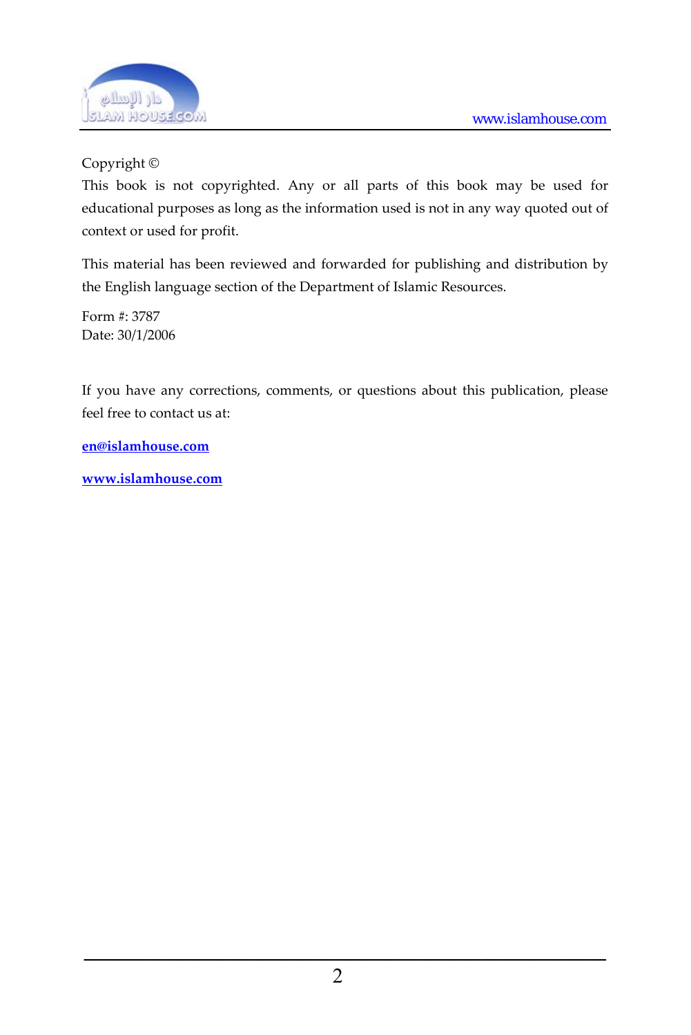Copyright ©

This book is not copyrighted. Any or all parts of this book may be used for educational purposes as long as the information used is not in any way quoted out of context or used for profit.

This material has been reviewed and forwarded for publishing and distribution by the English language section of the Department of Islamic Resources.

Form #: 3787
Date: 30/1/2006

If you have any corrections, comments, or questions about this publication, please feel free to contact us at:

**en@islamhouse.com**

**www.islamhouse.com**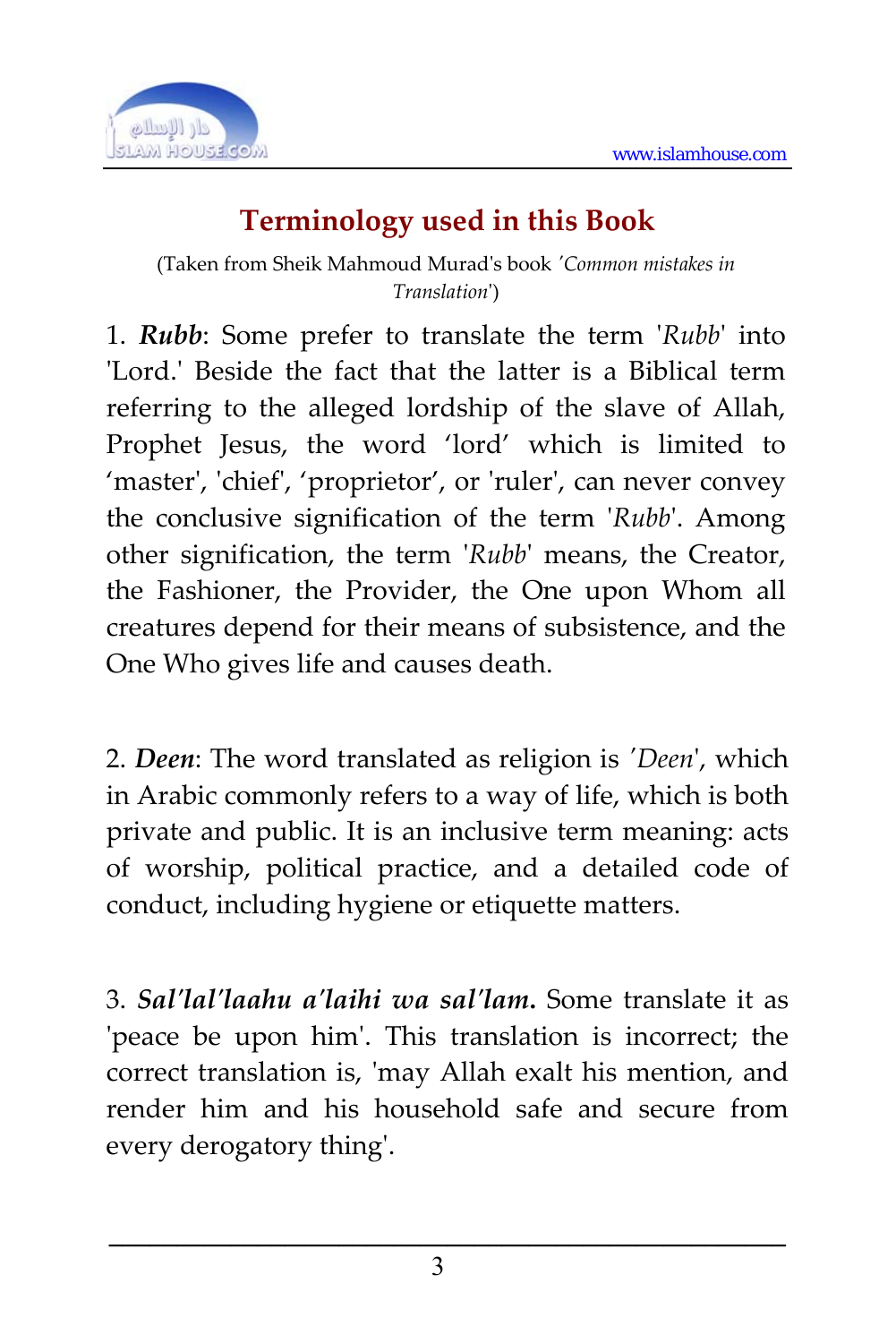## Terminology used in this Book

(Taken from Sheik Mahmoud Murad's book *'Common mistakes in Translation'*)

1. ***Rubb***: Some prefer to translate the term '*Rubb*' into 'Lord.' Beside the fact that the latter is a Biblical term referring to the alleged lordship of the slave of Allah, Prophet Jesus, the word 'lord' which is limited to 'master', 'chief', 'proprietor', or 'ruler', can never convey the conclusive signification of the term '*Rubb*'. Among other signification, the term '*Rubb*' means, the Creator, the Fashioner, the Provider, the One upon Whom all creatures depend for their means of subsistence, and the One Who gives life and causes death.

2. ***Deen***: The word translated as religion is '*Deen*', which in Arabic commonly refers to a way of life, which is both private and public. It is an inclusive term meaning: acts of worship, political practice, and a detailed code of conduct, including hygiene or etiquette matters.

3. ***Sal'lal'laahu a'laihi wa sal'lam.*** Some translate it as 'peace be upon him'. This translation is incorrect; the correct translation is, 'may Allah exalt his mention, and render him and his household safe and secure from every derogatory thing'.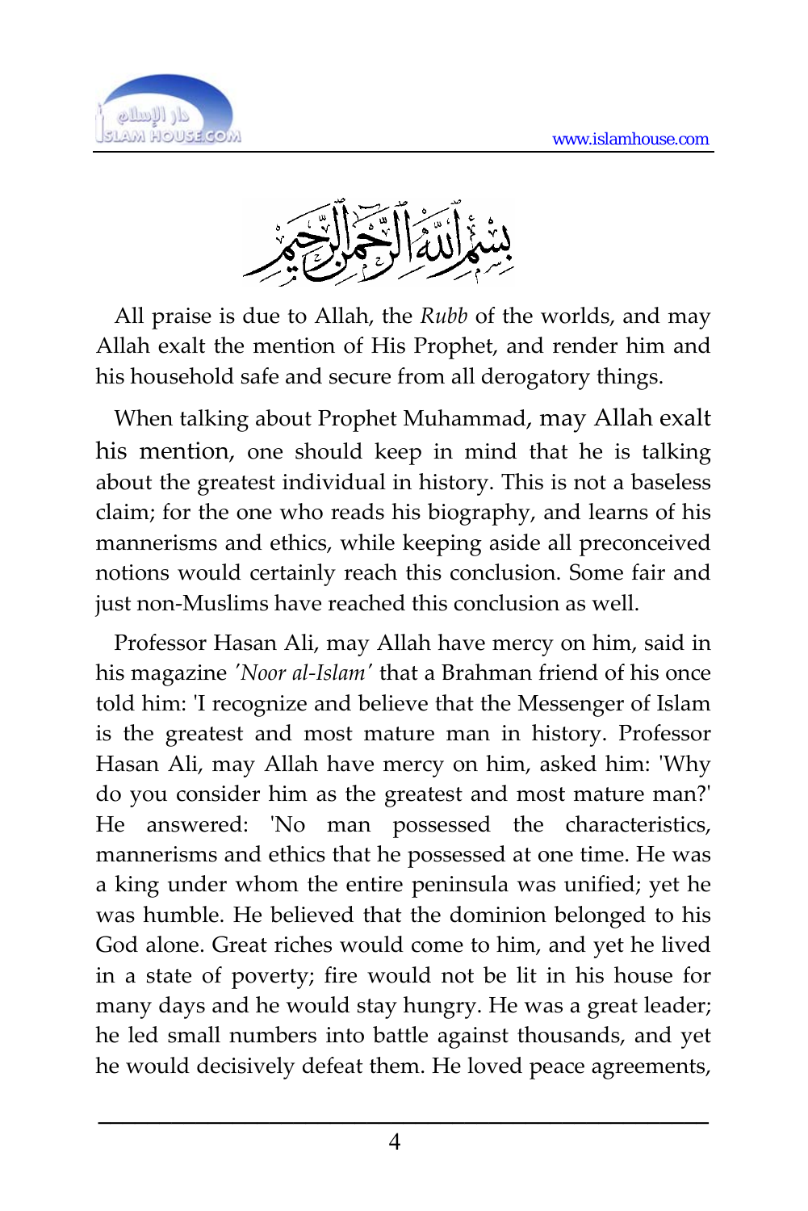بِسْمِ اللَّهِ الرَّحْمَنِ الرَّحِيمِ

All praise is due to Allah, the *Rubb* of the worlds, and may Allah exalt the mention of His Prophet, and render him and his household safe and secure from all derogatory things.

When talking about Prophet Muhammad, may Allah exalt his mention, one should keep in mind that he is talking about the greatest individual in history. This is not a baseless claim; for the one who reads his biography, and learns of his mannerisms and ethics, while keeping aside all preconceived notions would certainly reach this conclusion. Some fair and just non-Muslims have reached this conclusion as well.

Professor Hasan Ali, may Allah have mercy on him, said in his magazine '*Noor al-Islam*' that a Brahman friend of his once told him: 'I recognize and believe that the Messenger of Islam is the greatest and most mature man in history. Professor Hasan Ali, may Allah have mercy on him, asked him: 'Why do you consider him as the greatest and most mature man?' He answered: 'No man possessed the characteristics, mannerisms and ethics that he possessed at one time. He was a king under whom the entire peninsula was unified; yet he was humble. He believed that the dominion belonged to his God alone. Great riches would come to him, and yet he lived in a state of poverty; fire would not be lit in his house for many days and he would stay hungry. He was a great leader; he led small numbers into battle against thousands, and yet he would decisively defeat them. He loved peace agreements,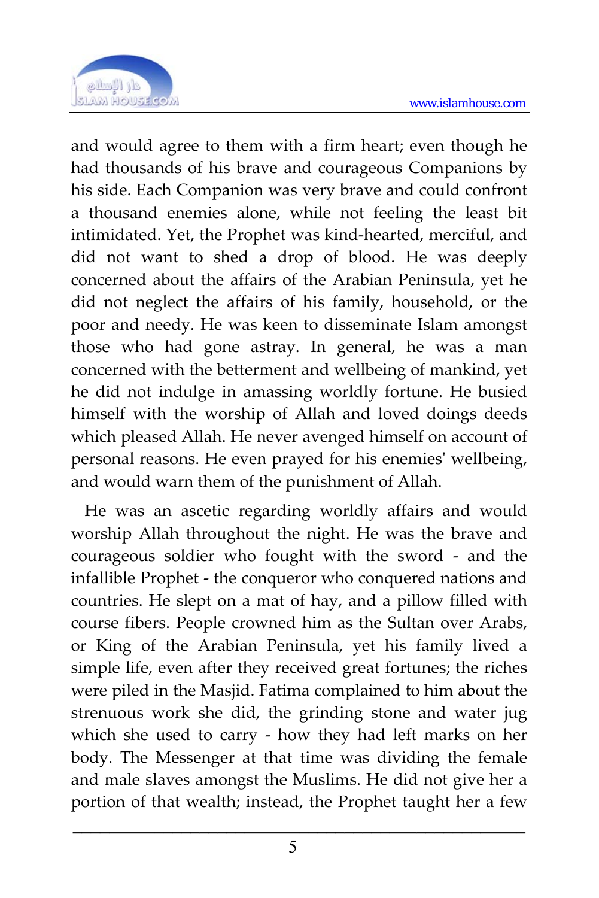and would agree to them with a firm heart; even though he had thousands of his brave and courageous Companions by his side. Each Companion was very brave and could confront a thousand enemies alone, while not feeling the least bit intimidated. Yet, the Prophet was kind-hearted, merciful, and did not want to shed a drop of blood. He was deeply concerned about the affairs of the Arabian Peninsula, yet he did not neglect the affairs of his family, household, or the poor and needy. He was keen to disseminate Islam amongst those who had gone astray. In general, he was a man concerned with the betterment and wellbeing of mankind, yet he did not indulge in amassing worldly fortune. He busied himself with the worship of Allah and loved doings deeds which pleased Allah. He never avenged himself on account of personal reasons. He even prayed for his enemies' wellbeing, and would warn them of the punishment of Allah.

He was an ascetic regarding worldly affairs and would worship Allah throughout the night. He was the brave and courageous soldier who fought with the sword - and the infallible Prophet - the conqueror who conquered nations and countries. He slept on a mat of hay, and a pillow filled with course fibers. People crowned him as the Sultan over Arabs, or King of the Arabian Peninsula, yet his family lived a simple life, even after they received great fortunes; the riches were piled in the Masjid. Fatima complained to him about the strenuous work she did, the grinding stone and water jug which she used to carry - how they had left marks on her body. The Messenger at that time was dividing the female and male slaves amongst the Muslims. He did not give her a portion of that wealth; instead, the Prophet taught her a few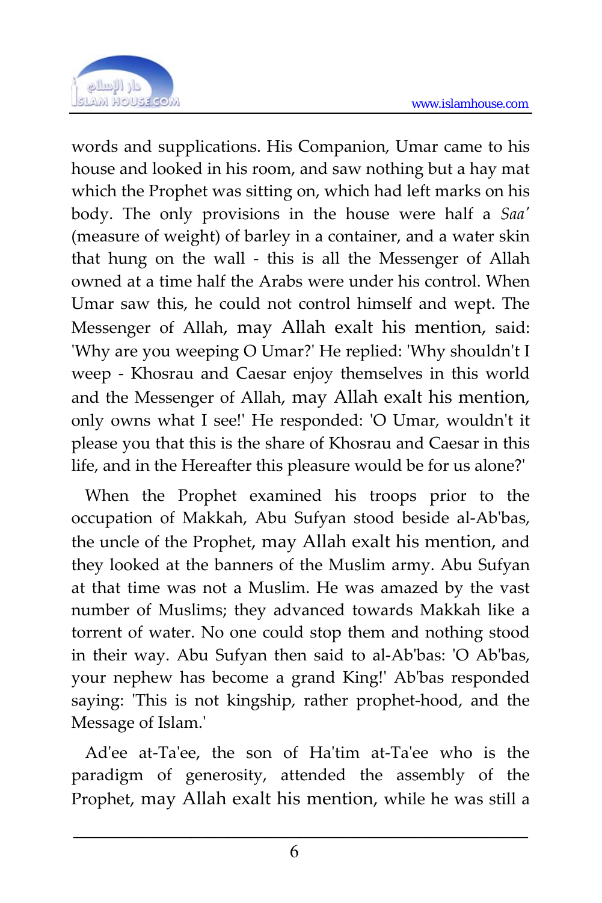words and supplications. His Companion, Umar came to his house and looked in his room, and saw nothing but a hay mat which the Prophet was sitting on, which had left marks on his body. The only provisions in the house were half a *Saa'* (measure of weight) of barley in a container, and a water skin that hung on the wall - this is all the Messenger of Allah owned at a time half the Arabs were under his control. When Umar saw this, he could not control himself and wept. The Messenger of Allah, may Allah exalt his mention, said: 'Why are you weeping O Umar?' He replied: 'Why shouldn't I weep - Khosrau and Caesar enjoy themselves in this world and the Messenger of Allah, may Allah exalt his mention, only owns what I see!' He responded: 'O Umar, wouldn't it please you that this is the share of Khosrau and Caesar in this life, and in the Hereafter this pleasure would be for us alone?'

When the Prophet examined his troops prior to the occupation of Makkah, Abu Sufyan stood beside al-Ab'bas, the uncle of the Prophet, may Allah exalt his mention, and they looked at the banners of the Muslim army. Abu Sufyan at that time was not a Muslim. He was amazed by the vast number of Muslims; they advanced towards Makkah like a torrent of water. No one could stop them and nothing stood in their way. Abu Sufyan then said to al-Ab'bas: 'O Ab'bas, your nephew has become a grand King!' Ab'bas responded saying: 'This is not kingship, rather prophet-hood, and the Message of Islam.'

Ad'ee at-Ta'ee, the son of Ha'tim at-Ta'ee who is the paradigm of generosity, attended the assembly of the Prophet, may Allah exalt his mention, while he was still a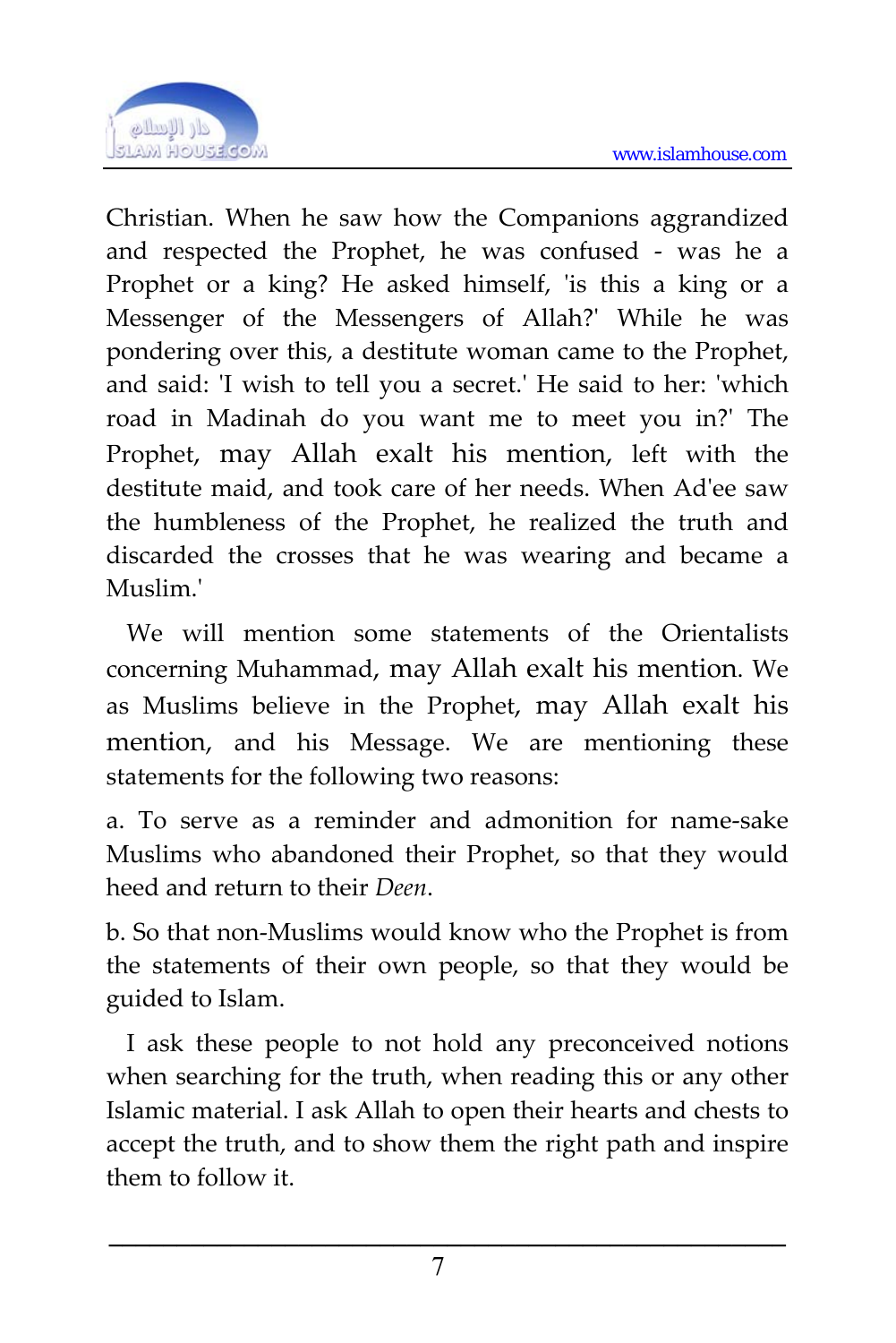Christian. When he saw how the Companions aggrandized and respected the Prophet, he was confused - was he a Prophet or a king? He asked himself, 'is this a king or a Messenger of the Messengers of Allah?' While he was pondering over this, a destitute woman came to the Prophet, and said: 'I wish to tell you a secret.' He said to her: 'which road in Madinah do you want me to meet you in?' The Prophet, may Allah exalt his mention, left with the destitute maid, and took care of her needs. When Ad'ee saw the humbleness of the Prophet, he realized the truth and discarded the crosses that he was wearing and became a Muslim.'

We will mention some statements of the Orientalists concerning Muhammad, may Allah exalt his mention. We as Muslims believe in the Prophet, may Allah exalt his mention, and his Message. We are mentioning these statements for the following two reasons:

a. To serve as a reminder and admonition for name-sake Muslims who abandoned their Prophet, so that they would heed and return to their *Deen*.

b. So that non-Muslims would know who the Prophet is from the statements of their own people, so that they would be guided to Islam.

I ask these people to not hold any preconceived notions when searching for the truth, when reading this or any other Islamic material. I ask Allah to open their hearts and chests to accept the truth, and to show them the right path and inspire them to follow it.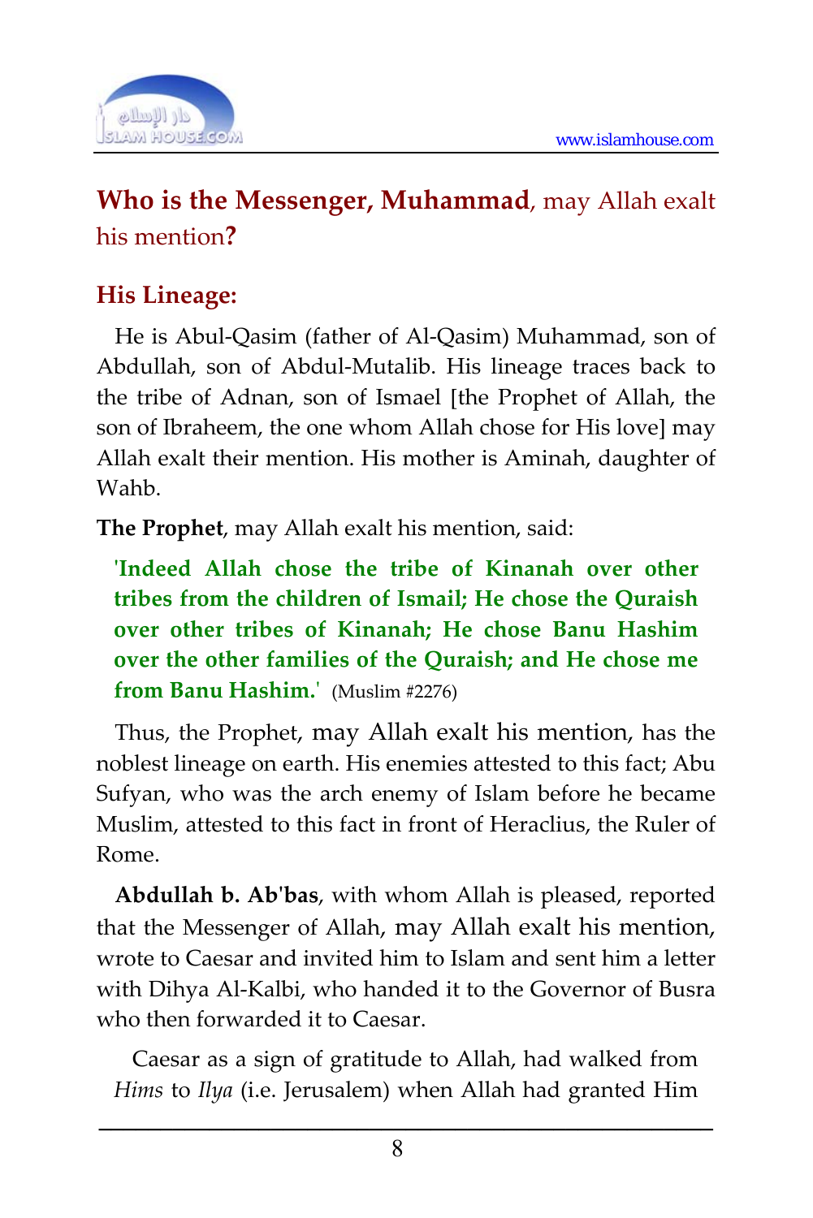## **Who is the Messenger, Muhammad**, may Allah exalt his mention**?**

### His Lineage:

He is Abul-Qasim (father of Al-Qasim) Muhammad, son of Abdullah, son of Abdul-Mutalib. His lineage traces back to the tribe of Adnan, son of Ismael [the Prophet of Allah, the son of Ibraheem, the one whom Allah chose for His love] may Allah exalt their mention. His mother is Aminah, daughter of Wahb.

**The Prophet**, may Allah exalt his mention, said:

> **'Indeed Allah chose the tribe of Kinanah over other tribes from the children of Ismail; He chose the Quraish over other tribes of Kinanah; He chose Banu Hashim over the other families of the Quraish; and He chose me from Banu Hashim.'** (Muslim #2276)

Thus, the Prophet, may Allah exalt his mention, has the noblest lineage on earth. His enemies attested to this fact; Abu Sufyan, who was the arch enemy of Islam before he became Muslim, attested to this fact in front of Heraclius, the Ruler of Rome.

**Abdullah b. Ab'bas**, with whom Allah is pleased, reported that the Messenger of Allah, may Allah exalt his mention, wrote to Caesar and invited him to Islam and sent him a letter with Dihya Al-Kalbi, who handed it to the Governor of Busra who then forwarded it to Caesar.

Caesar as a sign of gratitude to Allah, had walked from *Hims* to *Ilya* (i.e. Jerusalem) when Allah had granted Him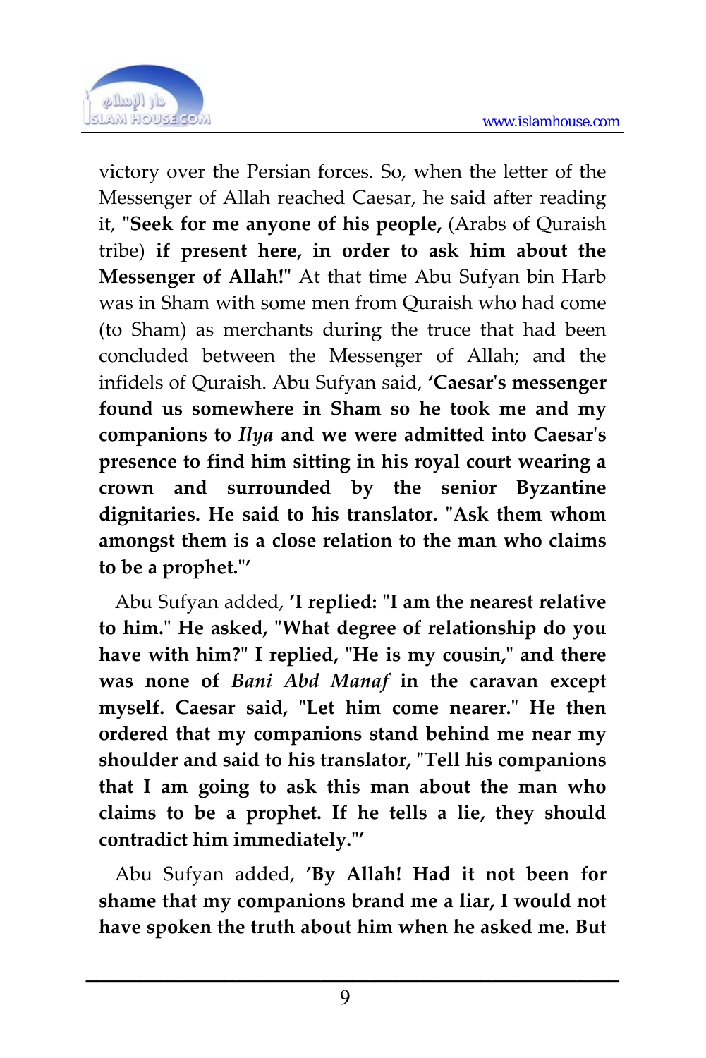victory over the Persian forces. So, when the letter of the Messenger of Allah reached Caesar, he said after reading it, **"Seek for me anyone of his people,** (Arabs of Quraish tribe) **if present here, in order to ask him about the Messenger of Allah!"** At that time Abu Sufyan bin Harb was in Sham with some men from Quraish who had come (to Sham) as merchants during the truce that had been concluded between the Messenger of Allah; and the infidels of Quraish. Abu Sufyan said, **'Caesar's messenger found us somewhere in Sham so he took me and my companions to *Ilya* and we were admitted into Caesar's presence to find him sitting in his royal court wearing a crown and surrounded by the senior Byzantine dignitaries. He said to his translator. "Ask them whom amongst them is a close relation to the man who claims to be a prophet."'**

Abu Sufyan added, **'I replied: "I am the nearest relative to him." He asked, "What degree of relationship do you have with him?" I replied, "He is my cousin," and there was none of *Bani Abd Manaf* in the caravan except myself. Caesar said, "Let him come nearer." He then ordered that my companions stand behind me near my shoulder and said to his translator, "Tell his companions that I am going to ask this man about the man who claims to be a prophet. If he tells a lie, they should contradict him immediately."'**

Abu Sufyan added, **'By Allah! Had it not been for shame that my companions brand me a liar, I would not have spoken the truth about him when he asked me. But**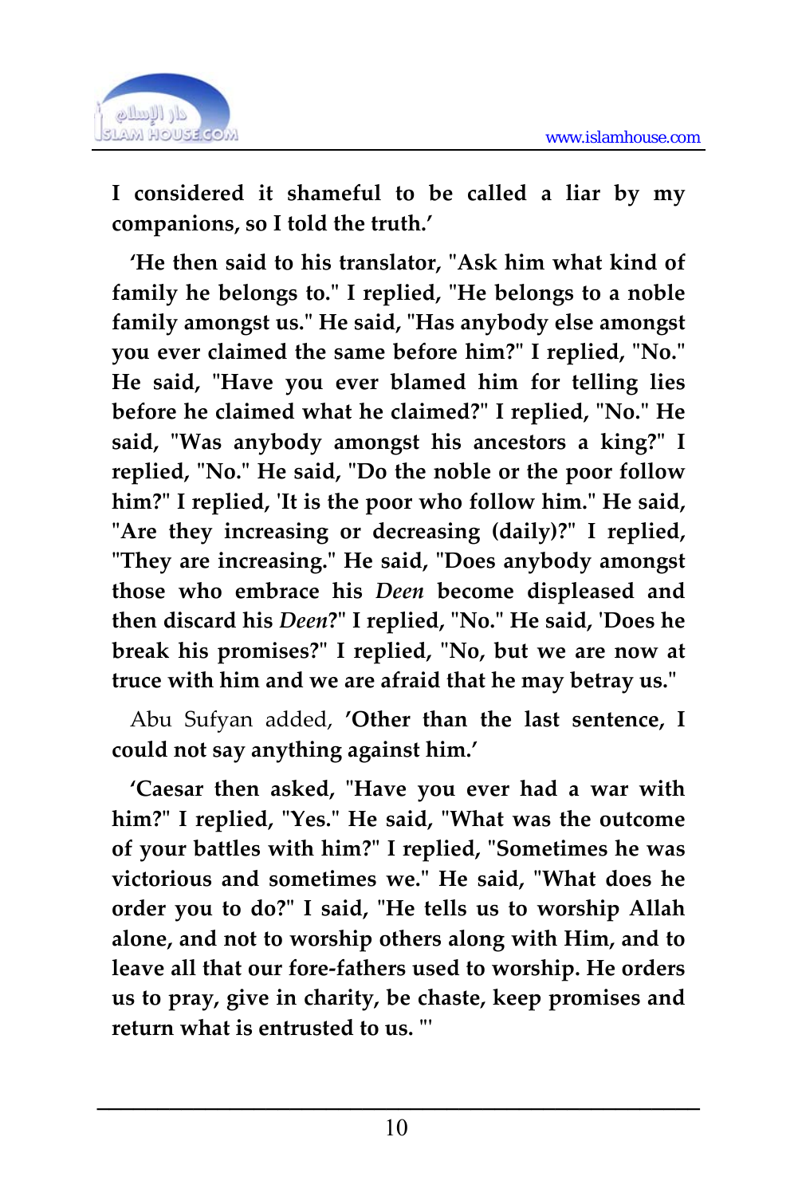**I considered it shameful to be called a liar by my companions, so I told the truth.'**

**'He then said to his translator, "Ask him what kind of family he belongs to." I replied, "He belongs to a noble family amongst us." He said, "Has anybody else amongst you ever claimed the same before him?" I replied, "No." He said, "Have you ever blamed him for telling lies before he claimed what he claimed?" I replied, "No." He said, "Was anybody amongst his ancestors a king?" I replied, "No." He said, "Do the noble or the poor follow him?" I replied, 'It is the poor who follow him." He said, "Are they increasing or decreasing (daily)?" I replied, "They are increasing." He said, "Does anybody amongst those who embrace his *Deen* become displeased and then discard his *Deen*?" I replied, "No." He said, 'Does he break his promises?" I replied, "No, but we are now at truce with him and we are afraid that he may betray us."**

Abu Sufyan added, **'Other than the last sentence, I could not say anything against him.'**

**'Caesar then asked, "Have you ever had a war with him?" I replied, "Yes." He said, "What was the outcome of your battles with him?" I replied, "Sometimes he was victorious and sometimes we." He said, "What does he order you to do?" I said, "He tells us to worship Allah alone, and not to worship others along with Him, and to leave all that our fore-fathers used to worship. He orders us to pray, give in charity, be chaste, keep promises and return what is entrusted to us. "'**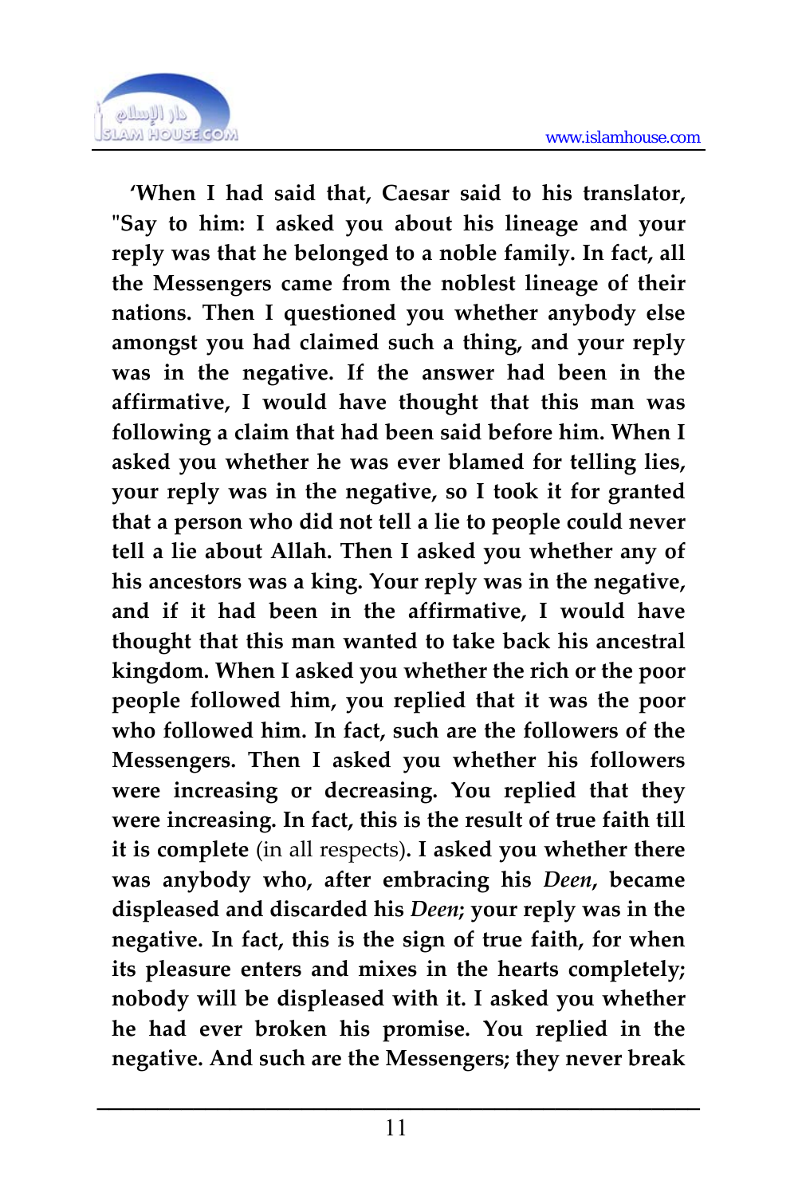**'When I had said that, Caesar said to his translator, "Say to him: I asked you about his lineage and your reply was that he belonged to a noble family. In fact, all the Messengers came from the noblest lineage of their nations. Then I questioned you whether anybody else amongst you had claimed such a thing, and your reply was in the negative. If the answer had been in the affirmative, I would have thought that this man was following a claim that had been said before him. When I asked you whether he was ever blamed for telling lies, your reply was in the negative, so I took it for granted that a person who did not tell a lie to people could never tell a lie about Allah. Then I asked you whether any of his ancestors was a king. Your reply was in the negative, and if it had been in the affirmative, I would have thought that this man wanted to take back his ancestral kingdom. When I asked you whether the rich or the poor people followed him, you replied that it was the poor who followed him. In fact, such are the followers of the Messengers. Then I asked you whether his followers were increasing or decreasing. You replied that they were increasing. In fact, this is the result of true faith till it is complete** (in all respects)**. I asked you whether there was anybody who, after embracing his *Deen*, became displeased and discarded his *Deen*; your reply was in the negative. In fact, this is the sign of true faith, for when its pleasure enters and mixes in the hearts completely; nobody will be displeased with it. I asked you whether he had ever broken his promise. You replied in the negative. And such are the Messengers; they never break**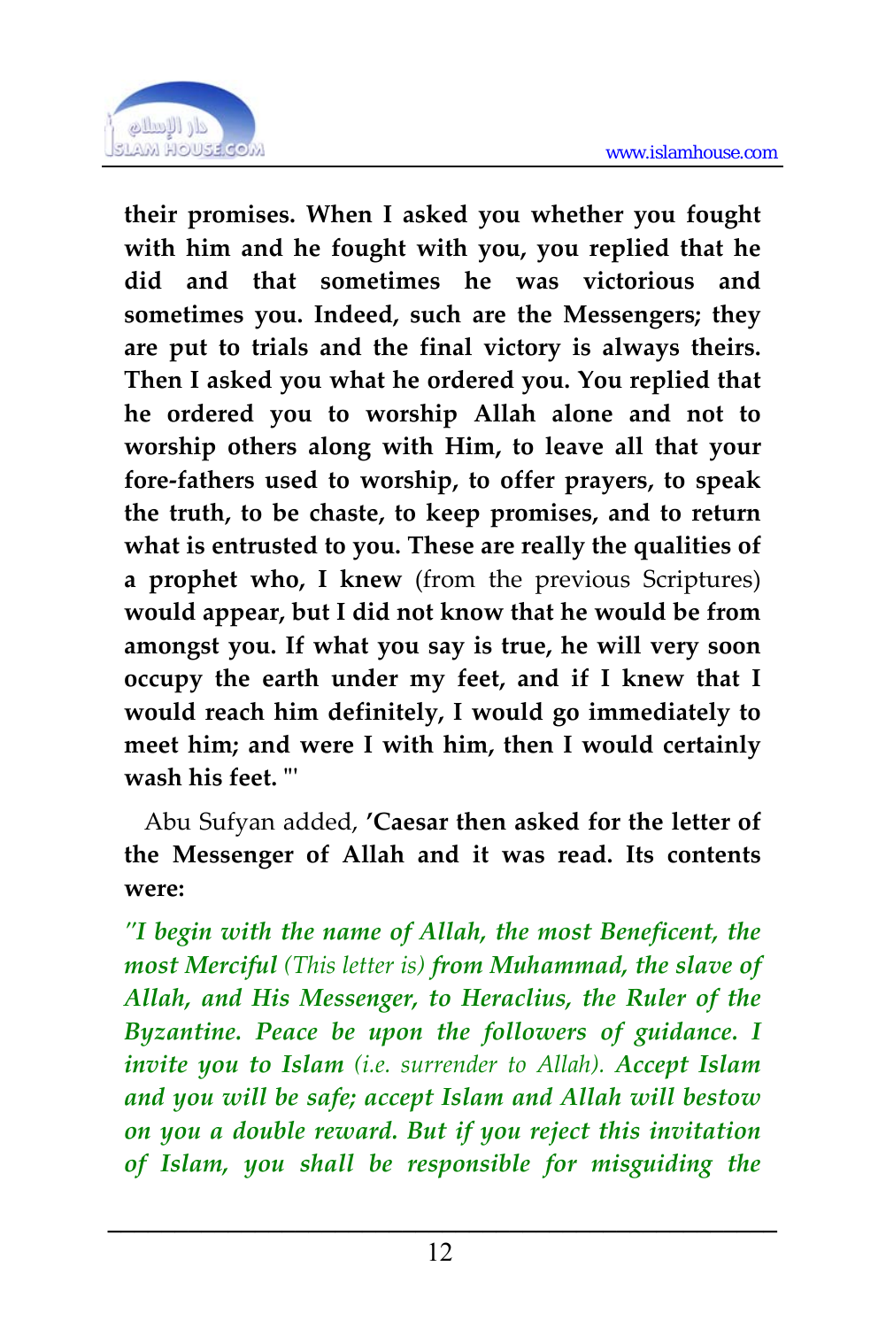**their promises. When I asked you whether you fought with him and he fought with you, you replied that he did and that sometimes he was victorious and sometimes you. Indeed, such are the Messengers; they are put to trials and the final victory is always theirs. Then I asked you what he ordered you. You replied that he ordered you to worship Allah alone and not to worship others along with Him, to leave all that your fore-fathers used to worship, to offer prayers, to speak the truth, to be chaste, to keep promises, and to return what is entrusted to you. These are really the qualities of a prophet who, I knew** (from the previous Scriptures) **would appear, but I did not know that he would be from amongst you. If what you say is true, he will very soon occupy the earth under my feet, and if I knew that I would reach him definitely, I would go immediately to meet him; and were I with him, then I would certainly wash his feet. "'**

Abu Sufyan added, **'Caesar then asked for the letter of the Messenger of Allah and it was read. Its contents were:**

***"I begin with the name of Allah, the most Beneficent, the most Merciful*** *(This letter is)* ***from Muhammad, the slave of Allah, and His Messenger, to Heraclius, the Ruler of the Byzantine. Peace be upon the followers of guidance. I invite you to Islam*** *(i.e. surrender to Allah).* ***Accept Islam and you will be safe; accept Islam and Allah will bestow on you a double reward. But if you reject this invitation of Islam, you shall be responsible for misguiding the***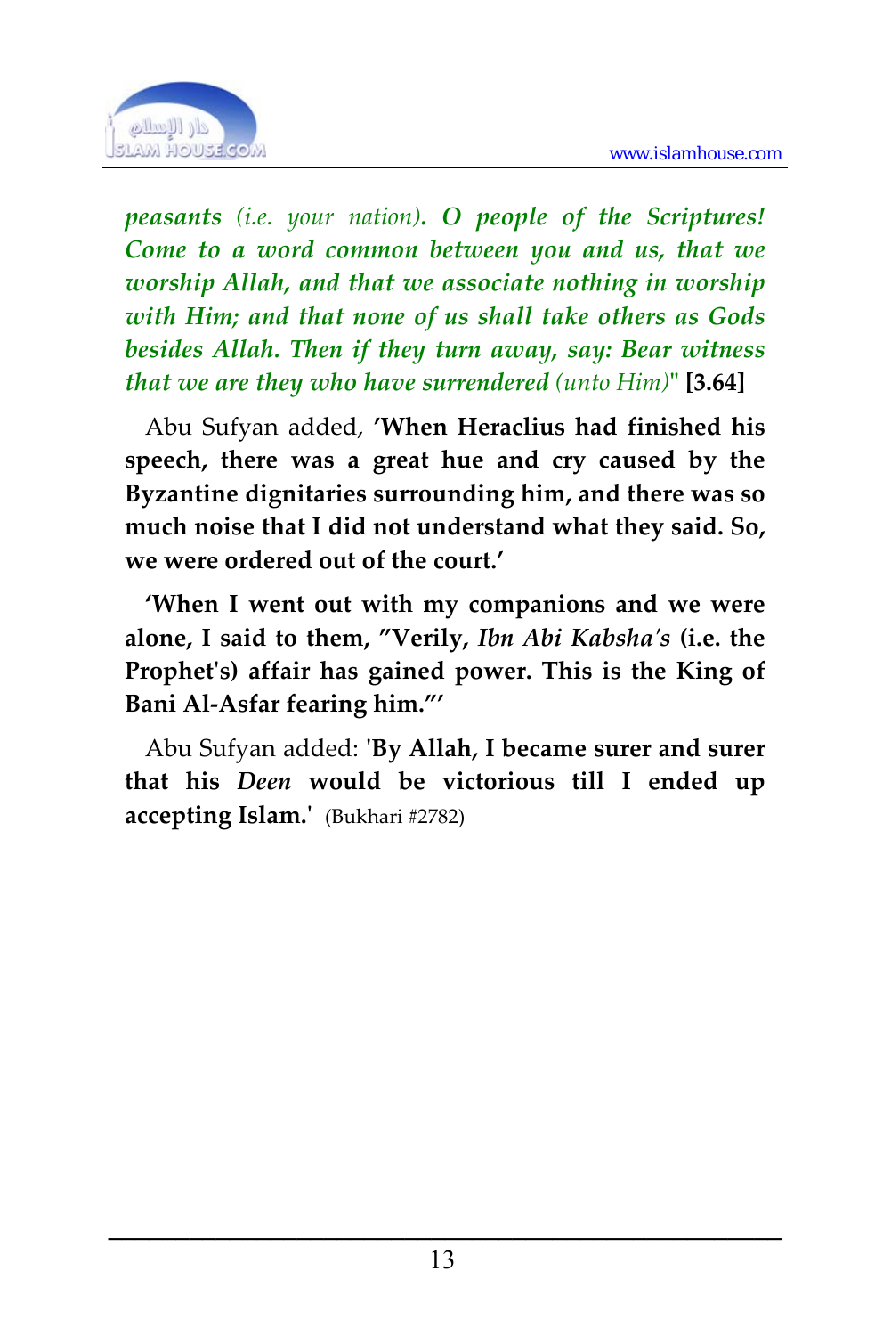***peasants** (i.e. your nation)**. O people of the Scriptures! Come to a word common between you and us, that we worship Allah, and that we associate nothing in worship with Him; and that none of us shall take others as Gods besides Allah. Then if they turn away, say: Bear witness that we are they who have surrendered** (unto Him)*" **[3.64]**

Abu Sufyan added, **'When Heraclius had finished his speech, there was a great hue and cry caused by the Byzantine dignitaries surrounding him, and there was so much noise that I did not understand what they said. So, we were ordered out of the court.'**

**'When I went out with my companions and we were alone, I said to them, "Verily, *Ibn Abi Kabsha's* (i.e. the Prophet's) affair has gained power. This is the King of Bani Al-Asfar fearing him."'**

Abu Sufyan added: '**By Allah, I became surer and surer that his *Deen* would be victorious till I ended up accepting Islam.**' (Bukhari #2782)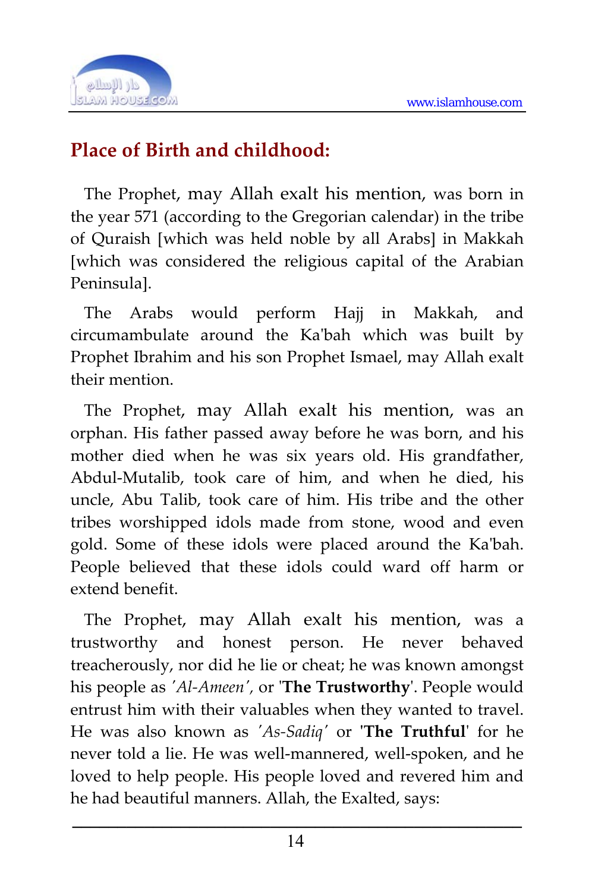## Place of Birth and childhood:

The Prophet, may Allah exalt his mention, was born in the year 571 (according to the Gregorian calendar) in the tribe of Quraish [which was held noble by all Arabs] in Makkah [which was considered the religious capital of the Arabian Peninsula].

The Arabs would perform Hajj in Makkah, and circumambulate around the Ka'bah which was built by Prophet Ibrahim and his son Prophet Ismael, may Allah exalt their mention.

The Prophet, may Allah exalt his mention, was an orphan. His father passed away before he was born, and his mother died when he was six years old. His grandfather, Abdul-Mutalib, took care of him, and when he died, his uncle, Abu Talib, took care of him. His tribe and the other tribes worshipped idols made from stone, wood and even gold. Some of these idols were placed around the Ka'bah. People believed that these idols could ward off harm or extend benefit.

The Prophet, may Allah exalt his mention, was a trustworthy and honest person. He never behaved treacherously, nor did he lie or cheat; he was known amongst his people as *'Al-Ameen'*, or '**The Trustworthy**'. People would entrust him with their valuables when they wanted to travel. He was also known as *'As-Sadiq'* or '**The Truthful**' for he never told a lie. He was well-mannered, well-spoken, and he loved to help people. His people loved and revered him and he had beautiful manners. Allah, the Exalted, says: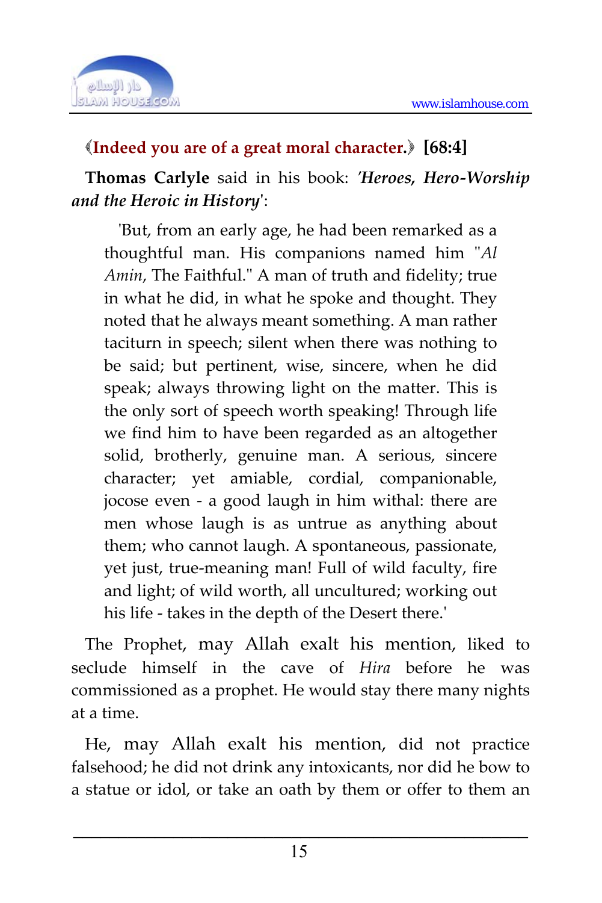《**Indeed you are of a great moral character.**》 **[68:4]**

**Thomas Carlyle** said in his book: '***Heroes, Hero-Worship and the Heroic in History***':

> 'But, from an early age, he had been remarked as a thoughtful man. His companions named him "*Al Amin*, The Faithful." A man of truth and fidelity; true in what he did, in what he spoke and thought. They noted that he always meant something. A man rather taciturn in speech; silent when there was nothing to be said; but pertinent, wise, sincere, when he did speak; always throwing light on the matter. This is the only sort of speech worth speaking! Through life we find him to have been regarded as an altogether solid, brotherly, genuine man. A serious, sincere character; yet amiable, cordial, companionable, jocose even - a good laugh in him withal: there are men whose laugh is as untrue as anything about them; who cannot laugh. A spontaneous, passionate, yet just, true-meaning man! Full of wild faculty, fire and light; of wild worth, all uncultured; working out his life - takes in the depth of the Desert there.'

The Prophet, may Allah exalt his mention, liked to seclude himself in the cave of *Hira* before he was commissioned as a prophet. He would stay there many nights at a time.

He, may Allah exalt his mention, did not practice falsehood; he did not drink any intoxicants, nor did he bow to a statue or idol, or take an oath by them or offer to them an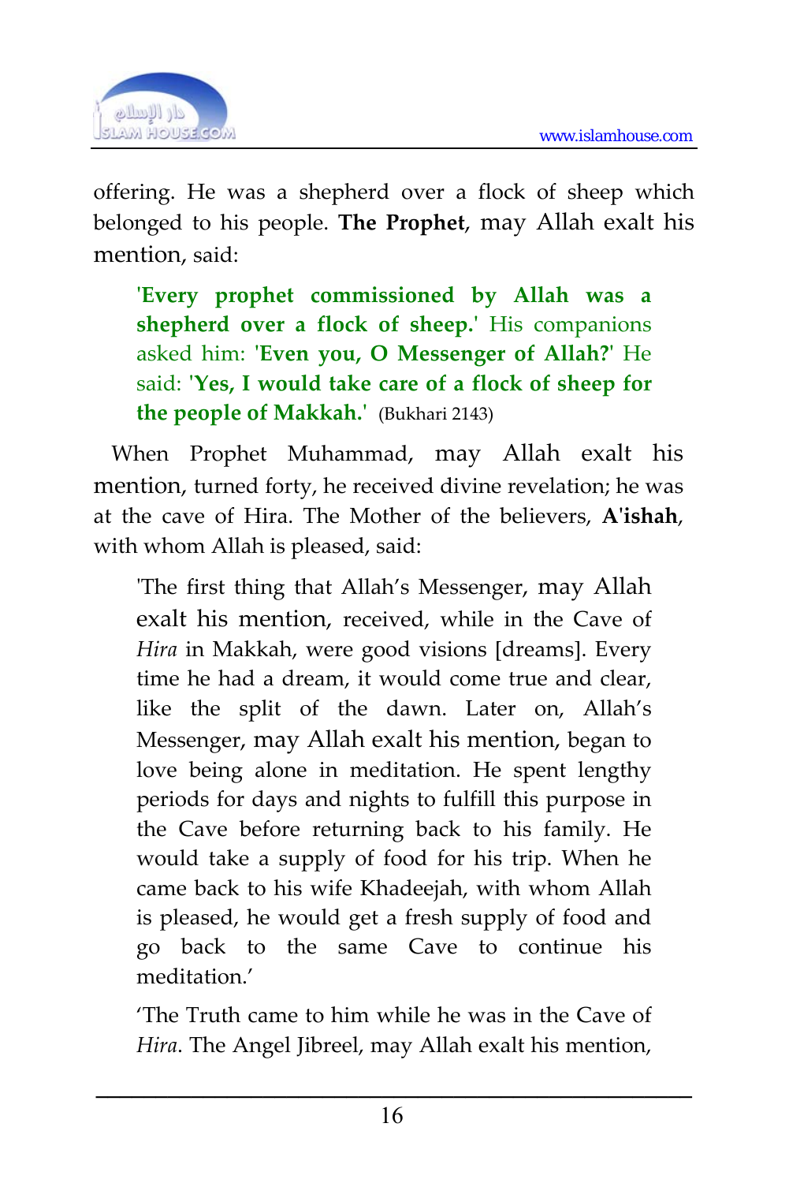offering. He was a shepherd over a flock of sheep which belonged to his people. **The Prophet**, may Allah exalt his mention, said:

> **'Every prophet commissioned by Allah was a shepherd over a flock of sheep.'** His companions asked him: **'Even you, O Messenger of Allah?'** He said: **'Yes, I would take care of a flock of sheep for the people of Makkah.'** (Bukhari 2143)

When Prophet Muhammad, may Allah exalt his mention, turned forty, he received divine revelation; he was at the cave of Hira. The Mother of the believers, **A'ishah**, with whom Allah is pleased, said:

> 'The first thing that Allah's Messenger, may Allah exalt his mention, received, while in the Cave of *Hira* in Makkah, were good visions [dreams]. Every time he had a dream, it would come true and clear, like the split of the dawn. Later on, Allah's Messenger, may Allah exalt his mention, began to love being alone in meditation. He spent lengthy periods for days and nights to fulfill this purpose in the Cave before returning back to his family. He would take a supply of food for his trip. When he came back to his wife Khadeejah, with whom Allah is pleased, he would get a fresh supply of food and go back to the same Cave to continue his meditation.'
>
> 'The Truth came to him while he was in the Cave of *Hira*. The Angel Jibreel, may Allah exalt his mention,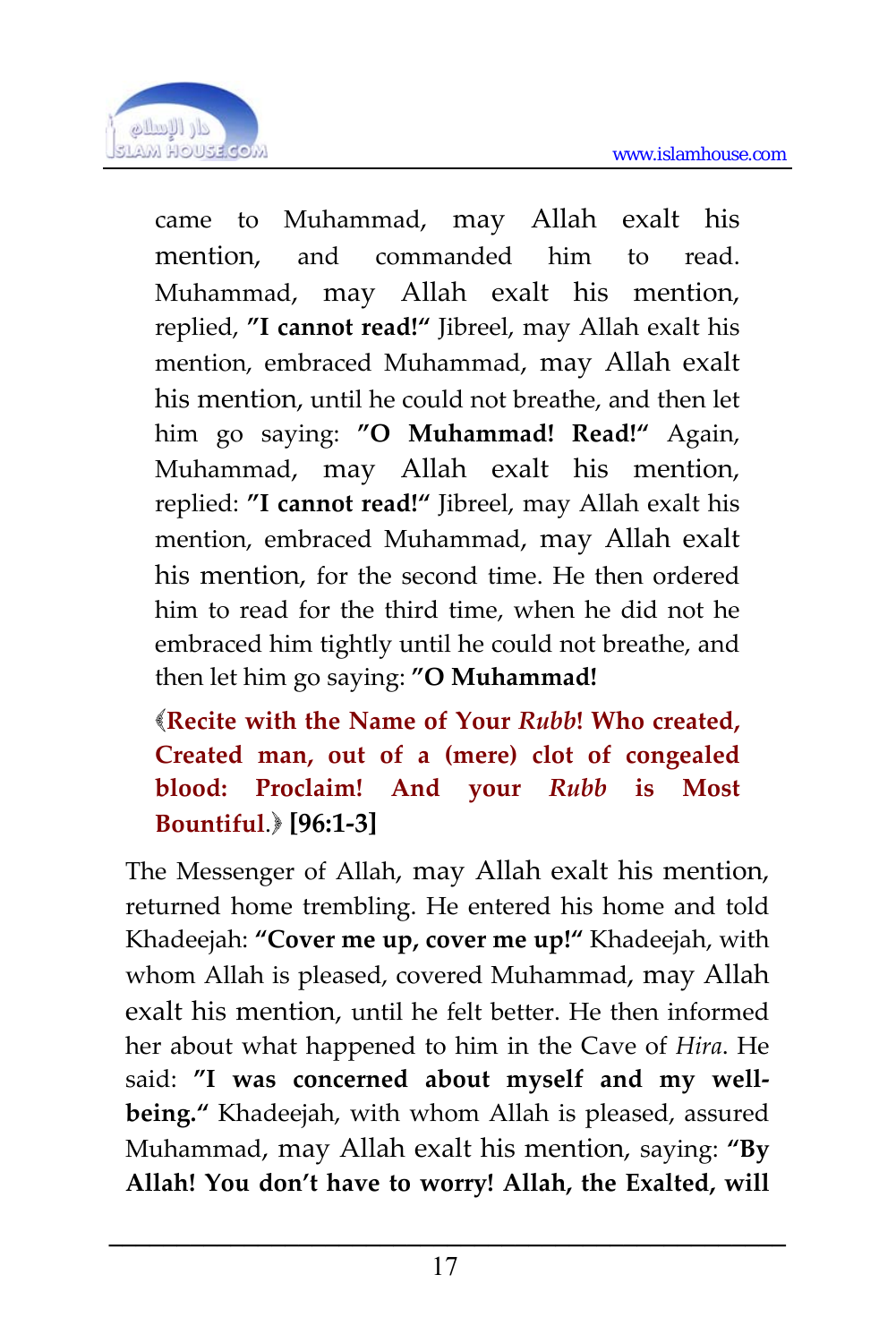came to Muhammad, may Allah exalt his mention, and commanded him to read. Muhammad, may Allah exalt his mention, replied, **"I cannot read!"** Jibreel, may Allah exalt his mention, embraced Muhammad, may Allah exalt his mention, until he could not breathe, and then let him go saying: **"O Muhammad! Read!"** Again, Muhammad, may Allah exalt his mention, replied: **"I cannot read!"** Jibreel, may Allah exalt his mention, embraced Muhammad, may Allah exalt his mention, for the second time. He then ordered him to read for the third time, when he did not he embraced him tightly until he could not breathe, and then let him go saying: **"O Muhammad!**

**﴾Recite with the Name of Your *Rubb*! Who created, Created man, out of a (mere) clot of congealed blood: Proclaim! And your *Rubb* is Most Bountiful.﴿ [96:1-3]**

The Messenger of Allah, may Allah exalt his mention, returned home trembling. He entered his home and told Khadeejah: **"Cover me up, cover me up!"** Khadeejah, with whom Allah is pleased, covered Muhammad, may Allah exalt his mention, until he felt better. He then informed her about what happened to him in the Cave of *Hira*. He said: **"I was concerned about myself and my well-being."** Khadeejah, with whom Allah is pleased, assured Muhammad, may Allah exalt his mention, saying: **"By Allah! You don't have to worry! Allah, the Exalted, will**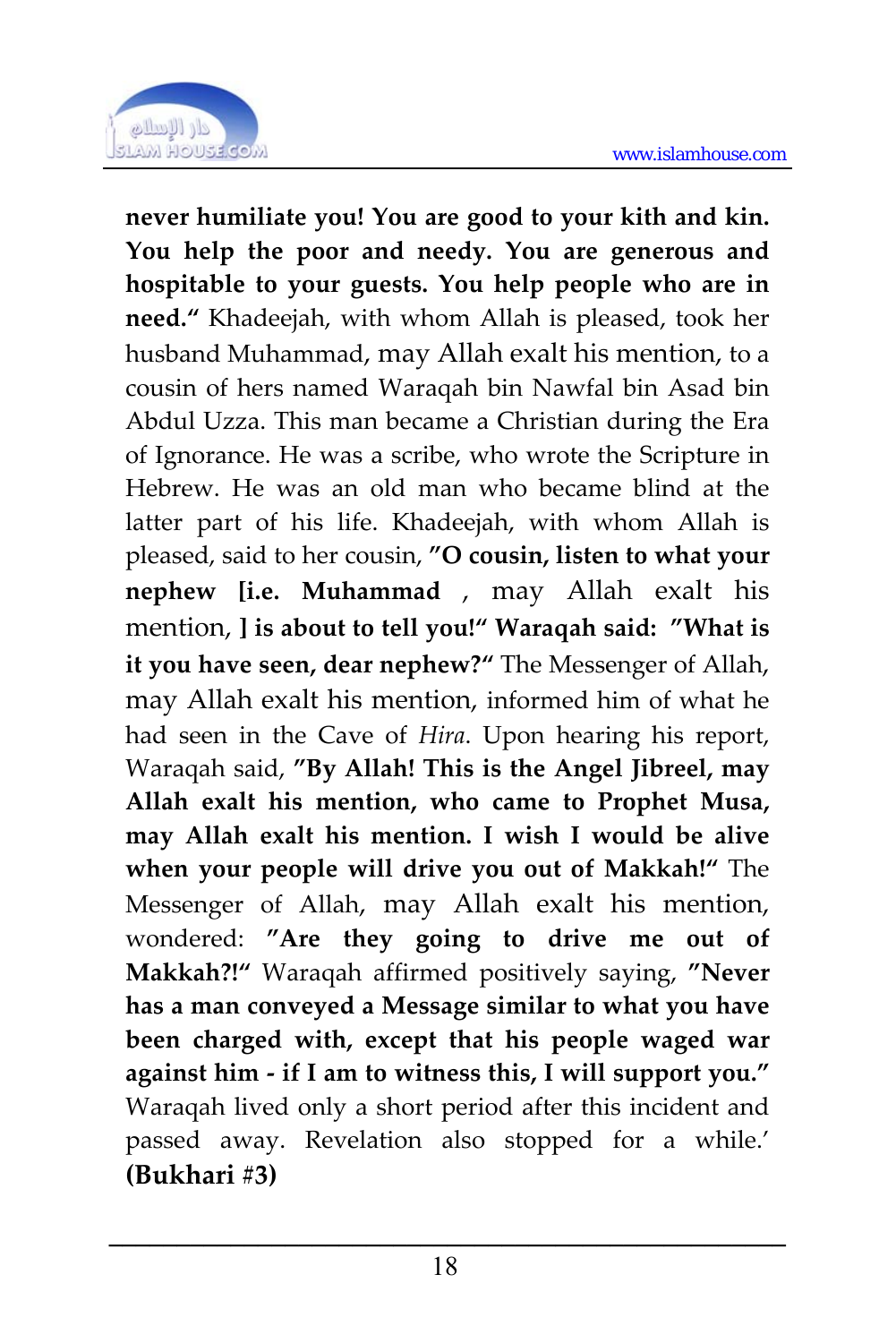**never humiliate you! You are good to your kith and kin. You help the poor and needy. You are generous and hospitable to your guests. You help people who are in need."** Khadeejah, with whom Allah is pleased, took her husband Muhammad, may Allah exalt his mention, to a cousin of hers named Waraqah bin Nawfal bin Asad bin Abdul Uzza. This man became a Christian during the Era of Ignorance. He was a scribe, who wrote the Scripture in Hebrew. He was an old man who became blind at the latter part of his life. Khadeejah, with whom Allah is pleased, said to her cousin, **"O cousin, listen to what your nephew [i.e. Muhammad** , may Allah exalt his mention, **] is about to tell you!" Waraqah said: "What is it you have seen, dear nephew?"** The Messenger of Allah, may Allah exalt his mention, informed him of what he had seen in the Cave of *Hira*. Upon hearing his report, Waraqah said, **"By Allah! This is the Angel Jibreel, may Allah exalt his mention, who came to Prophet Musa, may Allah exalt his mention. I wish I would be alive when your people will drive you out of Makkah!"** The Messenger of Allah, may Allah exalt his mention, wondered: **"Are they going to drive me out of Makkah?!"** Waraqah affirmed positively saying, **"Never has a man conveyed a Message similar to what you have been charged with, except that his people waged war against him - if I am to witness this, I will support you."** Waraqah lived only a short period after this incident and passed away. Revelation also stopped for a while.' **(Bukhari #3)**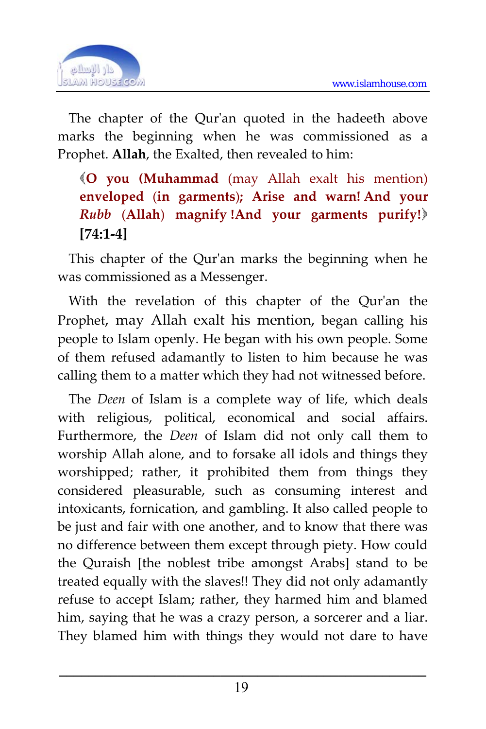The chapter of the Qur'an quoted in the hadeeth above marks the beginning when he was commissioned as a Prophet. **Allah**, the Exalted, then revealed to him:

﴾**O you (Muhammad** (may Allah exalt his mention) **enveloped (in garments); Arise and warn! And your *Rubb* (Allah) magnify !And your garments purify!**﴿ **[74:1-4]**

This chapter of the Qur'an marks the beginning when he was commissioned as a Messenger.

With the revelation of this chapter of the Qur'an the Prophet, may Allah exalt his mention, began calling his people to Islam openly. He began with his own people. Some of them refused adamantly to listen to him because he was calling them to a matter which they had not witnessed before.

The *Deen* of Islam is a complete way of life, which deals with religious, political, economical and social affairs. Furthermore, the *Deen* of Islam did not only call them to worship Allah alone, and to forsake all idols and things they worshipped; rather, it prohibited them from things they considered pleasurable, such as consuming interest and intoxicants, fornication, and gambling. It also called people to be just and fair with one another, and to know that there was no difference between them except through piety. How could the Quraish [the noblest tribe amongst Arabs] stand to be treated equally with the slaves!! They did not only adamantly refuse to accept Islam; rather, they harmed him and blamed him, saying that he was a crazy person, a sorcerer and a liar. They blamed him with things they would not dare to have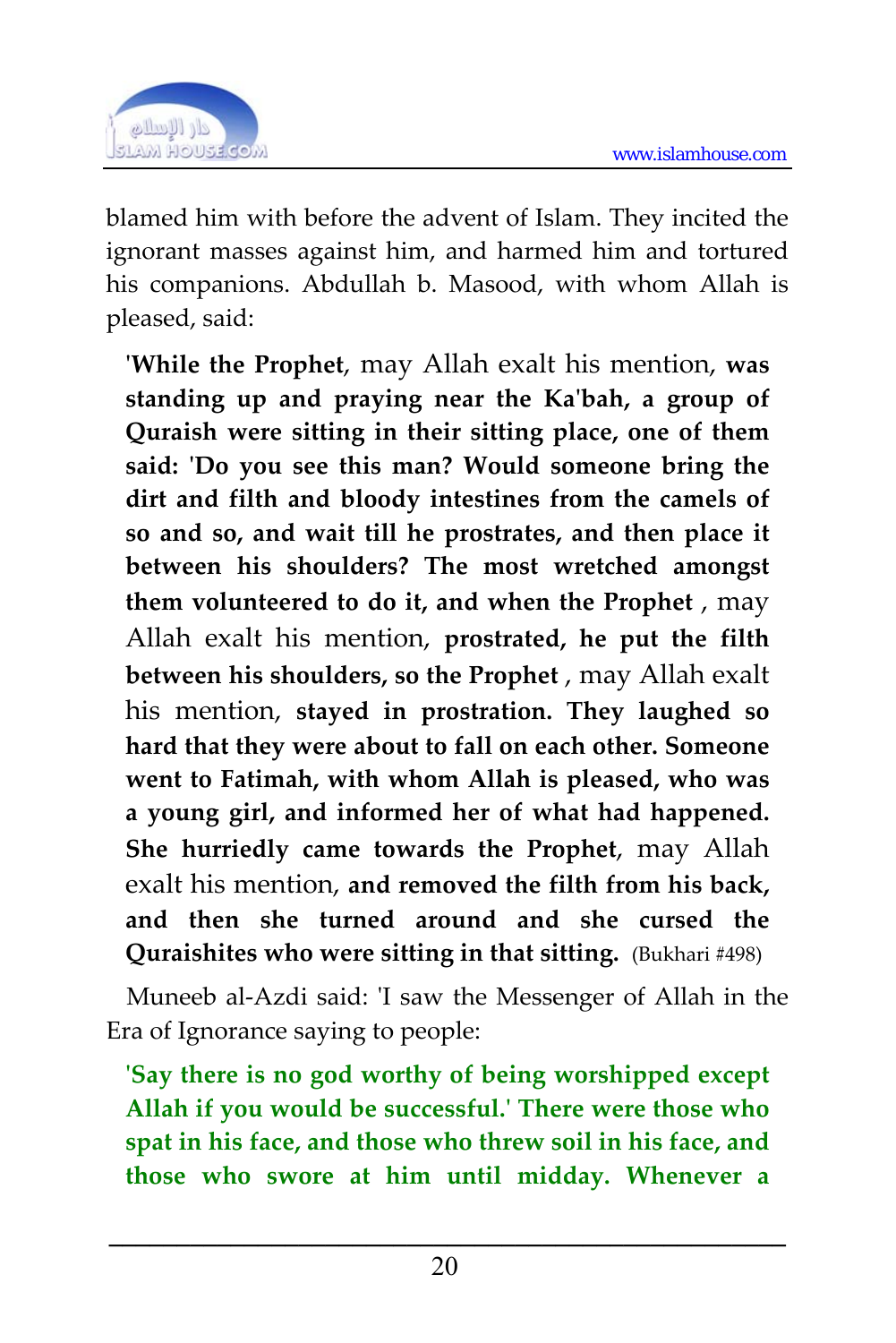blamed him with before the advent of Islam. They incited the ignorant masses against him, and harmed him and tortured his companions. Abdullah b. Masood, with whom Allah is pleased, said:

> '**While the Prophet**, may Allah exalt his mention, **was standing up and praying near the Ka'bah, a group of Quraish were sitting in their sitting place, one of them said: 'Do you see this man? Would someone bring the dirt and filth and bloody intestines from the camels of so and so, and wait till he prostrates, and then place it between his shoulders? The most wretched amongst them volunteered to do it, and when the Prophet** , may Allah exalt his mention, **prostrated, he put the filth between his shoulders, so the Prophet** , may Allah exalt his mention, **stayed in prostration. They laughed so hard that they were about to fall on each other. Someone went to Fatimah, with whom Allah is pleased, who was a young girl, and informed her of what had happened. She hurriedly came towards the Prophet**, may Allah exalt his mention, **and removed the filth from his back, and then she turned around and she cursed the Quraishites who were sitting in that sitting.** (Bukhari #498)

Muneeb al-Azdi said: 'I saw the Messenger of Allah in the Era of Ignorance saying to people:

> **'Say there is no god worthy of being worshipped except Allah if you would be successful.' There were those who spat in his face, and those who threw soil in his face, and those who swore at him until midday. Whenever a**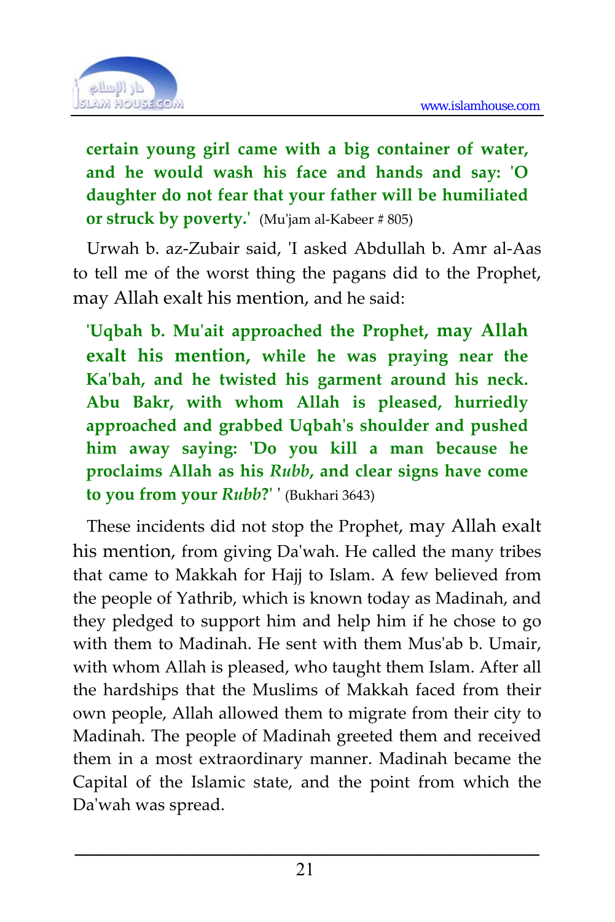**certain young girl came with a big container of water, and he would wash his face and hands and say: 'O daughter do not fear that your father will be humiliated or struck by poverty.'** (Mu'jam al-Kabeer # 805)

Urwah b. az-Zubair said, 'I asked Abdullah b. Amr al-Aas to tell me of the worst thing the pagans did to the Prophet, may Allah exalt his mention, and he said:

**'Uqbah b. Mu'ait approached the Prophet, may Allah exalt his mention, while he was praying near the Ka'bah, and he twisted his garment around his neck. Abu Bakr, with whom Allah is pleased, hurriedly approached and grabbed Uqbah's shoulder and pushed him away saying: 'Do you kill a man because he proclaims Allah as his *Rubb*, and clear signs have come to you from your *Rubb*?' '** (Bukhari 3643)

These incidents did not stop the Prophet, may Allah exalt his mention, from giving Da'wah. He called the many tribes that came to Makkah for Hajj to Islam. A few believed from the people of Yathrib, which is known today as Madinah, and they pledged to support him and help him if he chose to go with them to Madinah. He sent with them Mus'ab b. Umair, with whom Allah is pleased, who taught them Islam. After all the hardships that the Muslims of Makkah faced from their own people, Allah allowed them to migrate from their city to Madinah. The people of Madinah greeted them and received them in a most extraordinary manner. Madinah became the Capital of the Islamic state, and the point from which the Da'wah was spread.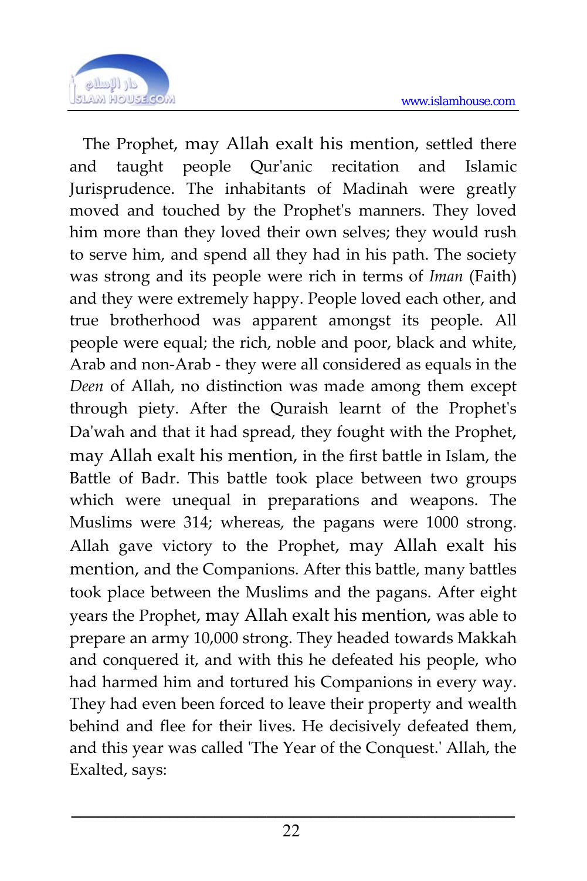The Prophet, may Allah exalt his mention, settled there and taught people Qur'anic recitation and Islamic Jurisprudence. The inhabitants of Madinah were greatly moved and touched by the Prophet's manners. They loved him more than they loved their own selves; they would rush to serve him, and spend all they had in his path. The society was strong and its people were rich in terms of *Iman* (Faith) and they were extremely happy. People loved each other, and true brotherhood was apparent amongst its people. All people were equal; the rich, noble and poor, black and white, Arab and non-Arab - they were all considered as equals in the *Deen* of Allah, no distinction was made among them except through piety. After the Quraish learnt of the Prophet's Da'wah and that it had spread, they fought with the Prophet, may Allah exalt his mention, in the first battle in Islam, the Battle of Badr. This battle took place between two groups which were unequal in preparations and weapons. The Muslims were 314; whereas, the pagans were 1000 strong. Allah gave victory to the Prophet, may Allah exalt his mention, and the Companions. After this battle, many battles took place between the Muslims and the pagans. After eight years the Prophet, may Allah exalt his mention, was able to prepare an army 10,000 strong. They headed towards Makkah and conquered it, and with this he defeated his people, who had harmed him and tortured his Companions in every way. They had even been forced to leave their property and wealth behind and flee for their lives. He decisively defeated them, and this year was called 'The Year of the Conquest.' Allah, the Exalted, says: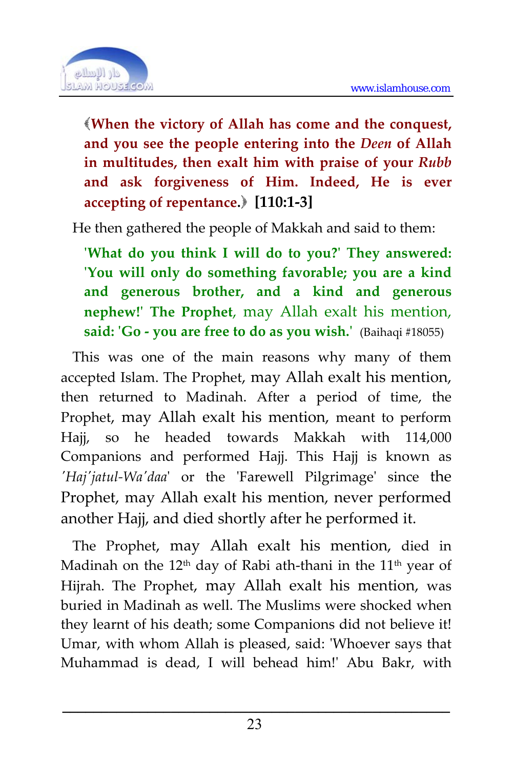﴾**When the victory of Allah has come and the conquest, and you see the people entering into the *Deen* of Allah in multitudes, then exalt him with praise of your *Rubb* and ask forgiveness of Him. Indeed, He is ever accepting of repentance.**﴿ **[110:1-3]**

He then gathered the people of Makkah and said to them:

**'What do you think I will do to you?' They answered: 'You will only do something favorable; you are a kind and generous brother, and a kind and generous nephew!' The Prophet**, may Allah exalt his mention, **said: 'Go - you are free to do as you wish.'** (Baihaqi #18055)

This was one of the main reasons why many of them accepted Islam. The Prophet, may Allah exalt his mention, then returned to Madinah. After a period of time, the Prophet, may Allah exalt his mention, meant to perform Hajj, so he headed towards Makkah with 114,000 Companions and performed Hajj. This Hajj is known as *'Haj'jatul-Wa'daa'* or the 'Farewell Pilgrimage' since the Prophet, may Allah exalt his mention, never performed another Hajj, and died shortly after he performed it.

The Prophet, may Allah exalt his mention, died in Madinah on the 12th day of Rabi ath-thani in the 11th year of Hijrah. The Prophet, may Allah exalt his mention, was buried in Madinah as well. The Muslims were shocked when they learnt of his death; some Companions did not believe it! Umar, with whom Allah is pleased, said: 'Whoever says that Muhammad is dead, I will behead him!' Abu Bakr, with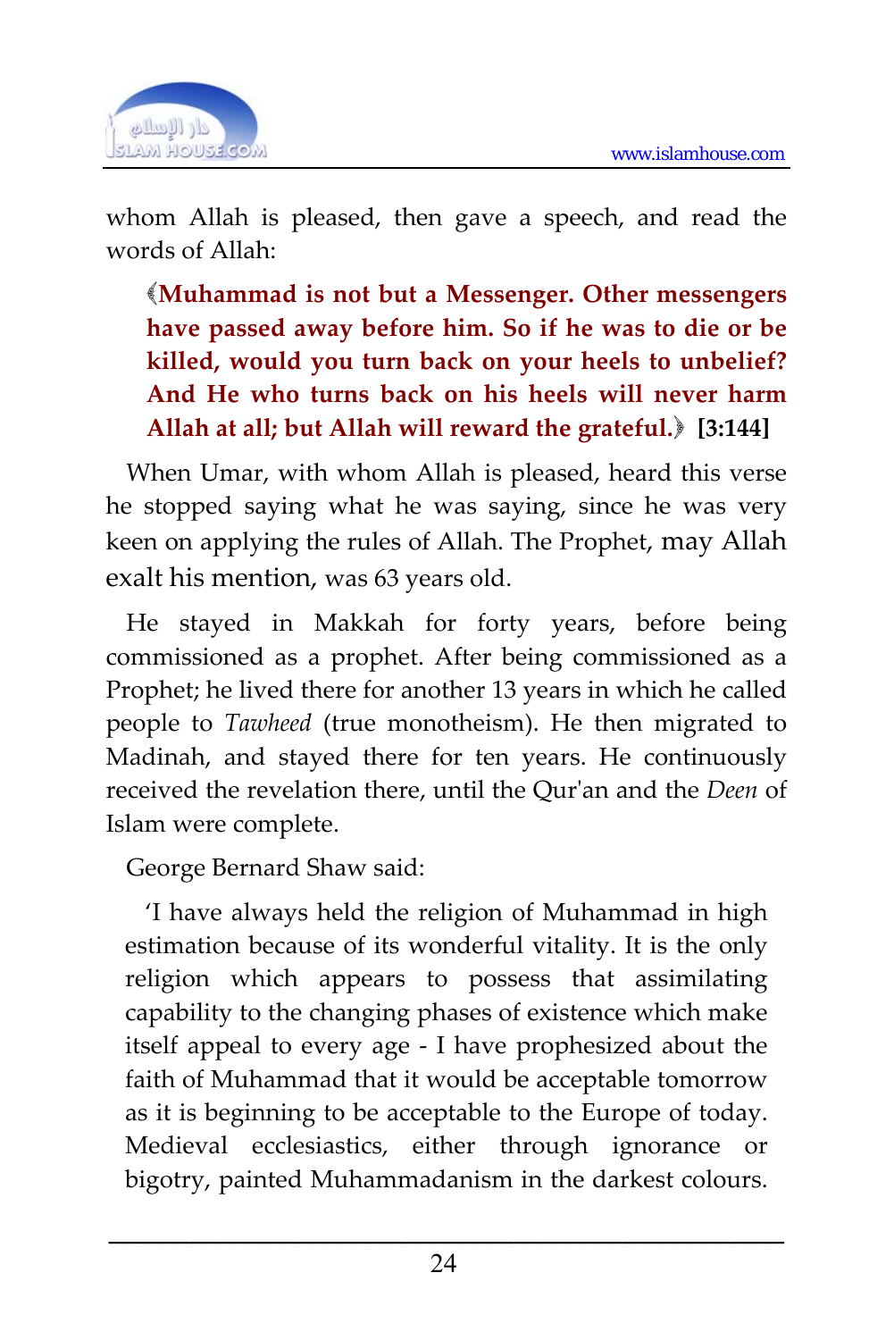whom Allah is pleased, then gave a speech, and read the words of Allah:

> ﴾**Muhammad is not but a Messenger. Other messengers have passed away before him. So if he was to die or be killed, would you turn back on your heels to unbelief? And He who turns back on his heels will never harm Allah at all; but Allah will reward the grateful.**﴿ **[3:144]**

When Umar, with whom Allah is pleased, heard this verse he stopped saying what he was saying, since he was very keen on applying the rules of Allah. The Prophet, may Allah exalt his mention, was 63 years old.

He stayed in Makkah for forty years, before being commissioned as a prophet. After being commissioned as a Prophet; he lived there for another 13 years in which he called people to *Tawheed* (true monotheism). He then migrated to Madinah, and stayed there for ten years. He continuously received the revelation there, until the Qur'an and the *Deen* of Islam were complete.

George Bernard Shaw said:

> 'I have always held the religion of Muhammad in high estimation because of its wonderful vitality. It is the only religion which appears to possess that assimilating capability to the changing phases of existence which make itself appeal to every age - I have prophesized about the faith of Muhammad that it would be acceptable tomorrow as it is beginning to be acceptable to the Europe of today. Medieval ecclesiastics, either through ignorance or bigotry, painted Muhammadanism in the darkest colours.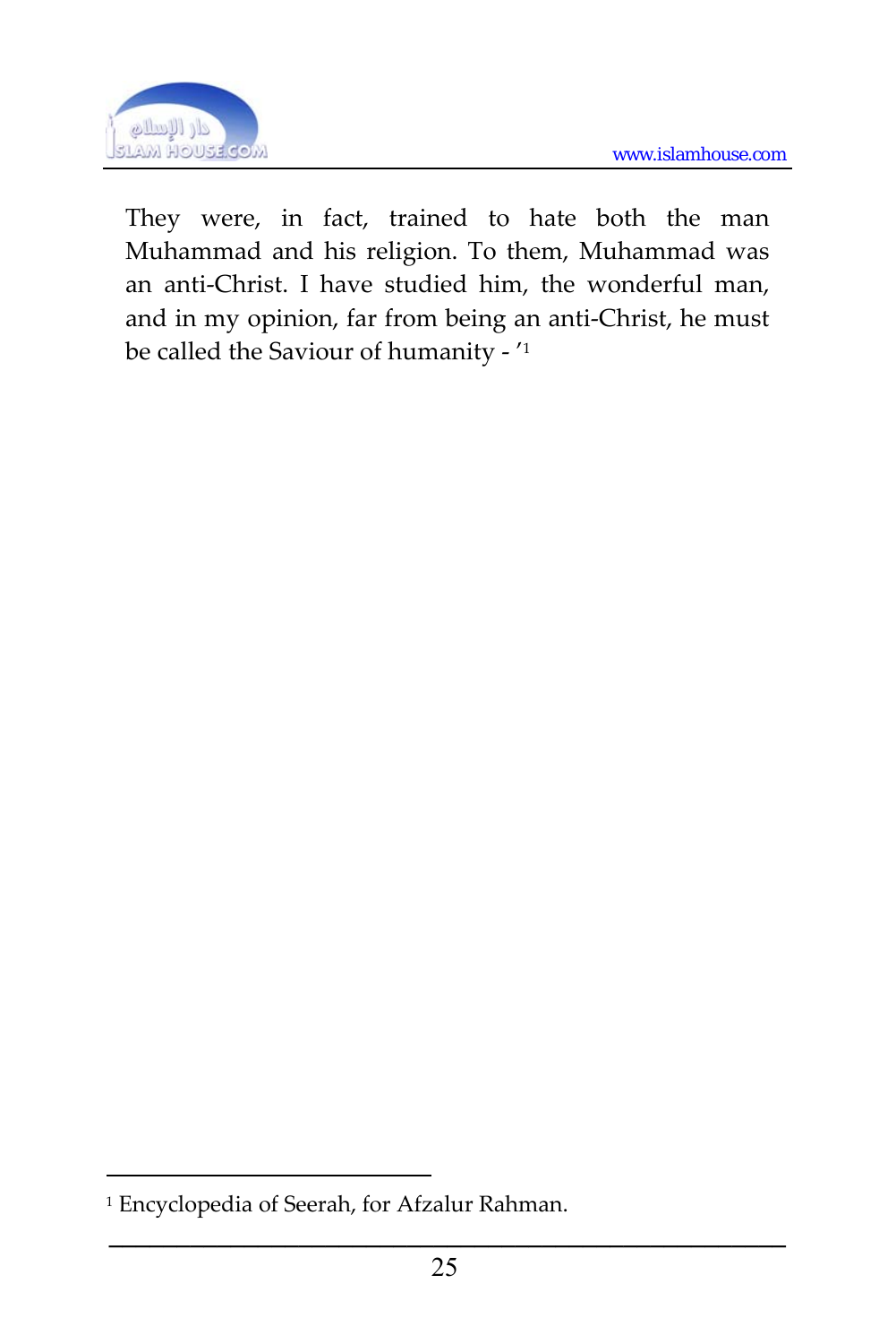They were, in fact, trained to hate both the man Muhammad and his religion. To them, Muhammad was an anti-Christ. I have studied him, the wonderful man, and in my opinion, far from being an anti-Christ, he must be called the Saviour of humanity - '[1]

---

[1] Encyclopedia of Seerah, for Afzalur Rahman.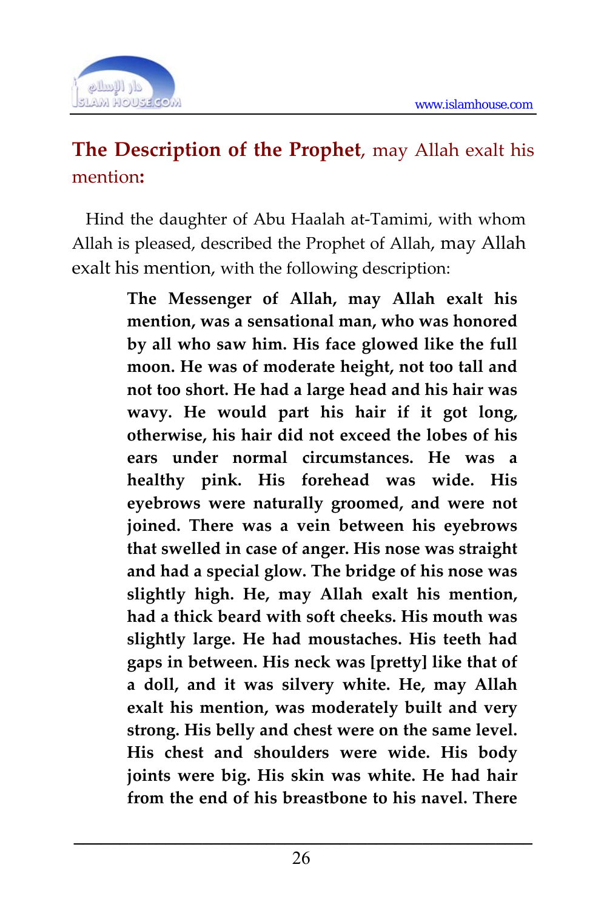## **The Description of the Prophet**, may Allah exalt his mention**:**

Hind the daughter of Abu Haalah at-Tamimi, with whom Allah is pleased, described the Prophet of Allah, may Allah exalt his mention, with the following description:

> **The Messenger of Allah, may Allah exalt his mention, was a sensational man, who was honored by all who saw him. His face glowed like the full moon. He was of moderate height, not too tall and not too short. He had a large head and his hair was wavy. He would part his hair if it got long, otherwise, his hair did not exceed the lobes of his ears under normal circumstances. He was a healthy pink. His forehead was wide. His eyebrows were naturally groomed, and were not joined. There was a vein between his eyebrows that swelled in case of anger. His nose was straight and had a special glow. The bridge of his nose was slightly high. He, may Allah exalt his mention, had a thick beard with soft cheeks. His mouth was slightly large. He had moustaches. His teeth had gaps in between. His neck was [pretty] like that of a doll, and it was silvery white. He, may Allah exalt his mention, was moderately built and very strong. His belly and chest were on the same level. His chest and shoulders were wide. His body joints were big. His skin was white. He had hair from the end of his breastbone to his navel. There**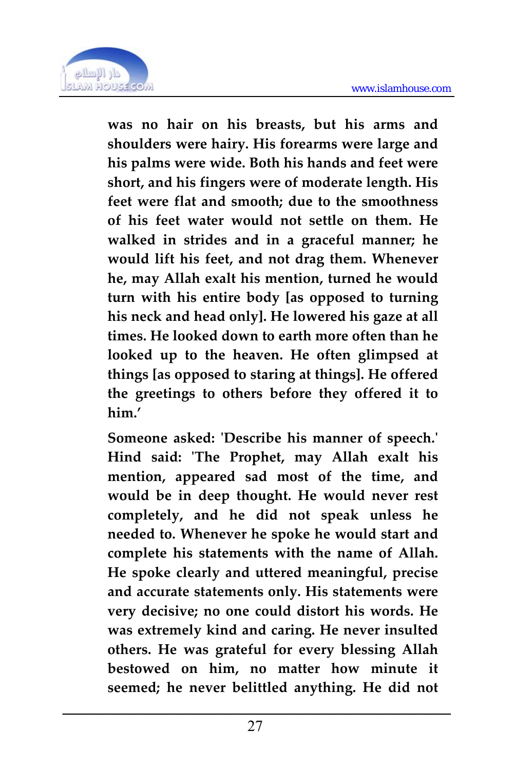**was no hair on his breasts, but his arms and shoulders were hairy. His forearms were large and his palms were wide. Both his hands and feet were short, and his fingers were of moderate length. His feet were flat and smooth; due to the smoothness of his feet water would not settle on them. He walked in strides and in a graceful manner; he would lift his feet, and not drag them. Whenever he, may Allah exalt his mention, turned he would turn with his entire body [as opposed to turning his neck and head only]. He lowered his gaze at all times. He looked down to earth more often than he looked up to the heaven. He often glimpsed at things [as opposed to staring at things]. He offered the greetings to others before they offered it to him.'**

**Someone asked: 'Describe his manner of speech.' Hind said: 'The Prophet, may Allah exalt his mention, appeared sad most of the time, and would be in deep thought. He would never rest completely, and he did not speak unless he needed to. Whenever he spoke he would start and complete his statements with the name of Allah. He spoke clearly and uttered meaningful, precise and accurate statements only. His statements were very decisive; no one could distort his words. He was extremely kind and caring. He never insulted others. He was grateful for every blessing Allah bestowed on him, no matter how minute it seemed; he never belittled anything. He did not**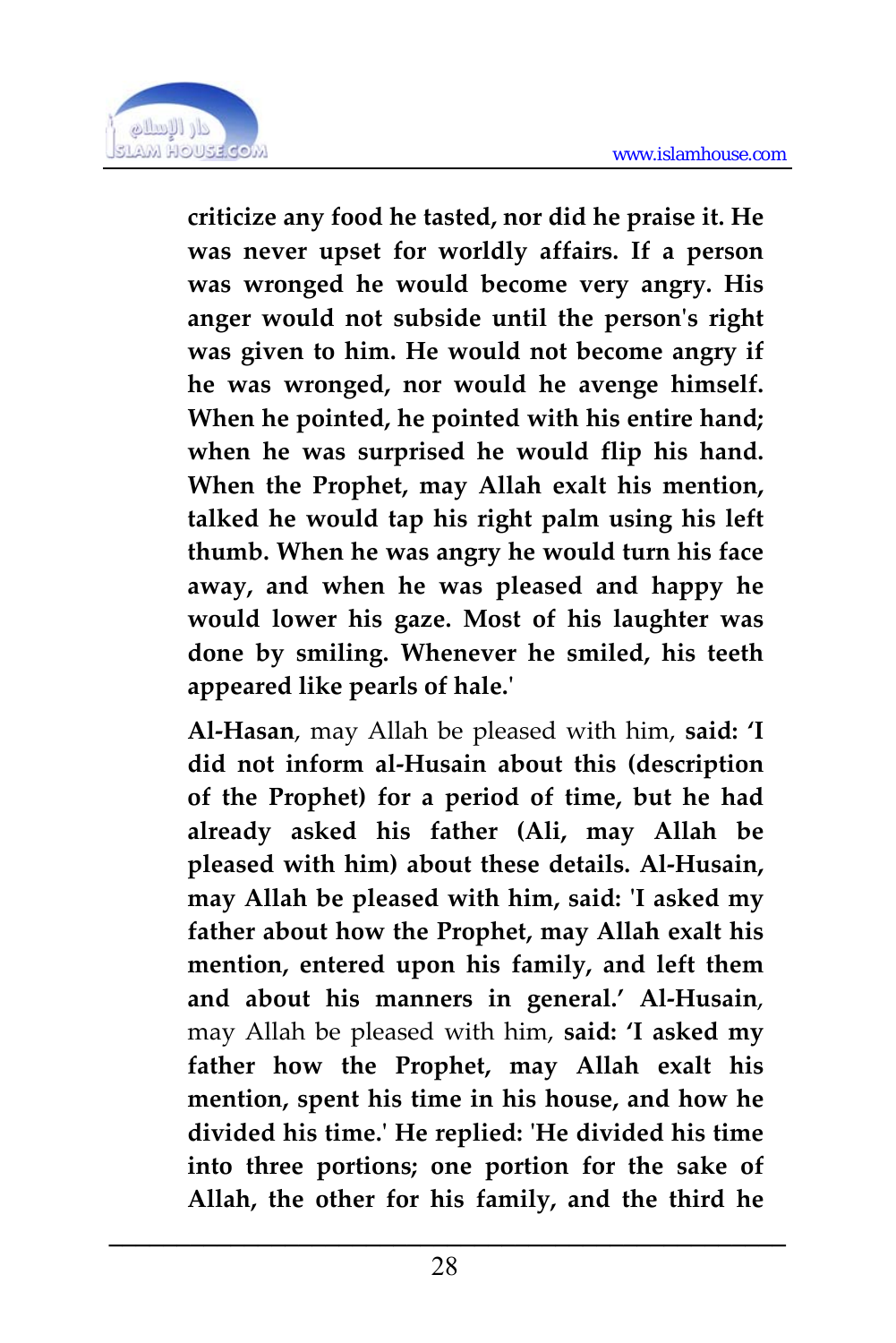**criticize any food he tasted, nor did he praise it. He was never upset for worldly affairs. If a person was wronged he would become very angry. His anger would not subside until the person's right was given to him. He would not become angry if he was wronged, nor would he avenge himself. When he pointed, he pointed with his entire hand; when he was surprised he would flip his hand. When the Prophet, may Allah exalt his mention, talked he would tap his right palm using his left thumb. When he was angry he would turn his face away, and when he was pleased and happy he would lower his gaze. Most of his laughter was done by smiling. Whenever he smiled, his teeth appeared like pearls of hale.'**

**Al-Hasan**, may Allah be pleased with him, **said: 'I did not inform al-Husain about this (description of the Prophet) for a period of time, but he had already asked his father (Ali, may Allah be pleased with him) about these details. Al-Husain, may Allah be pleased with him, said: 'I asked my father about how the Prophet, may Allah exalt his mention, entered upon his family, and left them and about his manners in general.' Al-Husain**, may Allah be pleased with him, **said: 'I asked my father how the Prophet, may Allah exalt his mention, spent his time in his house, and how he divided his time.' He replied: 'He divided his time into three portions; one portion for the sake of Allah, the other for his family, and the third he**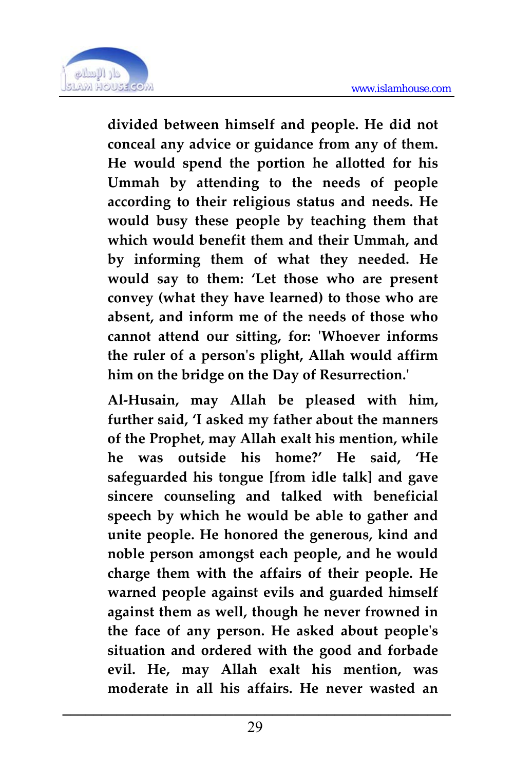divided between himself and people. He did not conceal any advice or guidance from any of them. He would spend the portion he allotted for his Ummah by attending to the needs of people according to their religious status and needs. He would busy these people by teaching them that which would benefit them and their Ummah, and by informing them of what they needed. He would say to them: 'Let those who are present convey (what they have learned) to those who are absent, and inform me of the needs of those who cannot attend our sitting, for: 'Whoever informs the ruler of a person's plight, Allah would affirm him on the bridge on the Day of Resurrection.'

Al-Husain, may Allah be pleased with him, further said, 'I asked my father about the manners of the Prophet, may Allah exalt his mention, while he was outside his home?' He said, 'He safeguarded his tongue [from idle talk] and gave sincere counseling and talked with beneficial speech by which he would be able to gather and unite people. He honored the generous, kind and noble person amongst each people, and he would charge them with the affairs of their people. He warned people against evils and guarded himself against them as well, though he never frowned in the face of any person. He asked about people's situation and ordered with the good and forbade evil. He, may Allah exalt his mention, was moderate in all his affairs. He never wasted an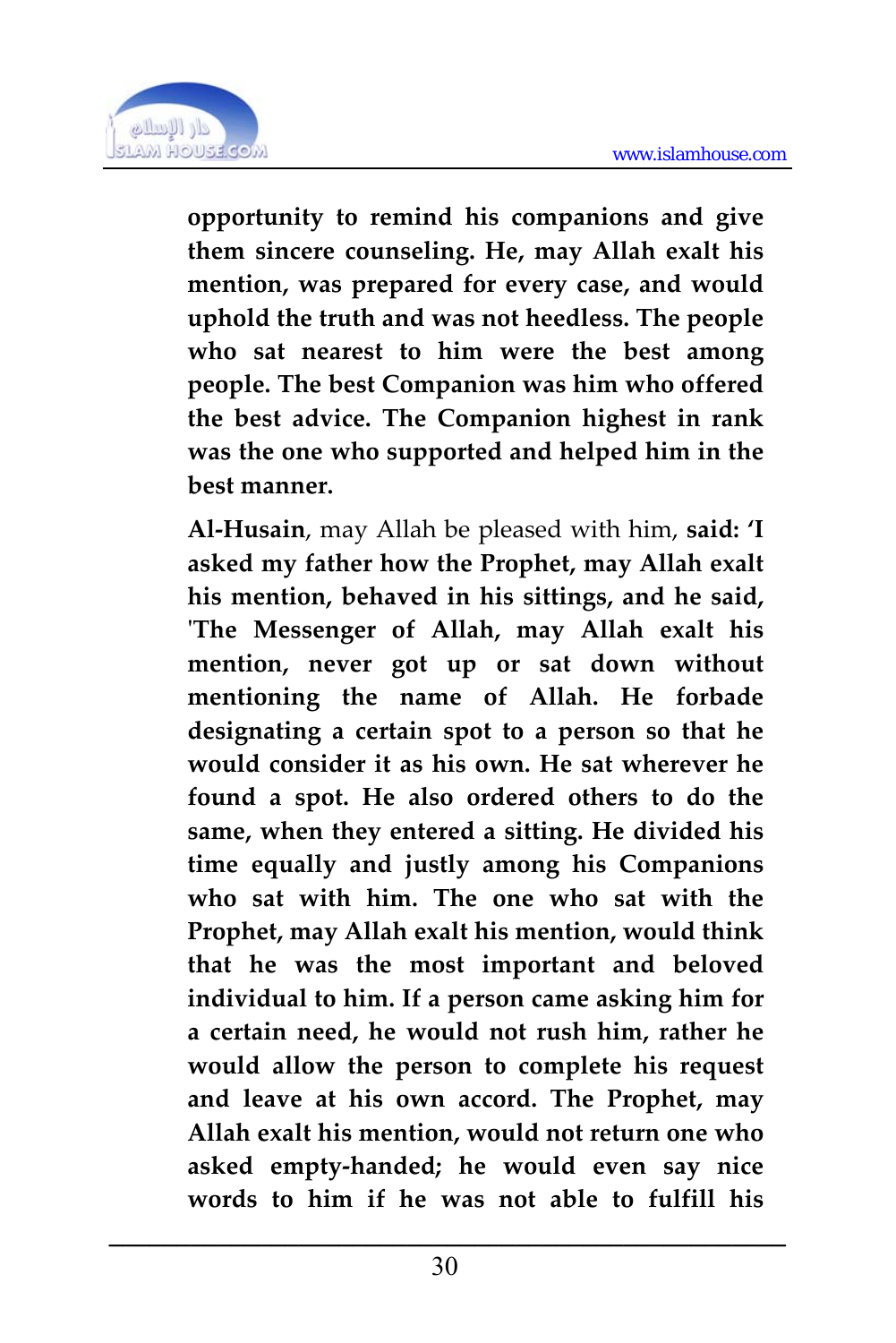**opportunity to remind his companions and give them sincere counseling. He, may Allah exalt his mention, was prepared for every case, and would uphold the truth and was not heedless. The people who sat nearest to him were the best among people. The best Companion was him who offered the best advice. The Companion highest in rank was the one who supported and helped him in the best manner.**

**Al-Husain**, may Allah be pleased with him, **said: 'I asked my father how the Prophet, may Allah exalt his mention, behaved in his sittings, and he said, 'The Messenger of Allah, may Allah exalt his mention, never got up or sat down without mentioning the name of Allah. He forbade designating a certain spot to a person so that he would consider it as his own. He sat wherever he found a spot. He also ordered others to do the same, when they entered a sitting. He divided his time equally and justly among his Companions who sat with him. The one who sat with the Prophet, may Allah exalt his mention, would think that he was the most important and beloved individual to him. If a person came asking him for a certain need, he would not rush him, rather he would allow the person to complete his request and leave at his own accord. The Prophet, may Allah exalt his mention, would not return one who asked empty-handed; he would even say nice words to him if he was not able to fulfill his**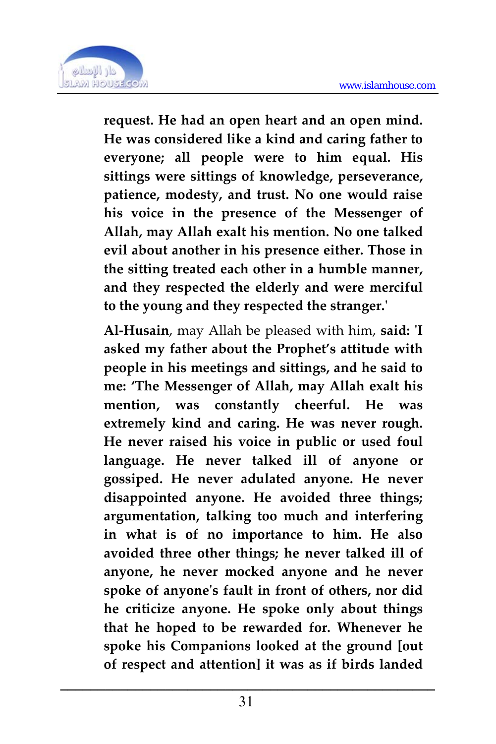**request. He had an open heart and an open mind. He was considered like a kind and caring father to everyone; all people were to him equal. His sittings were sittings of knowledge, perseverance, patience, modesty, and trust. No one would raise his voice in the presence of the Messenger of Allah, may Allah exalt his mention. No one talked evil about another in his presence either. Those in the sitting treated each other in a humble manner, and they respected the elderly and were merciful to the young and they respected the stranger.'**

**Al-Husain**, may Allah be pleased with him, **said: 'I asked my father about the Prophet's attitude with people in his meetings and sittings, and he said to me: 'The Messenger of Allah, may Allah exalt his mention, was constantly cheerful. He was extremely kind and caring. He was never rough. He never raised his voice in public or used foul language. He never talked ill of anyone or gossiped. He never adulated anyone. He never disappointed anyone. He avoided three things; argumentation, talking too much and interfering in what is of no importance to him. He also avoided three other things; he never talked ill of anyone, he never mocked anyone and he never spoke of anyone's fault in front of others, nor did he criticize anyone. He spoke only about things that he hoped to be rewarded for. Whenever he spoke his Companions looked at the ground [out of respect and attention] it was as if birds landed**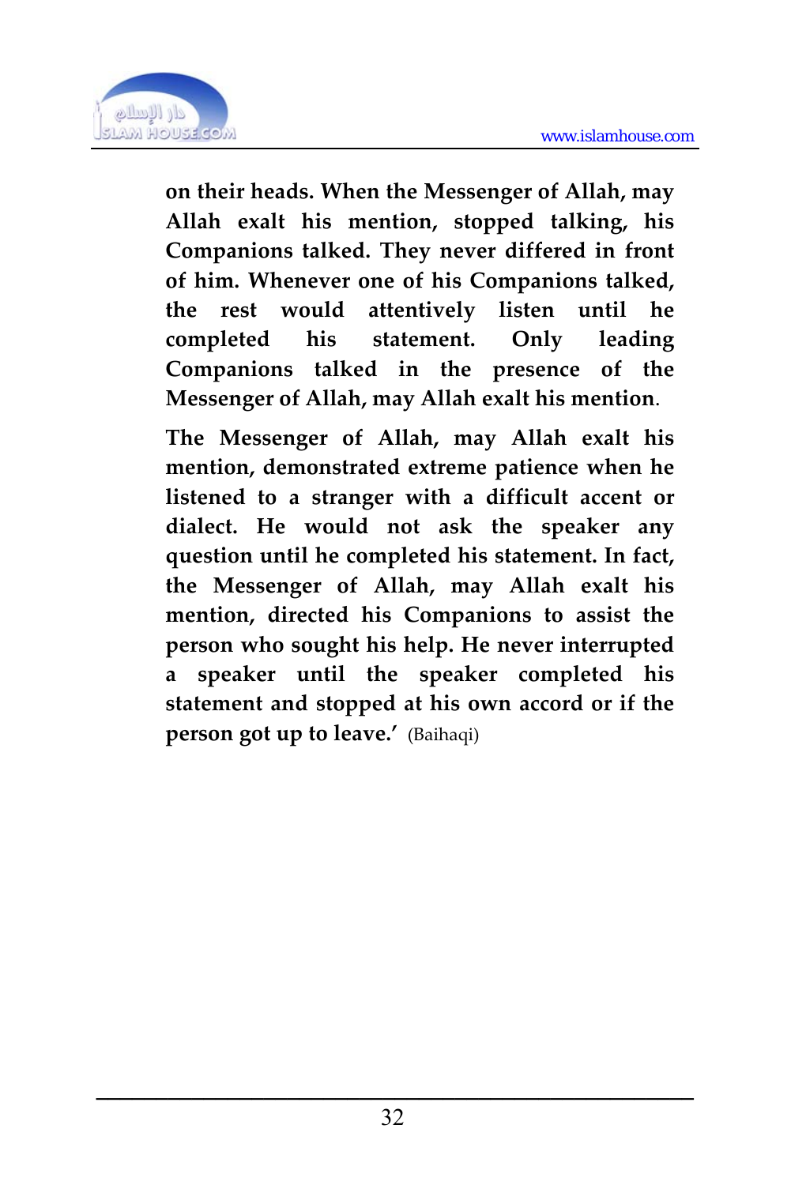**on their heads. When the Messenger of Allah, may Allah exalt his mention, stopped talking, his Companions talked. They never differed in front of him. Whenever one of his Companions talked, the rest would attentively listen until he completed his statement. Only leading Companions talked in the presence of the Messenger of Allah, may Allah exalt his mention**.

**The Messenger of Allah, may Allah exalt his mention, demonstrated extreme patience when he listened to a stranger with a difficult accent or dialect. He would not ask the speaker any question until he completed his statement. In fact, the Messenger of Allah, may Allah exalt his mention, directed his Companions to assist the person who sought his help. He never interrupted a speaker until the speaker completed his statement and stopped at his own accord or if the person got up to leave.'** (Baihaqi)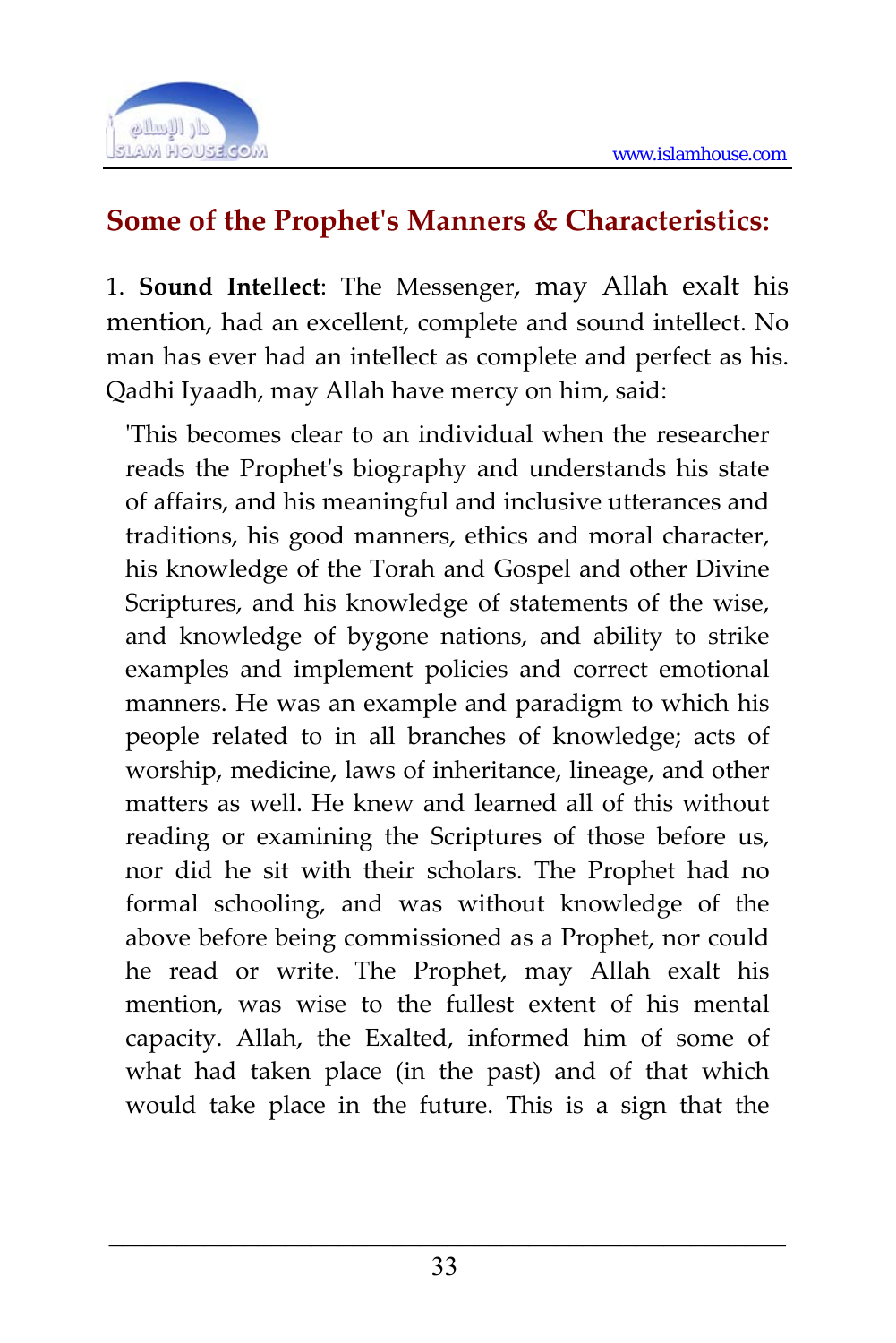## Some of the Prophet's Manners & Characteristics:

1. **Sound Intellect**: The Messenger, may Allah exalt his mention, had an excellent, complete and sound intellect. No man has ever had an intellect as complete and perfect as his. Qadhi Iyaadh, may Allah have mercy on him, said:

> 'This becomes clear to an individual when the researcher reads the Prophet's biography and understands his state of affairs, and his meaningful and inclusive utterances and traditions, his good manners, ethics and moral character, his knowledge of the Torah and Gospel and other Divine Scriptures, and his knowledge of statements of the wise, and knowledge of bygone nations, and ability to strike examples and implement policies and correct emotional manners. He was an example and paradigm to which his people related to in all branches of knowledge; acts of worship, medicine, laws of inheritance, lineage, and other matters as well. He knew and learned all of this without reading or examining the Scriptures of those before us, nor did he sit with their scholars. The Prophet had no formal schooling, and was without knowledge of the above before being commissioned as a Prophet, nor could he read or write. The Prophet, may Allah exalt his mention, was wise to the fullest extent of his mental capacity. Allah, the Exalted, informed him of some of what had taken place (in the past) and of that which would take place in the future. This is a sign that the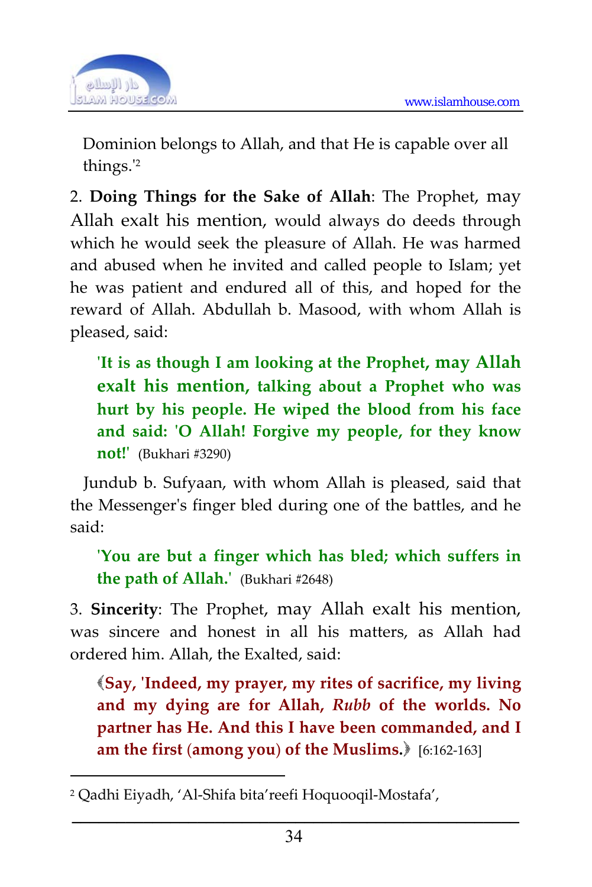Dominion belongs to Allah, and that He is capable over all things.'[2]

2. **Doing Things for the Sake of Allah**: The Prophet, may Allah exalt his mention, would always do deeds through which he would seek the pleasure of Allah. He was harmed and abused when he invited and called people to Islam; yet he was patient and endured all of this, and hoped for the reward of Allah. Abdullah b. Masood, with whom Allah is pleased, said:

> **'It is as though I am looking at the Prophet, may Allah exalt his mention, talking about a Prophet who was hurt by his people. He wiped the blood from his face and said: 'O Allah! Forgive my people, for they know not!'** (Bukhari #3290)

Jundub b. Sufyaan, with whom Allah is pleased, said that the Messenger's finger bled during one of the battles, and he said:

> **'You are but a finger which has bled; which suffers in the path of Allah.'** (Bukhari #2648)

3. **Sincerity**: The Prophet, may Allah exalt his mention, was sincere and honest in all his matters, as Allah had ordered him. Allah, the Exalted, said:

> **﴾Say, 'Indeed, my prayer, my rites of sacrifice, my living and my dying are for Allah, *Rubb* of the worlds. No partner has He. And this I have been commanded, and I am the first (among you) of the Muslims.﴿** [6:162-163]

---

[2] Qadhi Eiyadh, 'Al-Shifa bita'reefi Hoquooqil-Mostafa',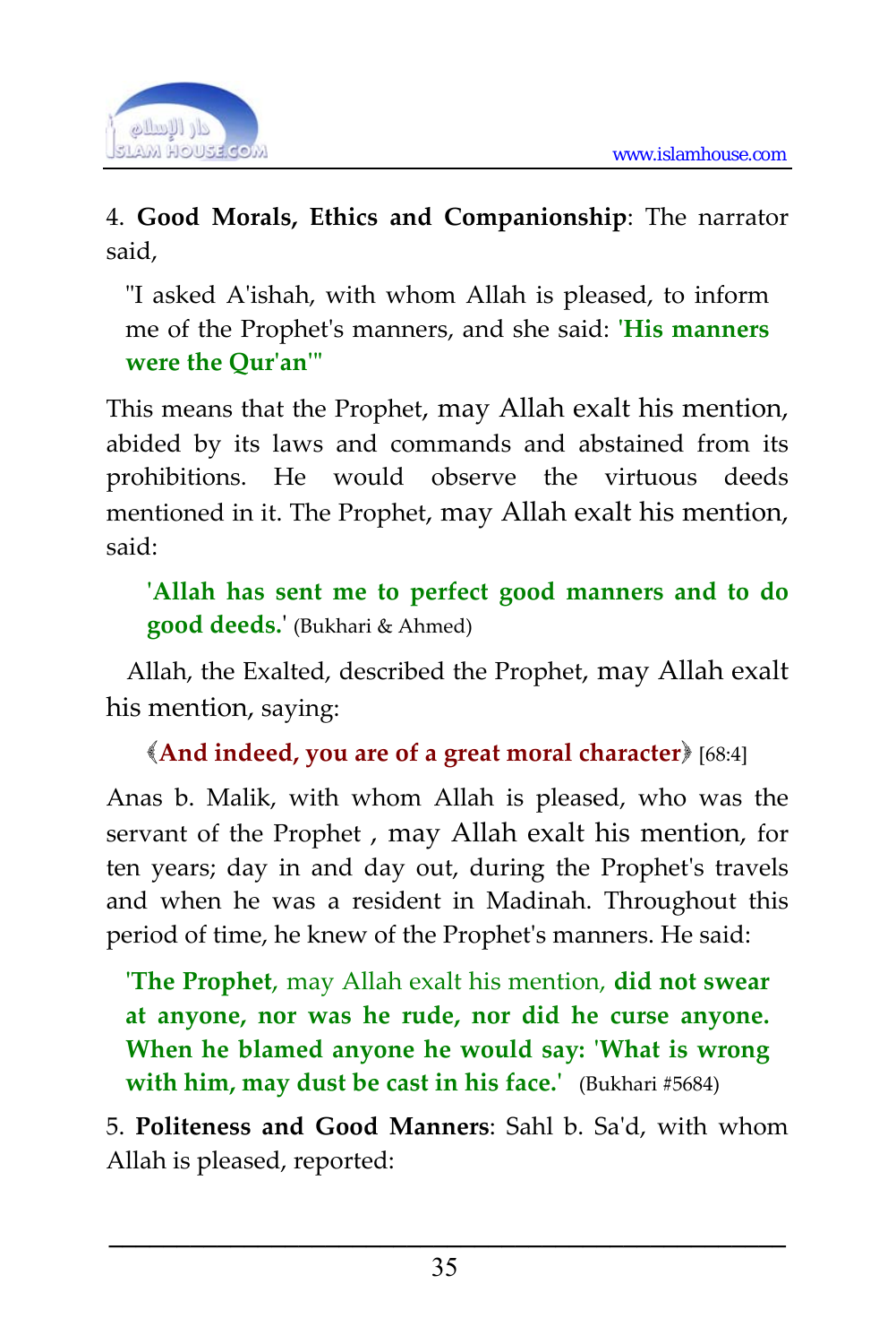4. **Good Morals, Ethics and Companionship**: The narrator said,

> "I asked A'ishah, with whom Allah is pleased, to inform me of the Prophet's manners, and she said: '**His manners were the Qur'an**'"

This means that the Prophet, may Allah exalt his mention, abided by its laws and commands and abstained from its prohibitions. He would observe the virtuous deeds mentioned in it. The Prophet, may Allah exalt his mention, said:

> '**Allah has sent me to perfect good manners and to do good deeds.**' (Bukhari & Ahmed)

Allah, the Exalted, described the Prophet, may Allah exalt his mention, saying:

> 《**And indeed, you are of a great moral character**》 [68:4]

Anas b. Malik, with whom Allah is pleased, who was the servant of the Prophet , may Allah exalt his mention, for ten years; day in and day out, during the Prophet's travels and when he was a resident in Madinah. Throughout this period of time, he knew of the Prophet's manners. He said:

> '**The Prophet**, may Allah exalt his mention, **did not swear at anyone, nor was he rude, nor did he curse anyone. When he blamed anyone he would say: 'What is wrong with him, may dust be cast in his face.'** (Bukhari #5684)

5. **Politeness and Good Manners**: Sahl b. Sa'd, with whom Allah is pleased, reported: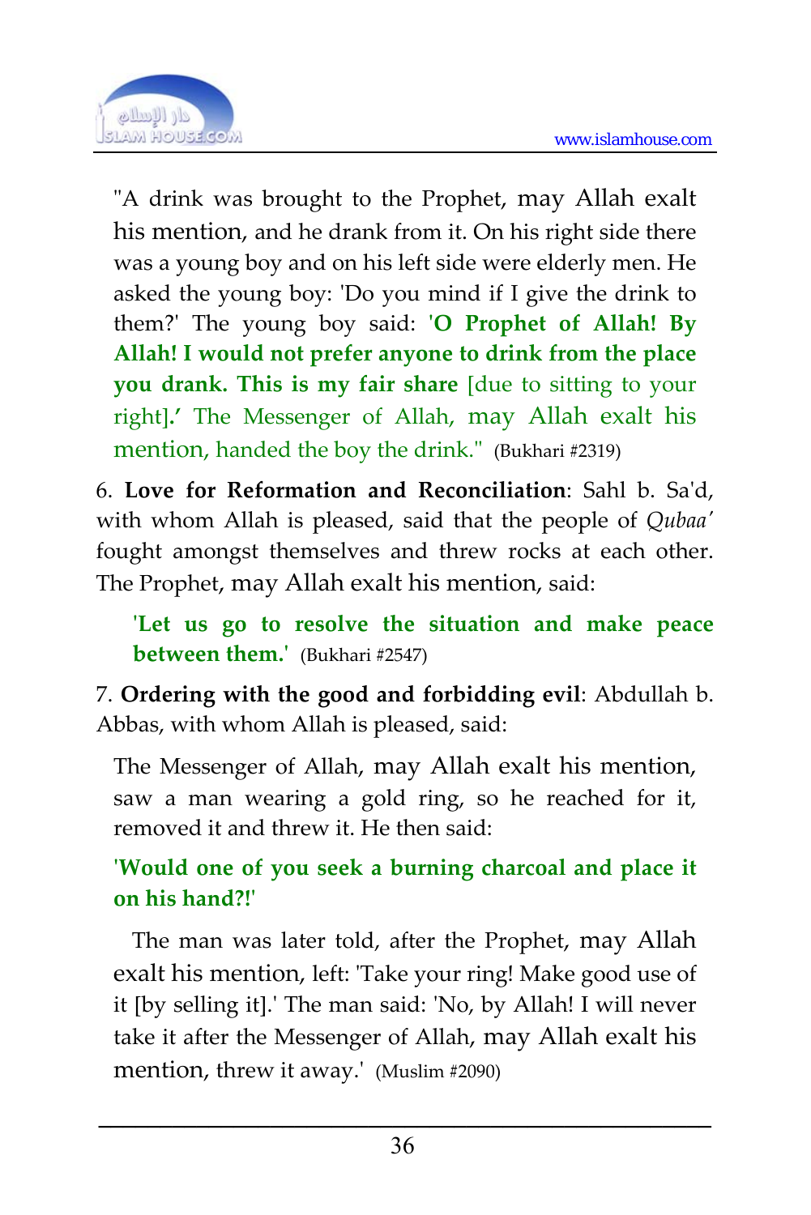"A drink was brought to the Prophet, may Allah exalt his mention, and he drank from it. On his right side there was a young boy and on his left side were elderly men. He asked the young boy: 'Do you mind if I give the drink to them?' The young boy said: **'O Prophet of Allah! By Allah! I would not prefer anyone to drink from the place you drank. This is my fair share** [due to sitting to your right]**.'** The Messenger of Allah, may Allah exalt his mention, handed the boy the drink." (Bukhari #2319)

6. **Love for Reformation and Reconciliation**: Sahl b. Sa'd, with whom Allah is pleased, said that the people of *Qubaa'* fought amongst themselves and threw rocks at each other. The Prophet, may Allah exalt his mention, said:

> **'Let us go to resolve the situation and make peace between them.'** (Bukhari #2547)

7. **Ordering with the good and forbidding evil**: Abdullah b. Abbas, with whom Allah is pleased, said:

> The Messenger of Allah, may Allah exalt his mention, saw a man wearing a gold ring, so he reached for it, removed it and threw it. He then said:
>
> **'Would one of you seek a burning charcoal and place it on his hand?!'**
>
> The man was later told, after the Prophet, may Allah exalt his mention, left: 'Take your ring! Make good use of it [by selling it].' The man said: 'No, by Allah! I will never take it after the Messenger of Allah, may Allah exalt his mention, threw it away.' (Muslim #2090)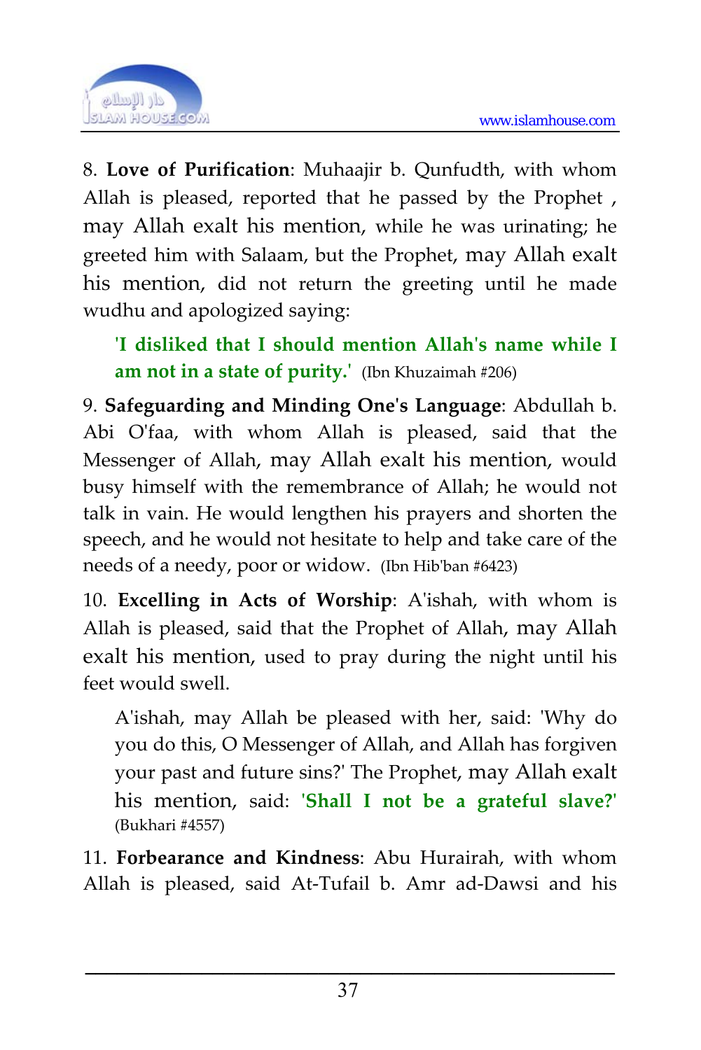8. **Love of Purification**: Muhaajir b. Qunfudth, with whom Allah is pleased, reported that he passed by the Prophet , may Allah exalt his mention, while he was urinating; he greeted him with Salaam, but the Prophet, may Allah exalt his mention, did not return the greeting until he made wudhu and apologized saying:

> **'I disliked that I should mention Allah's name while I am not in a state of purity.'** (Ibn Khuzaimah #206)

9. **Safeguarding and Minding One's Language**: Abdullah b. Abi O'faa, with whom Allah is pleased, said that the Messenger of Allah, may Allah exalt his mention, would busy himself with the remembrance of Allah; he would not talk in vain. He would lengthen his prayers and shorten the speech, and he would not hesitate to help and take care of the needs of a needy, poor or widow. (Ibn Hib'ban #6423)

10. **Excelling in Acts of Worship**: A'ishah, with whom is Allah is pleased, said that the Prophet of Allah, may Allah exalt his mention, used to pray during the night until his feet would swell.

> A'ishah, may Allah be pleased with her, said: 'Why do you do this, O Messenger of Allah, and Allah has forgiven your past and future sins?' The Prophet, may Allah exalt his mention, said: **'Shall I not be a grateful slave?'** (Bukhari #4557)

11. **Forbearance and Kindness**: Abu Hurairah, with whom Allah is pleased, said At-Tufail b. Amr ad-Dawsi and his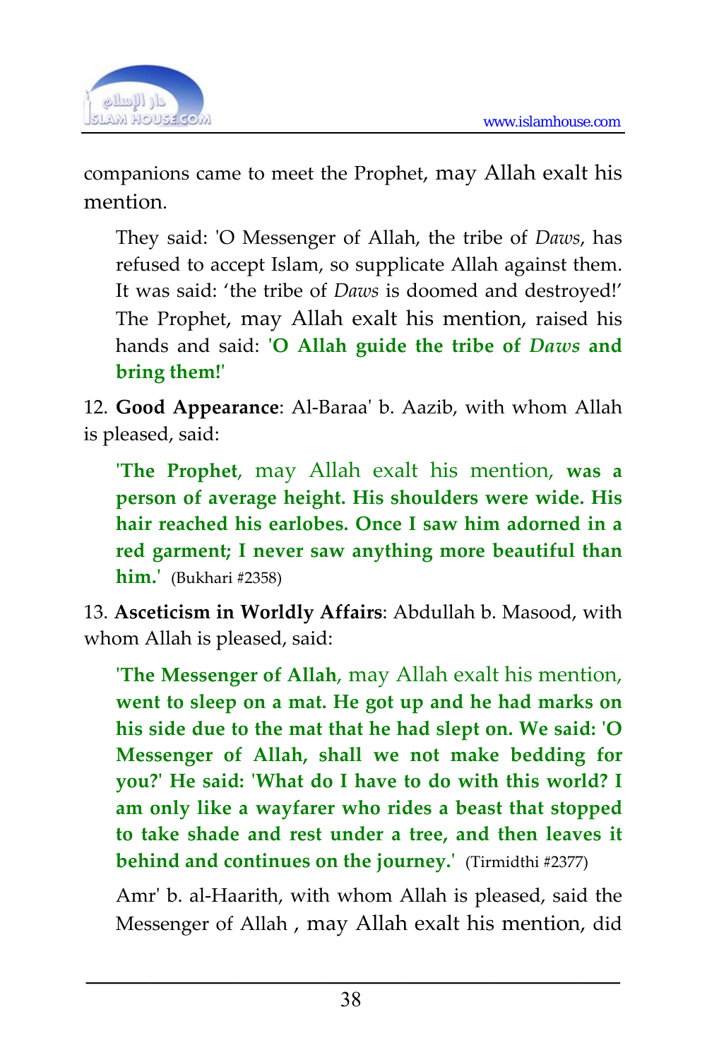companions came to meet the Prophet, may Allah exalt his mention.

> They said: 'O Messenger of Allah, the tribe of *Daws*, has refused to accept Islam, so supplicate Allah against them. It was said: 'the tribe of *Daws* is doomed and destroyed!' The Prophet, may Allah exalt his mention, raised his hands and said: '**O Allah guide the tribe of *Daws* and bring them!**'

12. **Good Appearance**: Al-Baraa' b. Aazib, with whom Allah is pleased, said:

> '**The Prophet**, may Allah exalt his mention, **was a person of average height. His shoulders were wide. His hair reached his earlobes. Once I saw him adorned in a red garment; I never saw anything more beautiful than him.**' (Bukhari #2358)

13. **Asceticism in Worldly Affairs**: Abdullah b. Masood, with whom Allah is pleased, said:

> '**The Messenger of Allah**, may Allah exalt his mention, **went to sleep on a mat. He got up and he had marks on his side due to the mat that he had slept on. We said: 'O Messenger of Allah, shall we not make bedding for you?' He said: 'What do I have to do with this world? I am only like a wayfarer who rides a beast that stopped to take shade and rest under a tree, and then leaves it behind and continues on the journey.**' (Tirmidthi #2377)
>
> Amr' b. al-Haarith, with whom Allah is pleased, said the Messenger of Allah , may Allah exalt his mention, did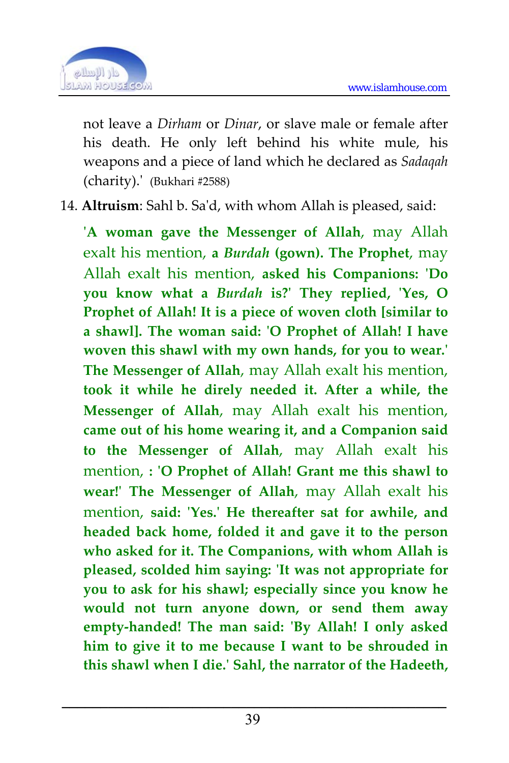not leave a *Dirham* or *Dinar*, or slave male or female after his death. He only left behind his white mule, his weapons and a piece of land which he declared as *Sadaqah* (charity).' (Bukhari #2588)

14. **Altruism**: Sahl b. Sa'd, with whom Allah is pleased, said:

 **'A woman gave the Messenger of Allah**, may Allah exalt his mention, **a *Burdah* (gown). The Prophet**, may Allah exalt his mention, **asked his Companions: 'Do you know what a *Burdah* is?' They replied, 'Yes, O Prophet of Allah! It is a piece of woven cloth [similar to a shawl]. The woman said: 'O Prophet of Allah! I have woven this shawl with my own hands, for you to wear.' The Messenger of Allah**, may Allah exalt his mention, **took it while he direly needed it. After a while, the Messenger of Allah**, may Allah exalt his mention, **came out of his home wearing it, and a Companion said to the Messenger of Allah**, may Allah exalt his mention, **: 'O Prophet of Allah! Grant me this shawl to wear!' The Messenger of Allah**, may Allah exalt his mention, **said: 'Yes.' He thereafter sat for awhile, and headed back home, folded it and gave it to the person who asked for it. The Companions, with whom Allah is pleased, scolded him saying: 'It was not appropriate for you to ask for his shawl; especially since you know he would not turn anyone down, or send them away empty-handed! The man said: 'By Allah! I only asked him to give it to me because I want to be shrouded in this shawl when I die.' Sahl, the narrator of the Hadeeth,**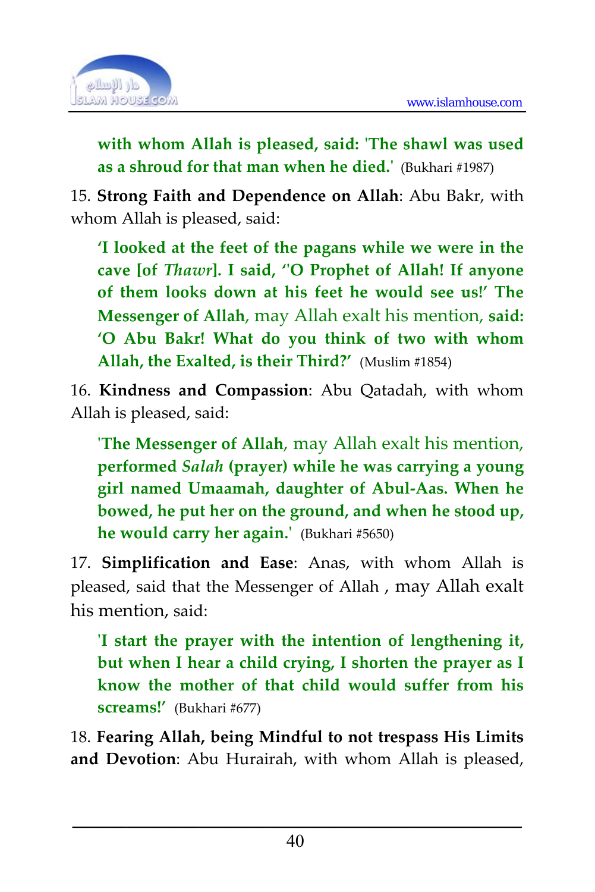**with whom Allah is pleased, said: 'The shawl was used as a shroud for that man when he died.'** (Bukhari #1987)

15. **Strong Faith and Dependence on Allah**: Abu Bakr, with whom Allah is pleased, said:

> **'I looked at the feet of the pagans while we were in the cave [of *Thawr*]. I said, ''O Prophet of Allah! If anyone of them looks down at his feet he would see us!' The Messenger of Allah**, may Allah exalt his mention, **said: 'O Abu Bakr! What do you think of two with whom Allah, the Exalted, is their Third?'** (Muslim #1854)

16. **Kindness and Compassion**: Abu Qatadah, with whom Allah is pleased, said:

> **'The Messenger of Allah**, may Allah exalt his mention, **performed *Salah* (prayer) while he was carrying a young girl named Umaamah, daughter of Abul-Aas. When he bowed, he put her on the ground, and when he stood up, he would carry her again.'** (Bukhari #5650)

17. **Simplification and Ease**: Anas, with whom Allah is pleased, said that the Messenger of Allah , may Allah exalt his mention, said:

> **'I start the prayer with the intention of lengthening it, but when I hear a child crying, I shorten the prayer as I know the mother of that child would suffer from his screams!'** (Bukhari #677)

18. **Fearing Allah, being Mindful to not trespass His Limits and Devotion**: Abu Hurairah, with whom Allah is pleased,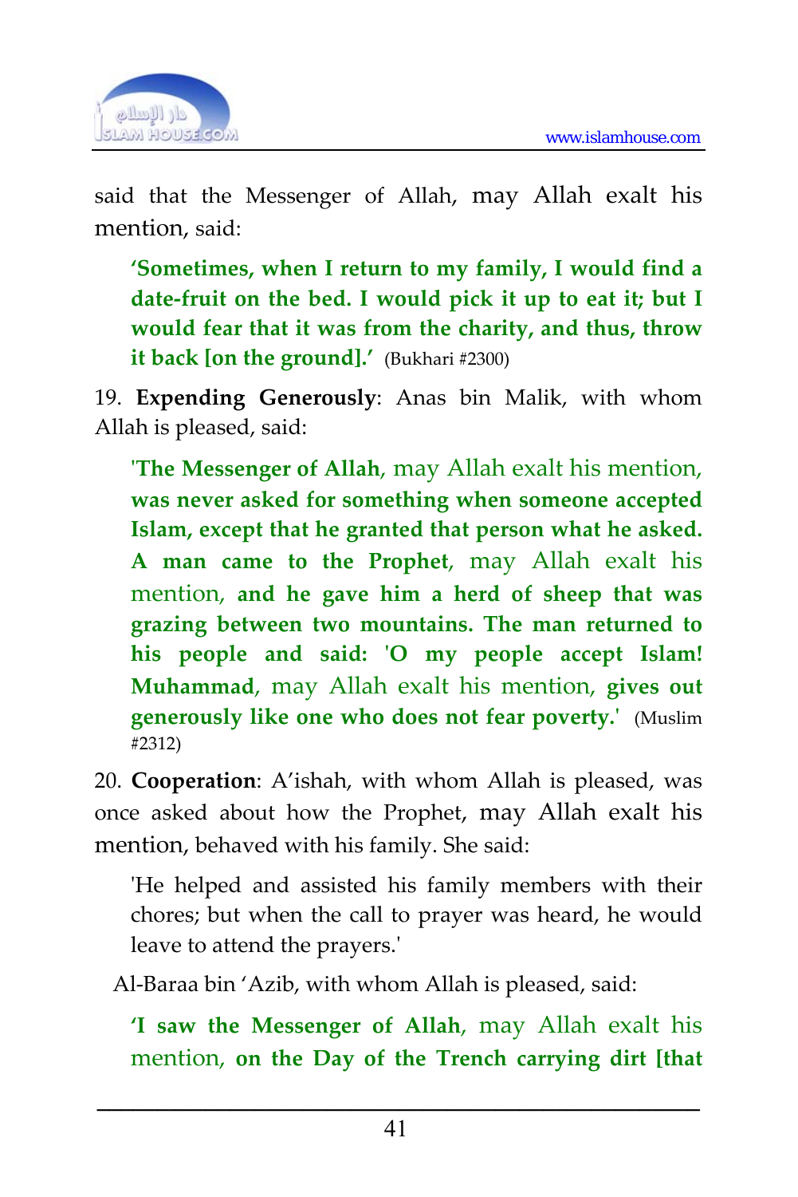said that the Messenger of Allah, may Allah exalt his mention, said:

> **'Sometimes, when I return to my family, I would find a date-fruit on the bed. I would pick it up to eat it; but I would fear that it was from the charity, and thus, throw it back [on the ground].'** (Bukhari #2300)

19. **Expending Generously**: Anas bin Malik, with whom Allah is pleased, said:

> **'The Messenger of Allah**, may Allah exalt his mention, **was never asked for something when someone accepted Islam, except that he granted that person what he asked. A man came to the Prophet**, may Allah exalt his mention, **and he gave him a herd of sheep that was grazing between two mountains. The man returned to his people and said: 'O my people accept Islam! Muhammad**, may Allah exalt his mention, **gives out generously like one who does not fear poverty.'** (Muslim #2312)

20. **Cooperation**: A'ishah, with whom Allah is pleased, was once asked about how the Prophet, may Allah exalt his mention, behaved with his family. She said:

> 'He helped and assisted his family members with their chores; but when the call to prayer was heard, he would leave to attend the prayers.'

Al-Baraa bin 'Azib, with whom Allah is pleased, said:

> **'I saw the Messenger of Allah**, may Allah exalt his mention, **on the Day of the Trench carrying dirt [that**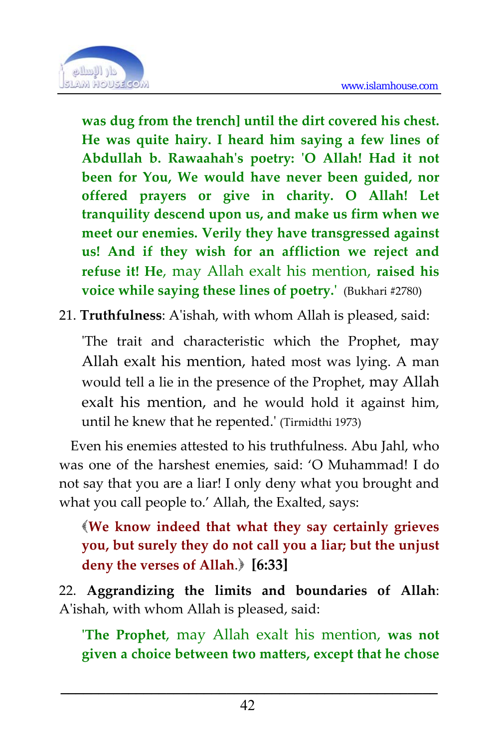**was dug from the trench] until the dirt covered his chest. He was quite hairy. I heard him saying a few lines of Abdullah b. Rawaahah's poetry: 'O Allah! Had it not been for You, We would have never been guided, nor offered prayers or give in charity. O Allah! Let tranquility descend upon us, and make us firm when we meet our enemies. Verily they have transgressed against us! And if they wish for an affliction we reject and refuse it! He**, may Allah exalt his mention, **raised his voice while saying these lines of poetry.**' (Bukhari #2780)

21. **Truthfulness**: A'ishah, with whom Allah is pleased, said:

   'The trait and characteristic which the Prophet, may Allah exalt his mention, hated most was lying. A man would tell a lie in the presence of the Prophet, may Allah exalt his mention, and he would hold it against him, until he knew that he repented.' (Tirmidthi 1973)

Even his enemies attested to his truthfulness. Abu Jahl, who was one of the harshest enemies, said: 'O Muhammad! I do not say that you are a liar! I only deny what you brought and what you call people to.' Allah, the Exalted, says:

﴾**We know indeed that what they say certainly grieves you, but surely they do not call you a liar; but the unjust deny the verses of Allah**.﴿ **[6:33]**

22. **Aggrandizing the limits and boundaries of Allah**: A'ishah, with whom Allah is pleased, said:

   '**The Prophet**, may Allah exalt his mention, **was not given a choice between two matters, except that he chose**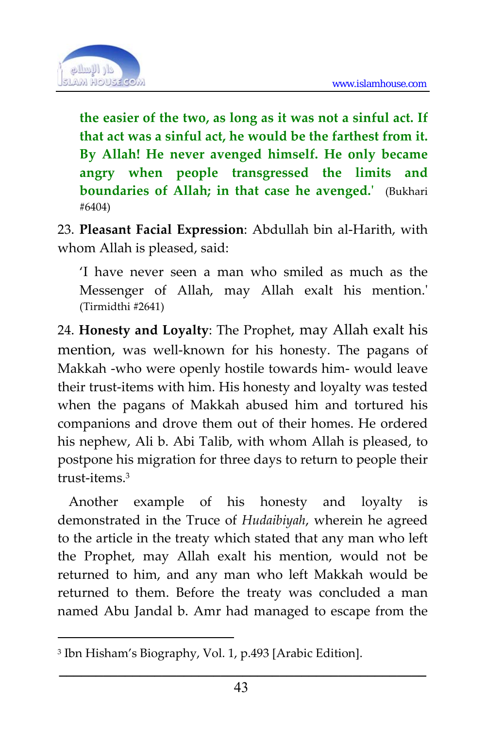**the easier of the two, as long as it was not a sinful act. If that act was a sinful act, he would be the farthest from it. By Allah! He never avenged himself. He only became angry when people transgressed the limits and boundaries of Allah; in that case he avenged.'** (Bukhari #6404)

23. **Pleasant Facial Expression**: Abdullah bin al-Harith, with whom Allah is pleased, said:

> 'I have never seen a man who smiled as much as the Messenger of Allah, may Allah exalt his mention.' (Tirmidthi #2641)

24. **Honesty and Loyalty**: The Prophet, may Allah exalt his mention, was well-known for his honesty. The pagans of Makkah -who were openly hostile towards him- would leave their trust-items with him. His honesty and loyalty was tested when the pagans of Makkah abused him and tortured his companions and drove them out of their homes. He ordered his nephew, Ali b. Abi Talib, with whom Allah is pleased, to postpone his migration for three days to return to people their trust-items.[3]

Another example of his honesty and loyalty is demonstrated in the Truce of *Hudaibiyah*, wherein he agreed to the article in the treaty which stated that any man who left the Prophet, may Allah exalt his mention, would not be returned to him, and any man who left Makkah would be returned to them. Before the treaty was concluded a man named Abu Jandal b. Amr had managed to escape from the

---

[3] Ibn Hisham's Biography, Vol. 1, p.493 [Arabic Edition].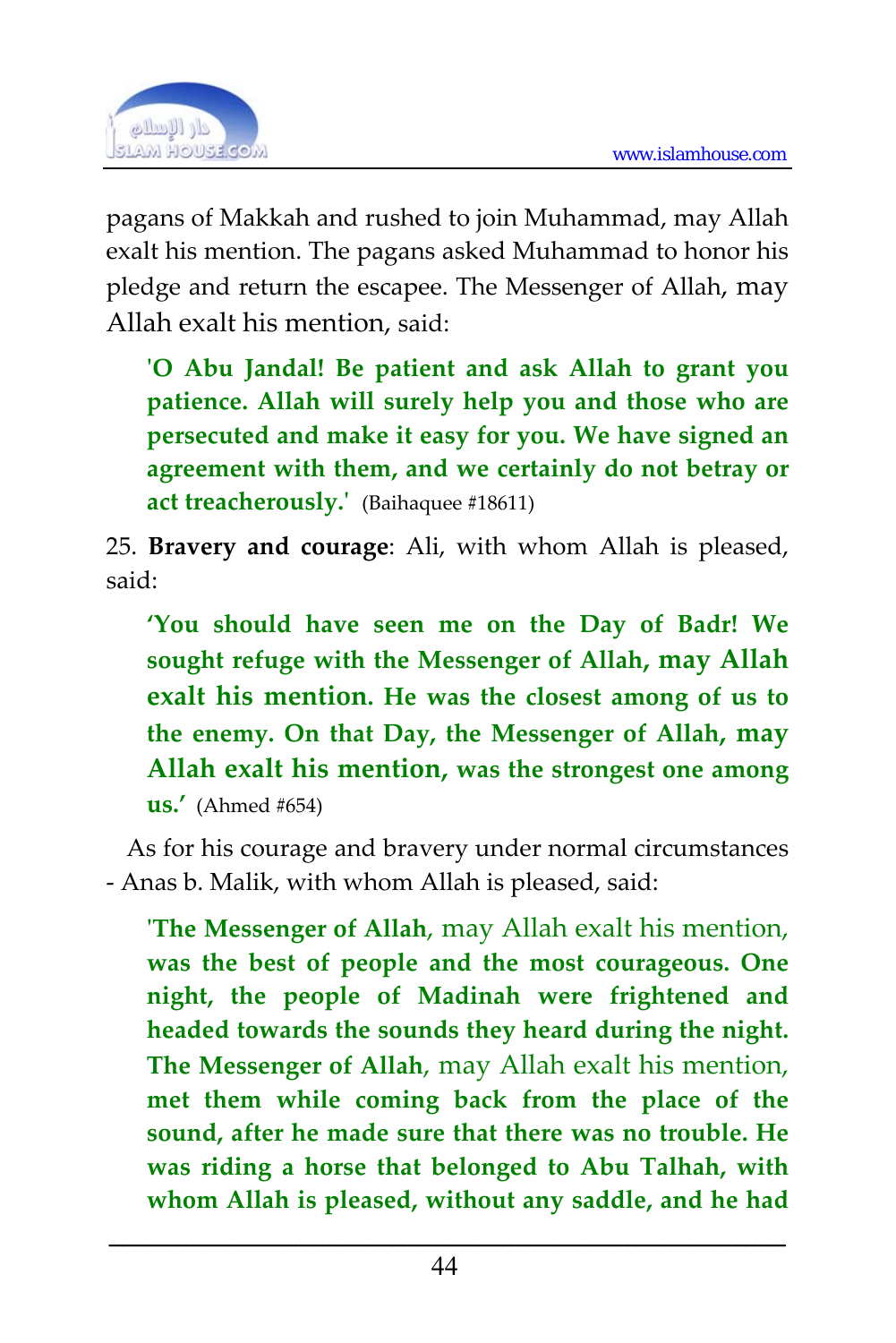pagans of Makkah and rushed to join Muhammad, may Allah exalt his mention. The pagans asked Muhammad to honor his pledge and return the escapee. The Messenger of Allah, may Allah exalt his mention, said:

> **'O Abu Jandal! Be patient and ask Allah to grant you patience. Allah will surely help you and those who are persecuted and make it easy for you. We have signed an agreement with them, and we certainly do not betray or act treacherously.'** (Baihaquee #18611)

25. **Bravery and courage**: Ali, with whom Allah is pleased, said:

> **'You should have seen me on the Day of Badr! We sought refuge with the Messenger of Allah, may Allah exalt his mention. He was the closest among of us to the enemy. On that Day, the Messenger of Allah, may Allah exalt his mention, was the strongest one among us.'** (Ahmed #654)

As for his courage and bravery under normal circumstances - Anas b. Malik, with whom Allah is pleased, said:

> **'The Messenger of Allah**, may Allah exalt his mention, **was the best of people and the most courageous. One night, the people of Madinah were frightened and headed towards the sounds they heard during the night. The Messenger of Allah**, may Allah exalt his mention, **met them while coming back from the place of the sound, after he made sure that there was no trouble. He was riding a horse that belonged to Abu Talhah, with whom Allah is pleased, without any saddle, and he had**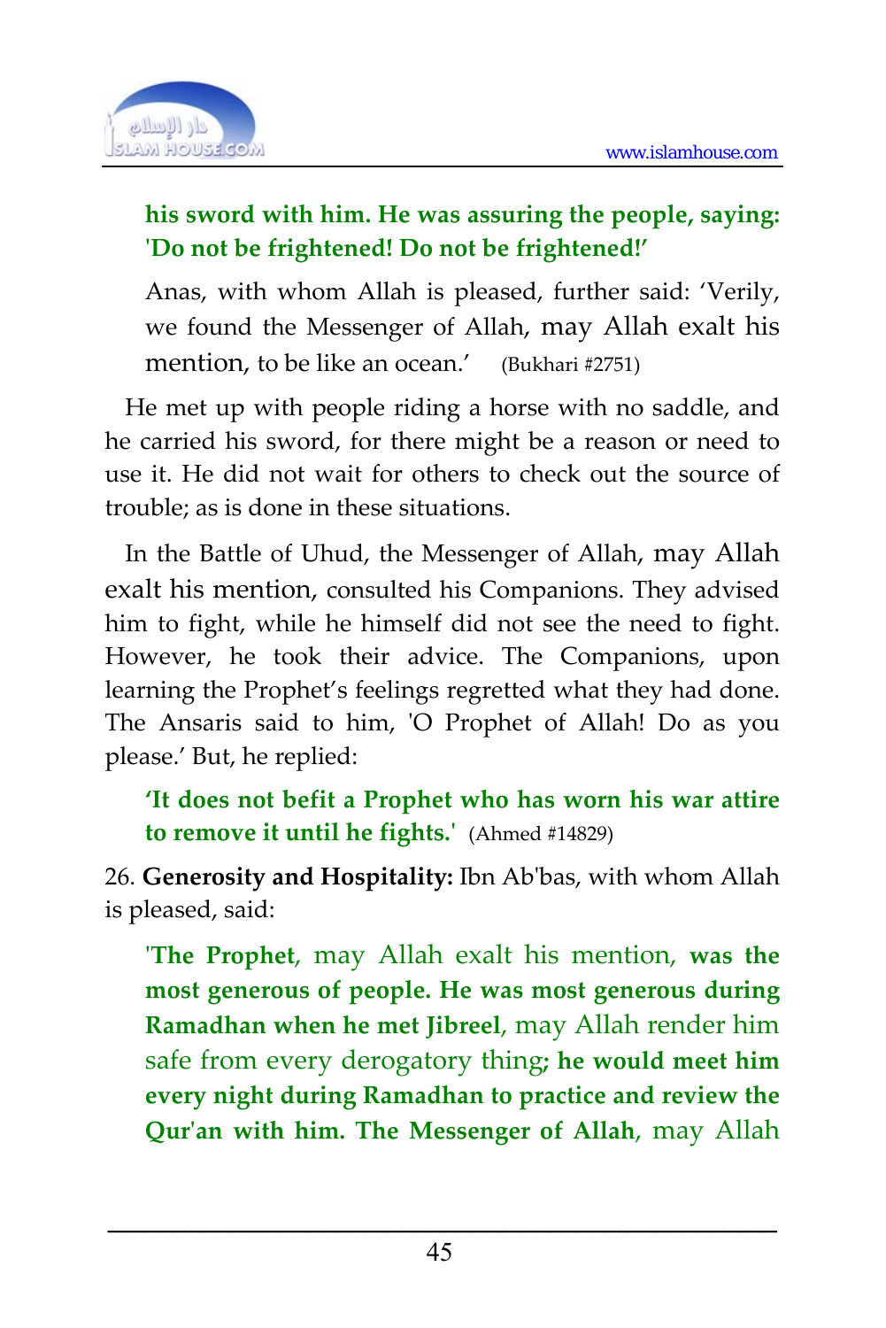> **his sword with him. He was assuring the people, saying: 'Do not be frightened! Do not be frightened!'**
>
> Anas, with whom Allah is pleased, further said: 'Verily, we found the Messenger of Allah, may Allah exalt his mention, to be like an ocean.' (Bukhari #2751)

He met up with people riding a horse with no saddle, and he carried his sword, for there might be a reason or need to use it. He did not wait for others to check out the source of trouble; as is done in these situations.

In the Battle of Uhud, the Messenger of Allah, may Allah exalt his mention, consulted his Companions. They advised him to fight, while he himself did not see the need to fight. However, he took their advice. The Companions, upon learning the Prophet's feelings regretted what they had done. The Ansaris said to him, 'O Prophet of Allah! Do as you please.' But, he replied:

> **'It does not befit a Prophet who has worn his war attire to remove it until he fights.'** (Ahmed #14829)

26. **Generosity and Hospitality:** Ibn Ab'bas, with whom Allah is pleased, said:

> **'The Prophet**, may Allah exalt his mention, **was the most generous of people. He was most generous during Ramadhan when he met Jibreel**, may Allah render him safe from every derogatory thing**; he would meet him every night during Ramadhan to practice and review the Qur'an with him. The Messenger of Allah**, may Allah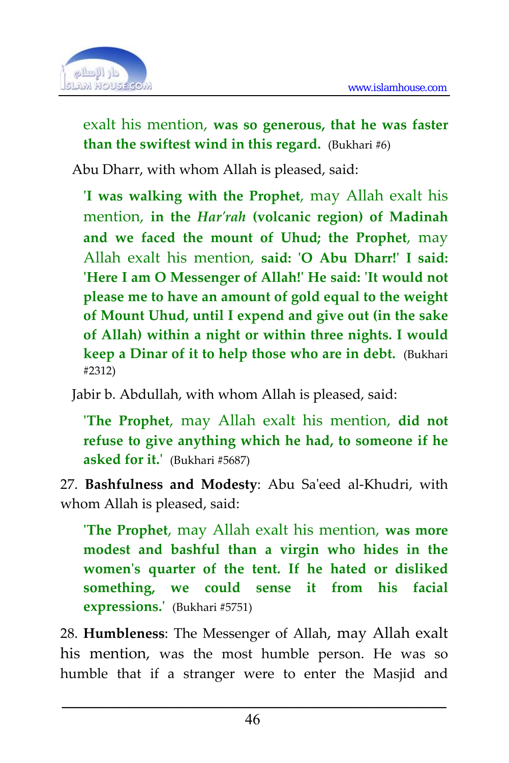exalt his mention, **was so generous, that he was faster than the swiftest wind in this regard.** (Bukhari #6)

Abu Dharr, with whom Allah is pleased, said:

> **'I was walking with the Prophet**, may Allah exalt his mention, **in the** ***Har'rah*** **(volcanic region) of Madinah and we faced the mount of Uhud; the Prophet**, may Allah exalt his mention, **said: 'O Abu Dharr!' I said: 'Here I am O Messenger of Allah!' He said: 'It would not please me to have an amount of gold equal to the weight of Mount Uhud, until I expend and give out (in the sake of Allah) within a night or within three nights. I would keep a Dinar of it to help those who are in debt.** (Bukhari #2312)

Jabir b. Abdullah, with whom Allah is pleased, said:

> **'The Prophet**, may Allah exalt his mention, **did not refuse to give anything which he had, to someone if he asked for it.'** (Bukhari #5687)

27. **Bashfulness and Modesty**: Abu Sa'eed al-Khudri, with whom Allah is pleased, said:

> **'The Prophet**, may Allah exalt his mention, **was more modest and bashful than a virgin who hides in the women's quarter of the tent. If he hated or disliked something, we could sense it from his facial expressions.'** (Bukhari #5751)

28. **Humbleness**: The Messenger of Allah, may Allah exalt his mention, was the most humble person. He was so humble that if a stranger were to enter the Masjid and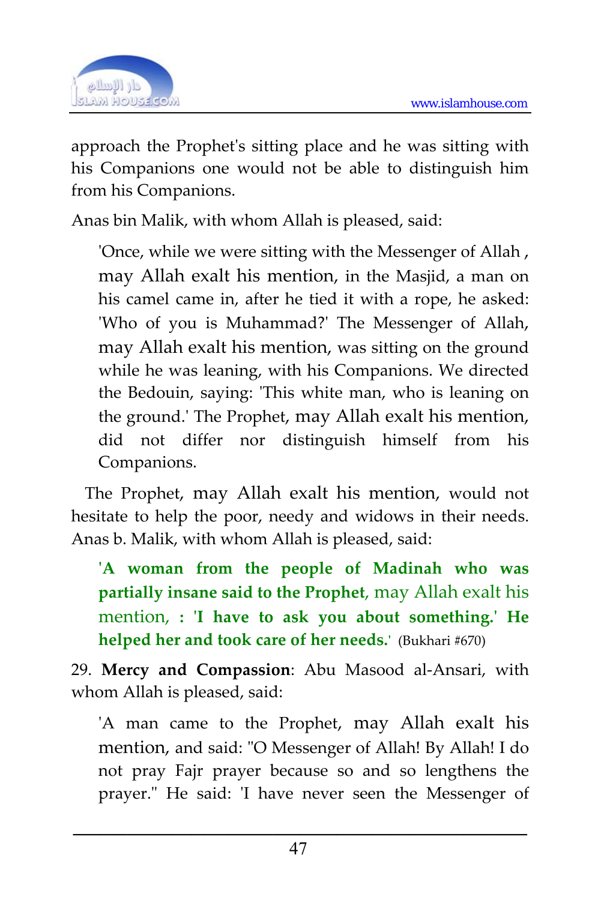approach the Prophet's sitting place and he was sitting with his Companions one would not be able to distinguish him from his Companions.

Anas bin Malik, with whom Allah is pleased, said:

> 'Once, while we were sitting with the Messenger of Allah , may Allah exalt his mention, in the Masjid, a man on his camel came in, after he tied it with a rope, he asked: 'Who of you is Muhammad?' The Messenger of Allah, may Allah exalt his mention, was sitting on the ground while he was leaning, with his Companions. We directed the Bedouin, saying: 'This white man, who is leaning on the ground.' The Prophet, may Allah exalt his mention, did not differ nor distinguish himself from his Companions.

The Prophet, may Allah exalt his mention, would not hesitate to help the poor, needy and widows in their needs. Anas b. Malik, with whom Allah is pleased, said:

> **'A woman from the people of Madinah who was partially insane said to the Prophet**, may Allah exalt his mention, **: 'I have to ask you about something.' He helped her and took care of her needs.'** (Bukhari #670)

29. **Mercy and Compassion**: Abu Masood al-Ansari, with whom Allah is pleased, said:

> 'A man came to the Prophet, may Allah exalt his mention, and said: "O Messenger of Allah! By Allah! I do not pray Fajr prayer because so and so lengthens the prayer." He said: 'I have never seen the Messenger of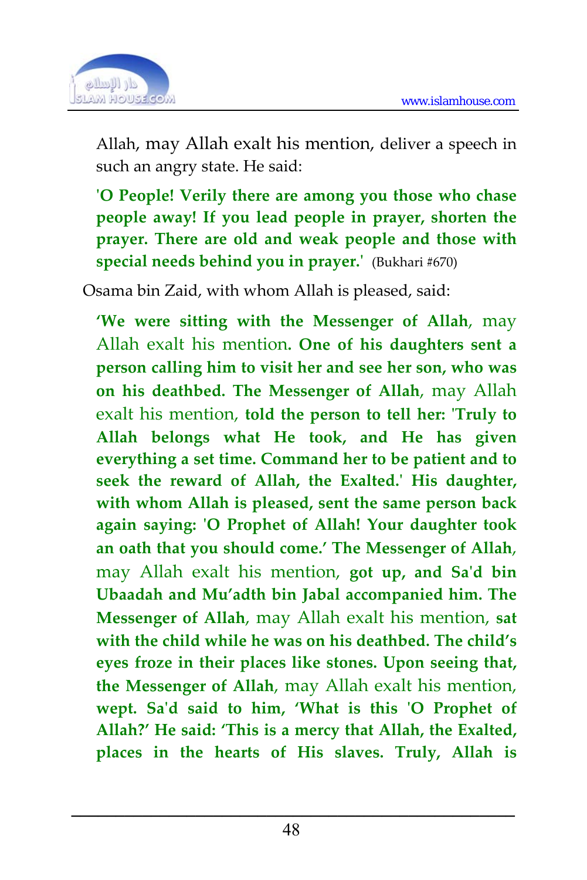Allah, may Allah exalt his mention, deliver a speech in such an angry state. He said:

**'O People! Verily there are among you those who chase people away! If you lead people in prayer, shorten the prayer. There are old and weak people and those with special needs behind you in prayer.'** (Bukhari #670)

Osama bin Zaid, with whom Allah is pleased, said:

**'We were sitting with the Messenger of Allah**, may Allah exalt his mention. **One of his daughters sent a person calling him to visit her and see her son, who was on his deathbed. The Messenger of Allah**, may Allah exalt his mention, **told the person to tell her: 'Truly to Allah belongs what He took, and He has given everything a set time. Command her to be patient and to seek the reward of Allah, the Exalted.' His daughter, with whom Allah is pleased, sent the same person back again saying: 'O Prophet of Allah! Your daughter took an oath that you should come.' The Messenger of Allah**, may Allah exalt his mention, **got up, and Sa'd bin Ubaadah and Mu'adth bin Jabal accompanied him. The Messenger of Allah**, may Allah exalt his mention, **sat with the child while he was on his deathbed. The child's eyes froze in their places like stones. Upon seeing that, the Messenger of Allah**, may Allah exalt his mention, **wept. Sa'd said to him, 'What is this 'O Prophet of Allah?' He said: 'This is a mercy that Allah, the Exalted, places in the hearts of His slaves. Truly, Allah is**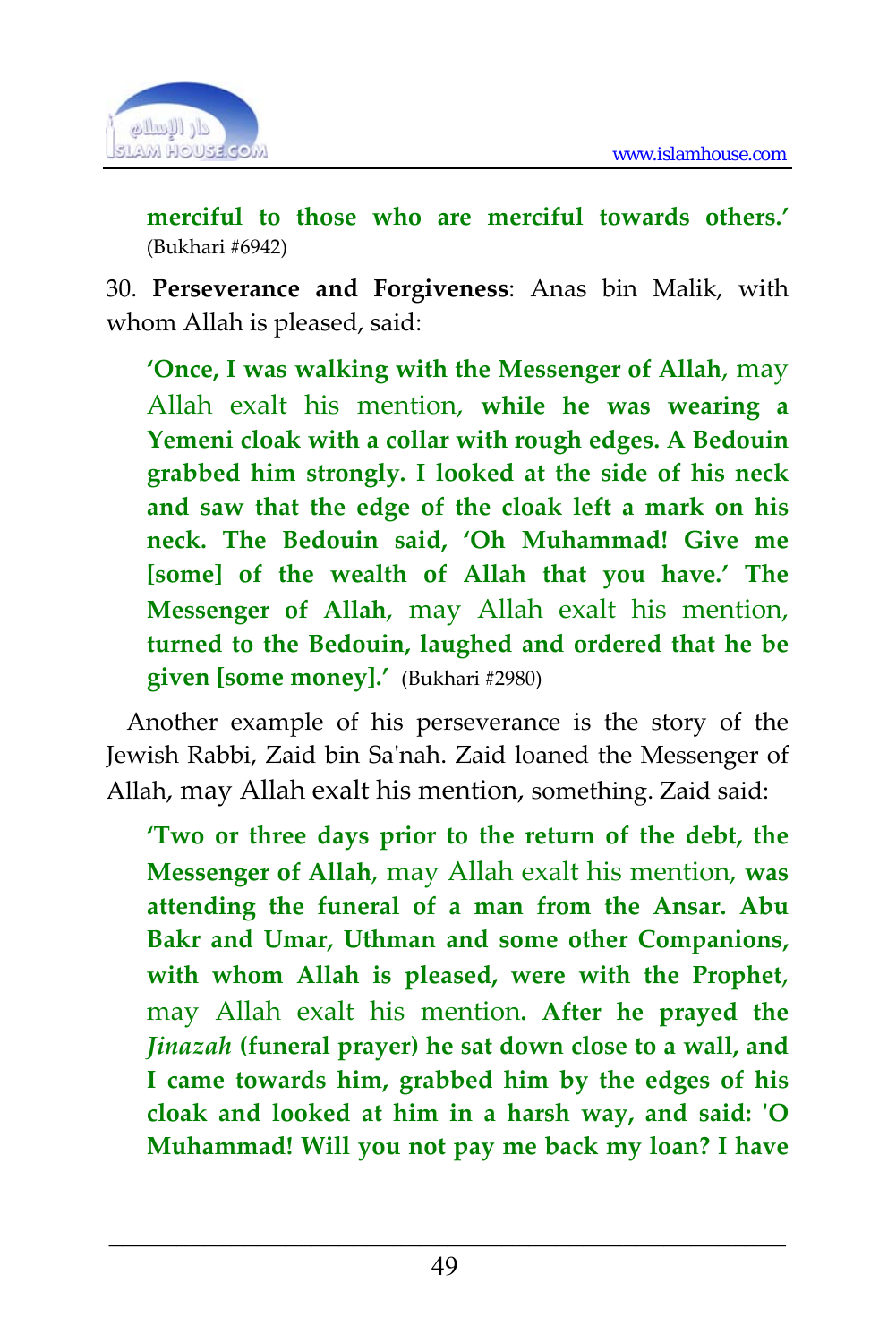**merciful to those who are merciful towards others.'** (Bukhari #6942)

30. **Perseverance and Forgiveness**: Anas bin Malik, with whom Allah is pleased, said:

> **'Once, I was walking with the Messenger of Allah**, may Allah exalt his mention, **while he was wearing a Yemeni cloak with a collar with rough edges. A Bedouin grabbed him strongly. I looked at the side of his neck and saw that the edge of the cloak left a mark on his neck. The Bedouin said, 'Oh Muhammad! Give me [some] of the wealth of Allah that you have.' The Messenger of Allah**, may Allah exalt his mention, **turned to the Bedouin, laughed and ordered that he be given [some money].'** (Bukhari #2980)

Another example of his perseverance is the story of the Jewish Rabbi, Zaid bin Sa'nah. Zaid loaned the Messenger of Allah, may Allah exalt his mention, something. Zaid said:

> **'Two or three days prior to the return of the debt, the Messenger of Allah**, may Allah exalt his mention, **was attending the funeral of a man from the Ansar. Abu Bakr and Umar, Uthman and some other Companions, with whom Allah is pleased, were with the Prophet**, may Allah exalt his mention. **After he prayed the *Jinazah* (funeral prayer) he sat down close to a wall, and I came towards him, grabbed him by the edges of his cloak and looked at him in a harsh way, and said: 'O Muhammad! Will you not pay me back my loan? I have**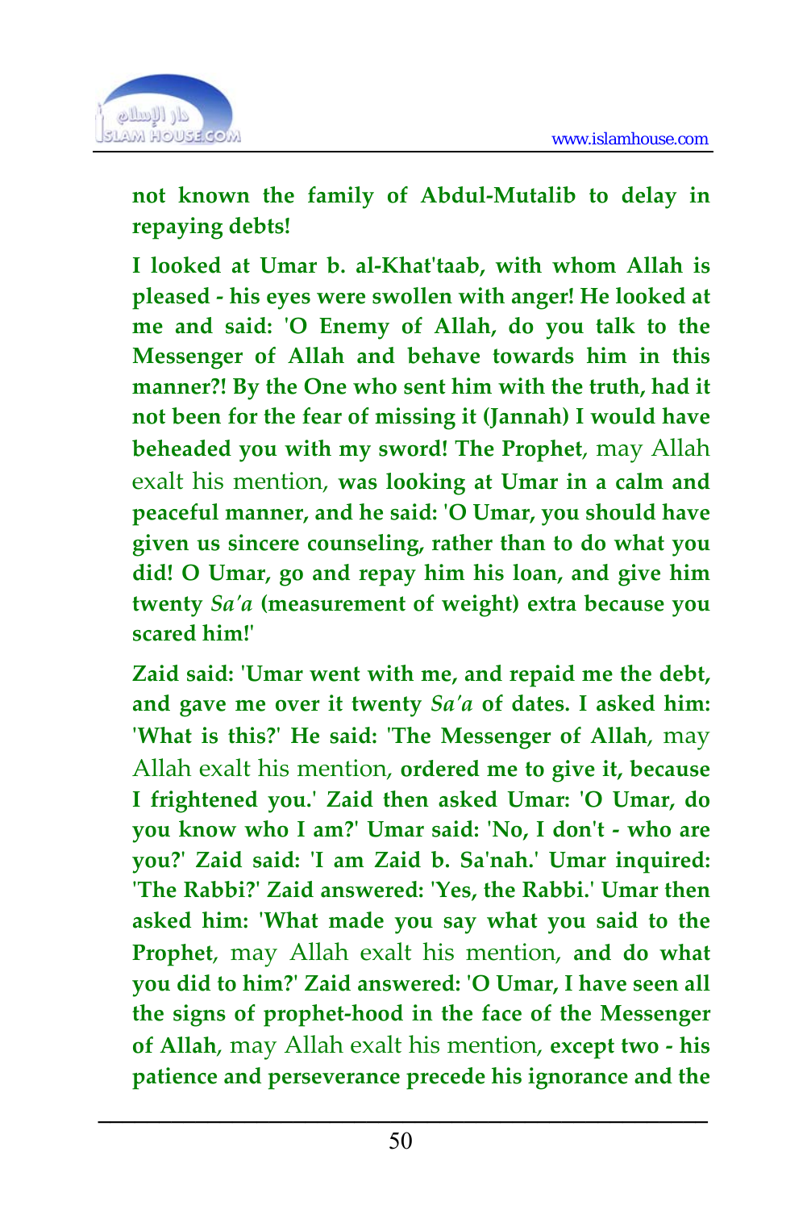**not known the family of Abdul-Mutalib to delay in repaying debts!**

**I looked at Umar b. al-Khat'taab, with whom Allah is pleased - his eyes were swollen with anger! He looked at me and said: 'O Enemy of Allah, do you talk to the Messenger of Allah and behave towards him in this manner?! By the One who sent him with the truth, had it not been for the fear of missing it (Jannah) I would have beheaded you with my sword! The Prophet**, may Allah exalt his mention, **was looking at Umar in a calm and peaceful manner, and he said: 'O Umar, you should have given us sincere counseling, rather than to do what you did! O Umar, go and repay him his loan, and give him twenty *Sa'a* (measurement of weight) extra because you scared him!'**

**Zaid said: 'Umar went with me, and repaid me the debt, and gave me over it twenty *Sa'a* of dates. I asked him: 'What is this?' He said: 'The Messenger of Allah**, may Allah exalt his mention, **ordered me to give it, because I frightened you.' Zaid then asked Umar: 'O Umar, do you know who I am?' Umar said: 'No, I don't - who are you?' Zaid said: 'I am Zaid b. Sa'nah.' Umar inquired: 'The Rabbi?' Zaid answered: 'Yes, the Rabbi.' Umar then asked him: 'What made you say what you said to the Prophet**, may Allah exalt his mention, **and do what you did to him?' Zaid answered: 'O Umar, I have seen all the signs of prophet-hood in the face of the Messenger of Allah**, may Allah exalt his mention, **except two - his patience and perseverance precede his ignorance and the**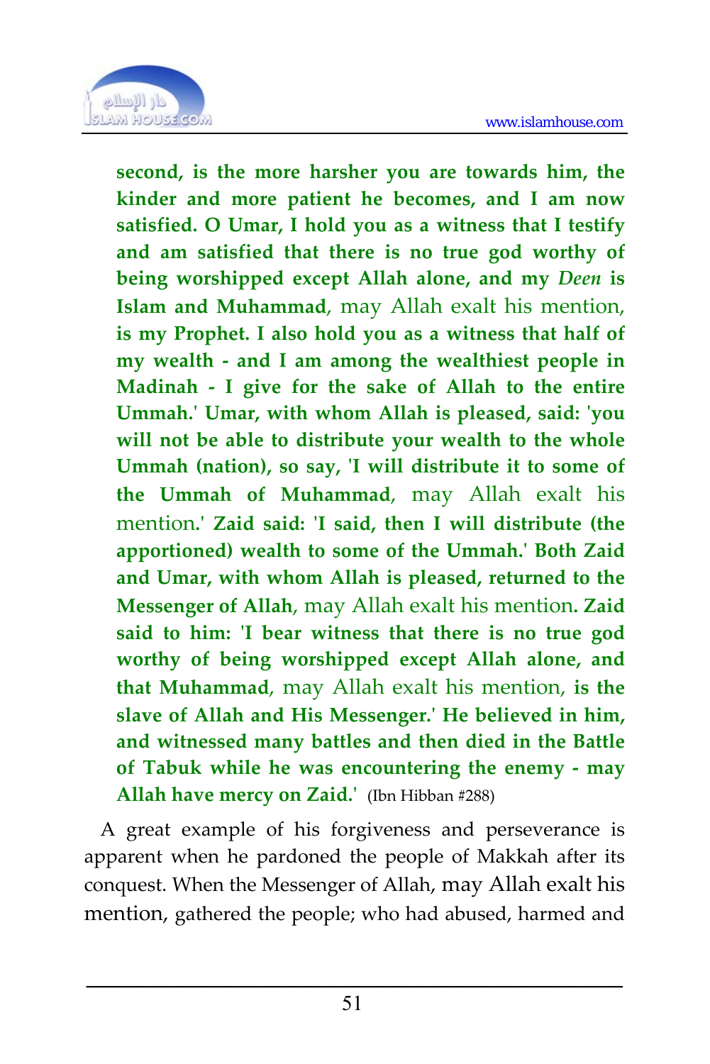**second, is the more harsher you are towards him, the kinder and more patient he becomes, and I am now satisfied. O Umar, I hold you as a witness that I testify and am satisfied that there is no true god worthy of being worshipped except Allah alone, and my *Deen* is Islam and Muhammad**, may Allah exalt his mention, **is my Prophet. I also hold you as a witness that half of my wealth - and I am among the wealthiest people in Madinah - I give for the sake of Allah to the entire Ummah.' Umar, with whom Allah is pleased, said: 'you will not be able to distribute your wealth to the whole Ummah (nation), so say, 'I will distribute it to some of the Ummah of Muhammad**, may Allah exalt his mention.' **Zaid said: 'I said, then I will distribute (the apportioned) wealth to some of the Ummah.' Both Zaid and Umar, with whom Allah is pleased, returned to the Messenger of Allah**, may Allah exalt his mention**. Zaid said to him: 'I bear witness that there is no true god worthy of being worshipped except Allah alone, and that Muhammad**, may Allah exalt his mention, **is the slave of Allah and His Messenger.' He believed in him, and witnessed many battles and then died in the Battle of Tabuk while he was encountering the enemy - may Allah have mercy on Zaid.'** (Ibn Hibban #288)

A great example of his forgiveness and perseverance is apparent when he pardoned the people of Makkah after its conquest. When the Messenger of Allah, may Allah exalt his mention, gathered the people; who had abused, harmed and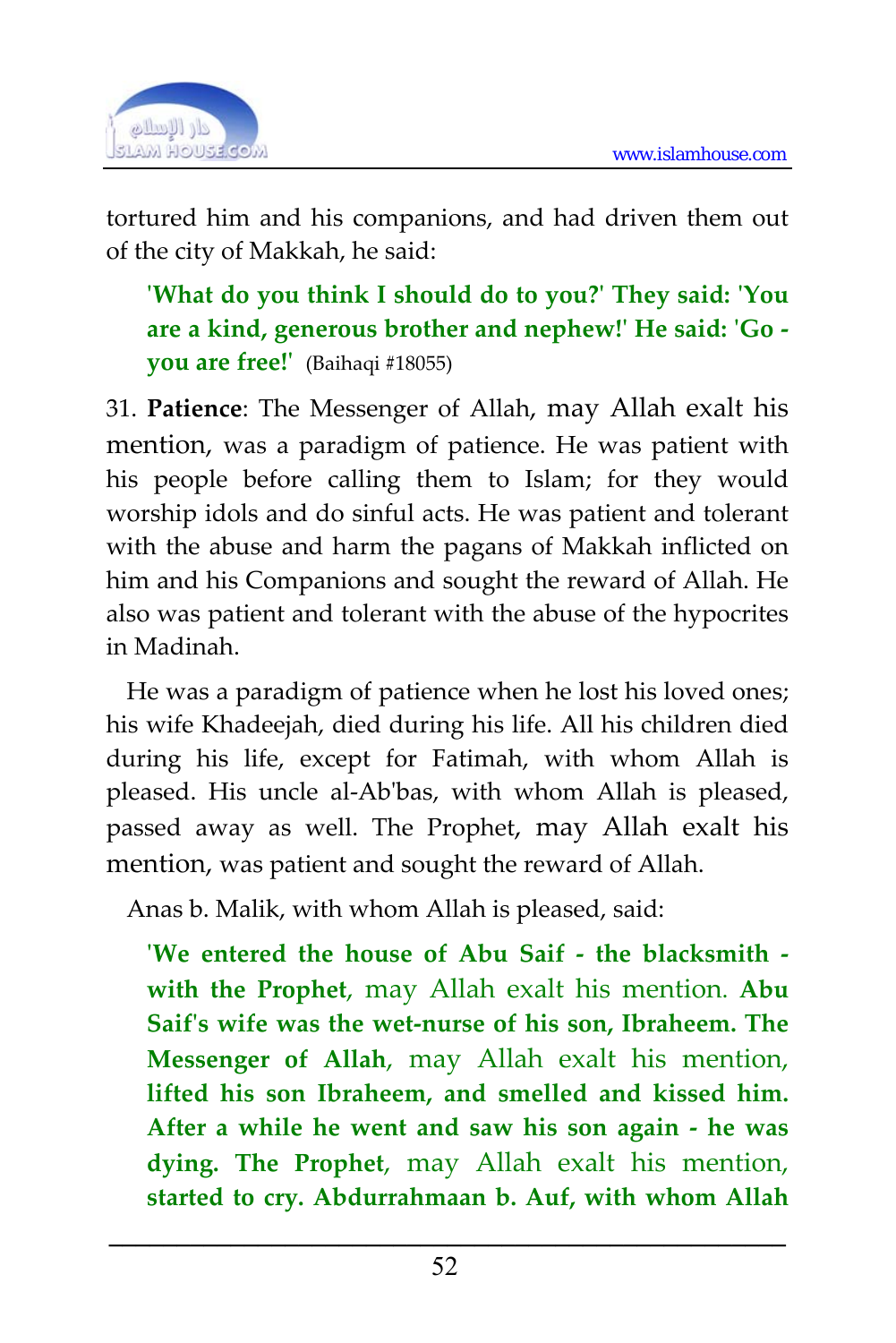tortured him and his companions, and had driven them out of the city of Makkah, he said:

> **'What do you think I should do to you?' They said: 'You are a kind, generous brother and nephew!' He said: 'Go - you are free!'** (Baihaqi #18055)

31. **Patience**: The Messenger of Allah, may Allah exalt his mention, was a paradigm of patience. He was patient with his people before calling them to Islam; for they would worship idols and do sinful acts. He was patient and tolerant with the abuse and harm the pagans of Makkah inflicted on him and his Companions and sought the reward of Allah. He also was patient and tolerant with the abuse of the hypocrites in Madinah.

He was a paradigm of patience when he lost his loved ones; his wife Khadeejah, died during his life. All his children died during his life, except for Fatimah, with whom Allah is pleased. His uncle al-Ab'bas, with whom Allah is pleased, passed away as well. The Prophet, may Allah exalt his mention, was patient and sought the reward of Allah.

Anas b. Malik, with whom Allah is pleased, said:

> **'We entered the house of Abu Saif - the blacksmith - with the Prophet**, may Allah exalt his mention. **Abu Saif's wife was the wet-nurse of his son, Ibraheem. The Messenger of Allah**, may Allah exalt his mention, **lifted his son Ibraheem, and smelled and kissed him. After a while he went and saw his son again - he was dying. The Prophet**, may Allah exalt his mention, **started to cry. Abdurrahmaan b. Auf, with whom Allah**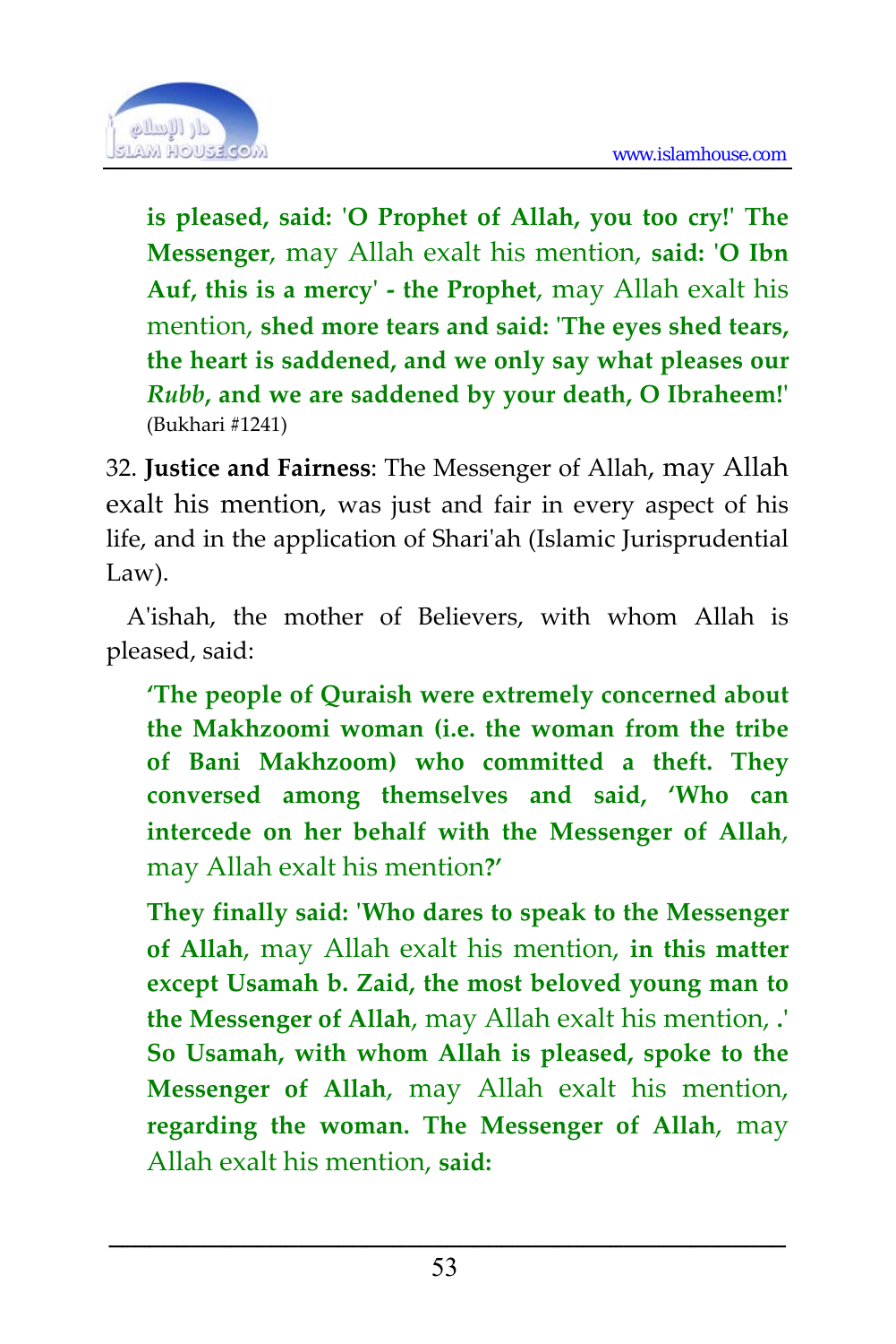> **is pleased, said: 'O Prophet of Allah, you too cry!' The Messenger**, may Allah exalt his mention, **said: 'O Ibn Auf, this is a mercy' - the Prophet**, may Allah exalt his mention, **shed more tears and said: 'The eyes shed tears, the heart is saddened, and we only say what pleases our *Rubb*, and we are saddened by your death, O Ibraheem!'** (Bukhari #1241)

32. **Justice and Fairness**: The Messenger of Allah, may Allah exalt his mention, was just and fair in every aspect of his life, and in the application of Shari'ah (Islamic Jurisprudential Law).

A'ishah, the mother of Believers, with whom Allah is pleased, said:

> **'The people of Quraish were extremely concerned about the Makhzoomi woman (i.e. the woman from the tribe of Bani Makhzoom) who committed a theft. They conversed among themselves and said, 'Who can intercede on her behalf with the Messenger of Allah**, may Allah exalt his mention**?'**
>
> **They finally said: 'Who dares to speak to the Messenger of Allah**, may Allah exalt his mention, **in this matter except Usamah b. Zaid, the most beloved young man to the Messenger of Allah**, may Allah exalt his mention, **.' So Usamah, with whom Allah is pleased, spoke to the Messenger of Allah**, may Allah exalt his mention, **regarding the woman. The Messenger of Allah**, may Allah exalt his mention, **said:**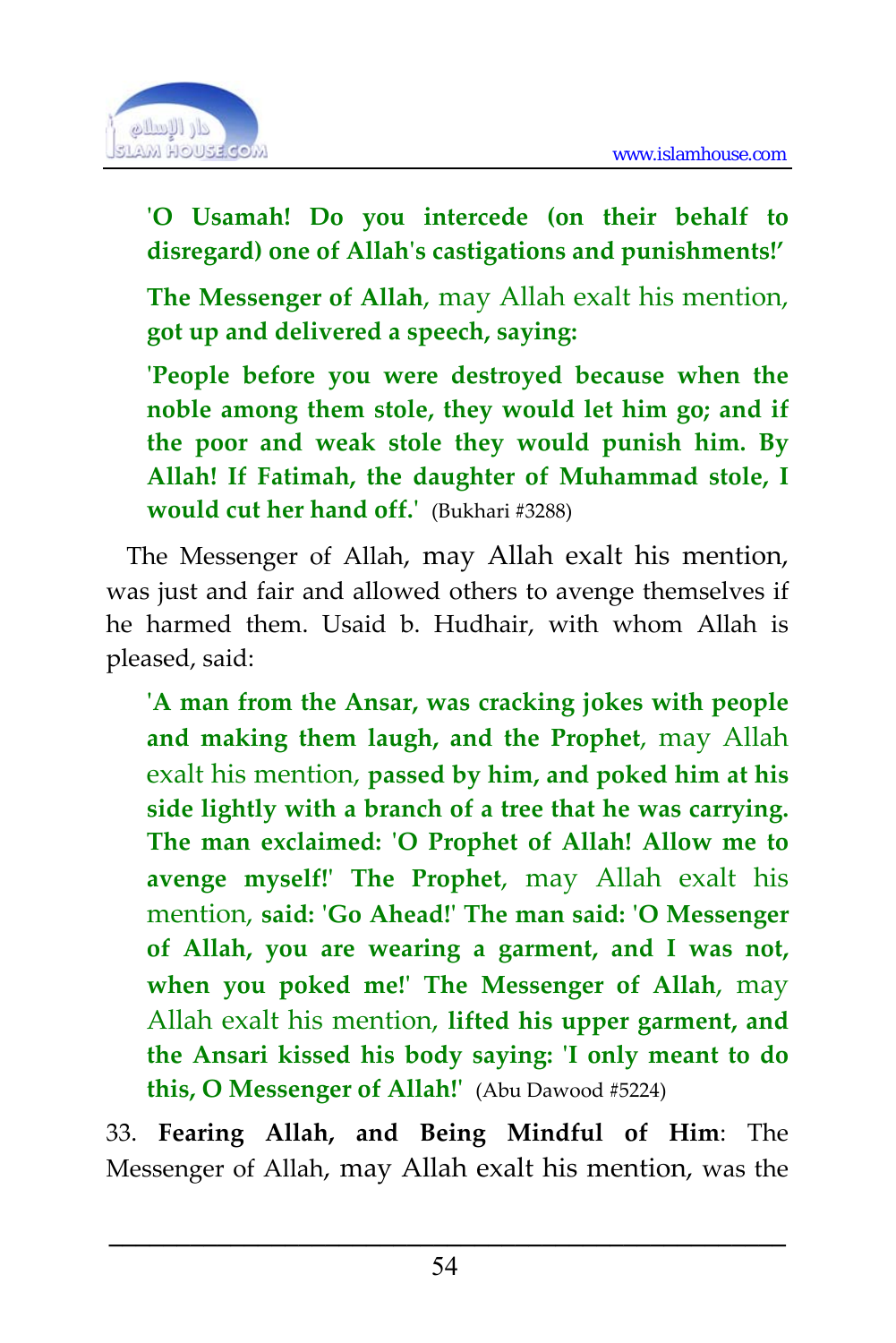**'O Usamah! Do you intercede (on their behalf to disregard) one of Allah's castigations and punishments!'**

**The Messenger of Allah**, may Allah exalt his mention, **got up and delivered a speech, saying:**

**'People before you were destroyed because when the noble among them stole, they would let him go; and if the poor and weak stole they would punish him. By Allah! If Fatimah, the daughter of Muhammad stole, I would cut her hand off.'** (Bukhari #3288)

The Messenger of Allah, may Allah exalt his mention, was just and fair and allowed others to avenge themselves if he harmed them. Usaid b. Hudhair, with whom Allah is pleased, said:

**'A man from the Ansar, was cracking jokes with people and making them laugh, and the Prophet**, may Allah exalt his mention, **passed by him, and poked him at his side lightly with a branch of a tree that he was carrying. The man exclaimed: 'O Prophet of Allah! Allow me to avenge myself!' The Prophet**, may Allah exalt his mention, **said: 'Go Ahead!' The man said: 'O Messenger of Allah, you are wearing a garment, and I was not, when you poked me!' The Messenger of Allah**, may Allah exalt his mention, **lifted his upper garment, and the Ansari kissed his body saying: 'I only meant to do this, O Messenger of Allah!'** (Abu Dawood #5224)

33. **Fearing Allah, and Being Mindful of Him**: The Messenger of Allah, may Allah exalt his mention, was the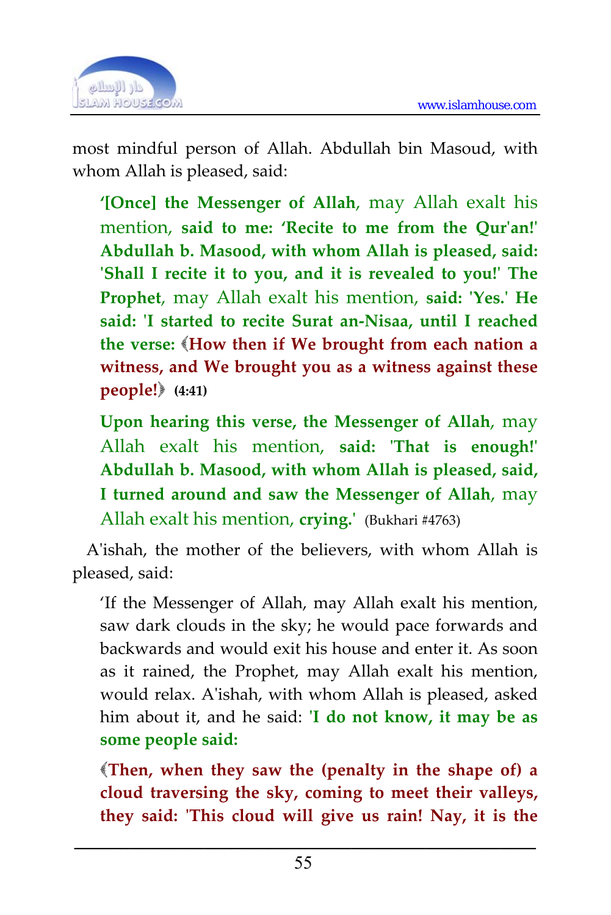most mindful person of Allah. Abdullah bin Masoud, with whom Allah is pleased, said:

> **'[Once] the Messenger of Allah**, may Allah exalt his mention, **said to me: 'Recite to me from the Qur'an!' Abdullah b. Masood, with whom Allah is pleased, said: 'Shall I recite it to you, and it is revealed to you!' The Prophet**, may Allah exalt his mention, **said: 'Yes.' He said: 'I started to recite Surat an-Nisaa, until I reached the verse: ﴾How then if We brought from each nation a witness, and We brought you as a witness against these people!﴿ (4:41)**
>
> **Upon hearing this verse, the Messenger of Allah**, may Allah exalt his mention, **said: 'That is enough!' Abdullah b. Masood, with whom Allah is pleased, said, I turned around and saw the Messenger of Allah**, may Allah exalt his mention, **crying.'** (Bukhari #4763)

A'ishah, the mother of the believers, with whom Allah is pleased, said:

> 'If the Messenger of Allah, may Allah exalt his mention, saw dark clouds in the sky; he would pace forwards and backwards and would exit his house and enter it. As soon as it rained, the Prophet, may Allah exalt his mention, would relax. A'ishah, with whom Allah is pleased, asked him about it, and he said: **'I do not know, it may be as some people said:**
>
> **﴾Then, when they saw the (penalty in the shape of) a cloud traversing the sky, coming to meet their valleys, they said: 'This cloud will give us rain! Nay, it is the**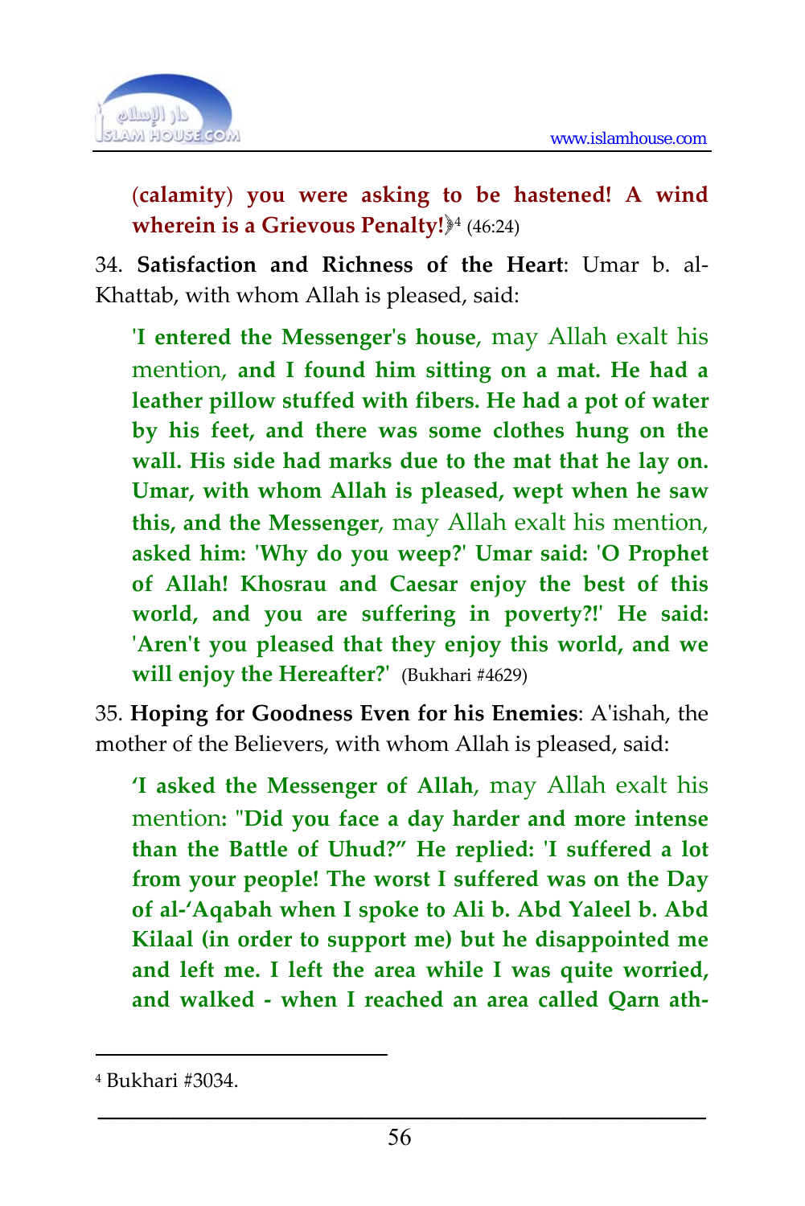> **(calamity) you were asking to be hastened! A wind wherein is a Grievous Penalty!**﴿[4] (46:24)

34. **Satisfaction and Richness of the Heart**: Umar b. al-Khattab, with whom Allah is pleased, said:

> **'I entered the Messenger's house**, may Allah exalt his mention, **and I found him sitting on a mat. He had a leather pillow stuffed with fibers. He had a pot of water by his feet, and there was some clothes hung on the wall. His side had marks due to the mat that he lay on. Umar, with whom Allah is pleased, wept when he saw this, and the Messenger**, may Allah exalt his mention, **asked him: 'Why do you weep?' Umar said: 'O Prophet of Allah! Khosrau and Caesar enjoy the best of this world, and you are suffering in poverty?!' He said: 'Aren't you pleased that they enjoy this world, and we will enjoy the Hereafter?'** (Bukhari #4629)

35. **Hoping for Goodness Even for his Enemies**: A'ishah, the mother of the Believers, with whom Allah is pleased, said:

> **'I asked the Messenger of Allah**, may Allah exalt his mention: **"Did you face a day harder and more intense than the Battle of Uhud?" He replied: 'I suffered a lot from your people! The worst I suffered was on the Day of al-'Aqabah when I spoke to Ali b. Abd Yaleel b. Abd Kilaal (in order to support me) but he disappointed me and left me. I left the area while I was quite worried, and walked - when I reached an area called Qarn ath-**

[4] Bukhari #3034.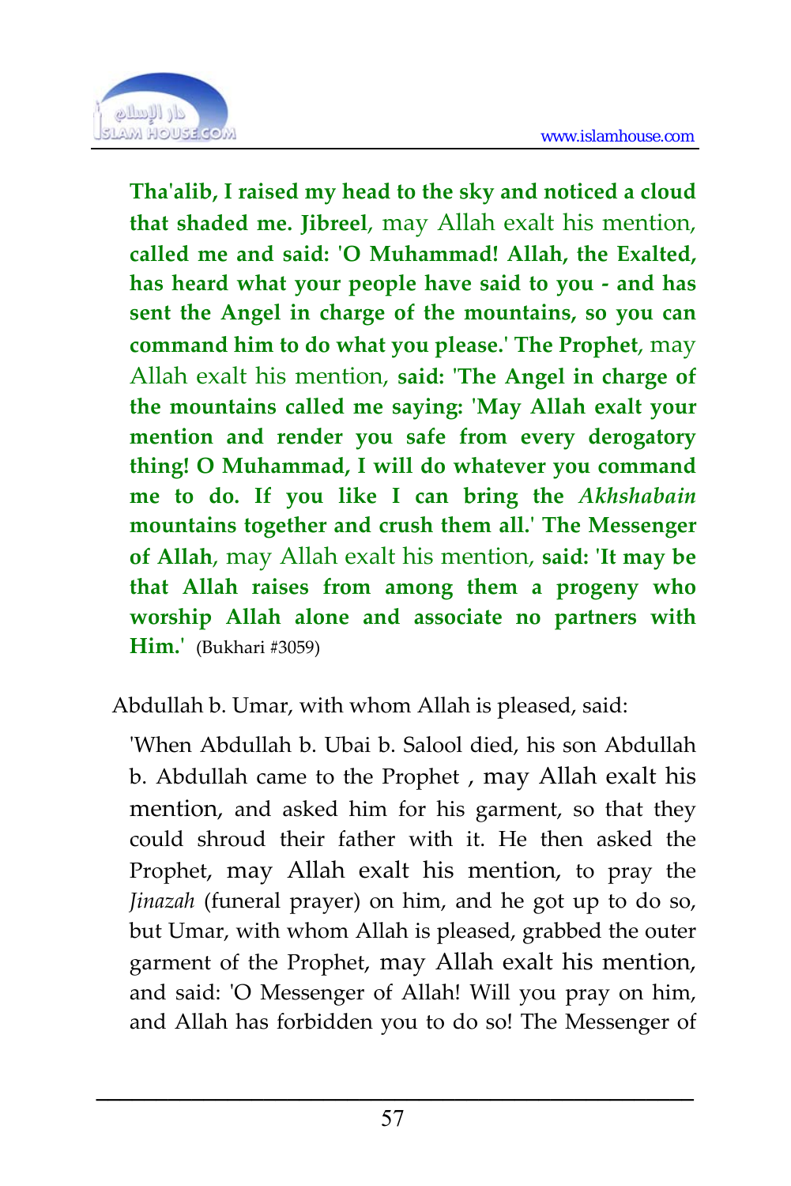**Tha'alib, I raised my head to the sky and noticed a cloud that shaded me. Jibreel**, may Allah exalt his mention, **called me and said: 'O Muhammad! Allah, the Exalted, has heard what your people have said to you - and has sent the Angel in charge of the mountains, so you can command him to do what you please.' The Prophet**, may Allah exalt his mention, **said: 'The Angel in charge of the mountains called me saying: 'May Allah exalt your mention and render you safe from every derogatory thing! O Muhammad, I will do whatever you command me to do. If you like I can bring the *Akhshabain* mountains together and crush them all.' The Messenger of Allah**, may Allah exalt his mention, **said: 'It may be that Allah raises from among them a progeny who worship Allah alone and associate no partners with Him.'** (Bukhari #3059)

Abdullah b. Umar, with whom Allah is pleased, said:

'When Abdullah b. Ubai b. Salool died, his son Abdullah b. Abdullah came to the Prophet , may Allah exalt his mention, and asked him for his garment, so that they could shroud their father with it. He then asked the Prophet, may Allah exalt his mention, to pray the *Jinazah* (funeral prayer) on him, and he got up to do so, but Umar, with whom Allah is pleased, grabbed the outer garment of the Prophet, may Allah exalt his mention, and said: 'O Messenger of Allah! Will you pray on him, and Allah has forbidden you to do so! The Messenger of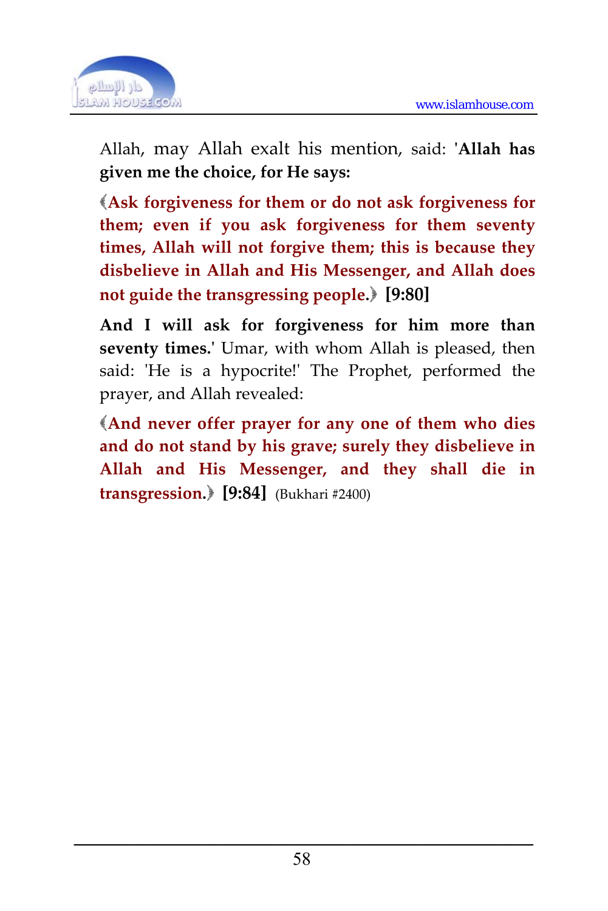Allah, may Allah exalt his mention, said: '**Allah has given me the choice, for He says:**

**﴾Ask forgiveness for them or do not ask forgiveness for them; even if you ask forgiveness for them seventy times, Allah will not forgive them; this is because they disbelieve in Allah and His Messenger, and Allah does not guide the transgressing people.﴿ [9:80]**

**And I will ask for forgiveness for him more than seventy times.**' Umar, with whom Allah is pleased, then said: 'He is a hypocrite!' The Prophet, performed the prayer, and Allah revealed:

**﴾And never offer prayer for any one of them who dies and do not stand by his grave; surely they disbelieve in Allah and His Messenger, and they shall die in transgression.﴿ [9:84]** (Bukhari #2400)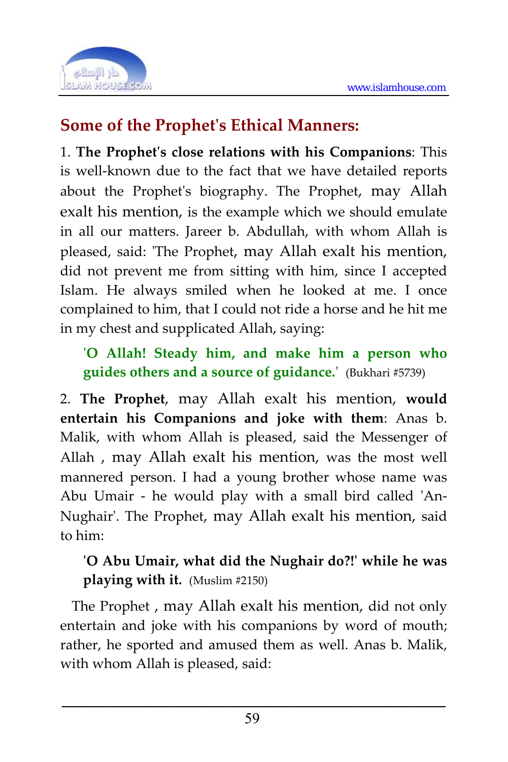## Some of the Prophet's Ethical Manners:

1. **The Prophet's close relations with his Companions**: This is well-known due to the fact that we have detailed reports about the Prophet's biography. The Prophet, may Allah exalt his mention, is the example which we should emulate in all our matters. Jareer b. Abdullah, with whom Allah is pleased, said: 'The Prophet, may Allah exalt his mention, did not prevent me from sitting with him, since I accepted Islam. He always smiled when he looked at me. I once complained to him, that I could not ride a horse and he hit me in my chest and supplicated Allah, saying:

> **'O Allah! Steady him, and make him a person who guides others and a source of guidance.'** (Bukhari #5739)

2. **The Prophet**, may Allah exalt his mention, **would entertain his Companions and joke with them**: Anas b. Malik, with whom Allah is pleased, said the Messenger of Allah , may Allah exalt his mention, was the most well mannered person. I had a young brother whose name was Abu Umair - he would play with a small bird called 'An-Nughair'. The Prophet, may Allah exalt his mention, said to him:

> **'O Abu Umair, what did the Nughair do?!' while he was playing with it.** (Muslim #2150)

The Prophet , may Allah exalt his mention, did not only entertain and joke with his companions by word of mouth; rather, he sported and amused them as well. Anas b. Malik, with whom Allah is pleased, said: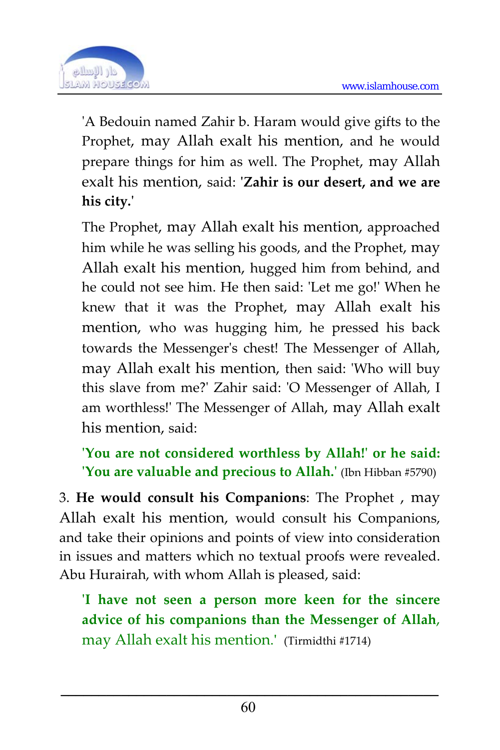'A Bedouin named Zahir b. Haram would give gifts to the Prophet, may Allah exalt his mention, and he would prepare things for him as well. The Prophet, may Allah exalt his mention, said: '**Zahir is our desert, and we are his city.**'

The Prophet, may Allah exalt his mention, approached him while he was selling his goods, and the Prophet, may Allah exalt his mention, hugged him from behind, and he could not see him. He then said: 'Let me go!' When he knew that it was the Prophet, may Allah exalt his mention, who was hugging him, he pressed his back towards the Messenger's chest! The Messenger of Allah, may Allah exalt his mention, then said: 'Who will buy this slave from me?' Zahir said: 'O Messenger of Allah, I am worthless!' The Messenger of Allah, may Allah exalt his mention, said:

**'You are not considered worthless by Allah!' or he said: 'You are valuable and precious to Allah.'** (Ibn Hibban #5790)

3. **He would consult his Companions**: The Prophet , may Allah exalt his mention, would consult his Companions, and take their opinions and points of view into consideration in issues and matters which no textual proofs were revealed. Abu Hurairah, with whom Allah is pleased, said:

**'I have not seen a person more keen for the sincere advice of his companions than the Messenger of Allah,** may Allah exalt his mention.' (Tirmidthi #1714)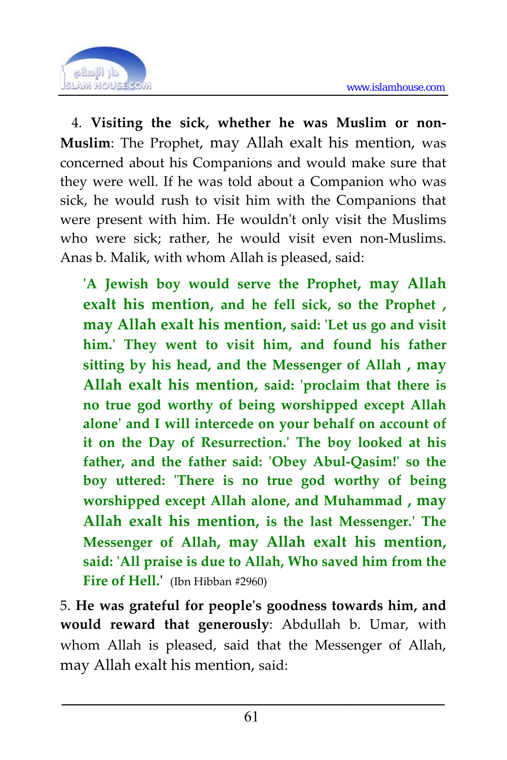4. **Visiting the sick, whether he was Muslim or non-Muslim**: The Prophet, may Allah exalt his mention, was concerned about his Companions and would make sure that they were well. If he was told about a Companion who was sick, he would rush to visit him with the Companions that were present with him. He wouldn't only visit the Muslims who were sick; rather, he would visit even non-Muslims. Anas b. Malik, with whom Allah is pleased, said:

> **'A Jewish boy would serve the Prophet, may Allah exalt his mention, and he fell sick, so the Prophet , may Allah exalt his mention, said: 'Let us go and visit him.' They went to visit him, and found his father sitting by his head, and the Messenger of Allah , may Allah exalt his mention, said: 'proclaim that there is no true god worthy of being worshipped except Allah alone' and I will intercede on your behalf on account of it on the Day of Resurrection.' The boy looked at his father, and the father said: 'Obey Abul-Qasim!' so the boy uttered: 'There is no true god worthy of being worshipped except Allah alone, and Muhammad , may Allah exalt his mention, is the last Messenger.' The Messenger of Allah, may Allah exalt his mention, said: 'All praise is due to Allah, Who saved him from the Fire of Hell.'** (Ibn Hibban #2960)

5. **He was grateful for people's goodness towards him, and would reward that generously**: Abdullah b. Umar, with whom Allah is pleased, said that the Messenger of Allah, may Allah exalt his mention, said: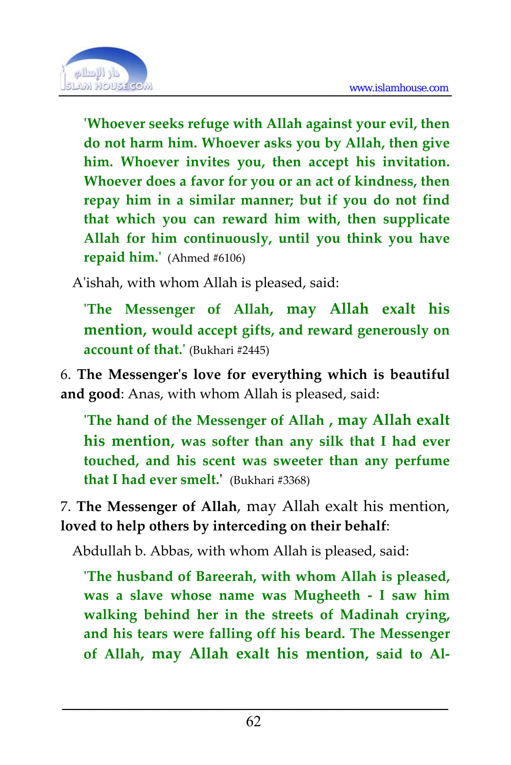**'Whoever seeks refuge with Allah against your evil, then do not harm him. Whoever asks you by Allah, then give him. Whoever invites you, then accept his invitation. Whoever does a favor for you or an act of kindness, then repay him in a similar manner; but if you do not find that which you can reward him with, then supplicate Allah for him continuously, until you think you have repaid him.'** (Ahmed #6106)

A'ishah, with whom Allah is pleased, said:

**'The Messenger of Allah, may Allah exalt his mention, would accept gifts, and reward generously on account of that.'** (Bukhari #2445)

6. **The Messenger's love for everything which is beautiful and good**: Anas, with whom Allah is pleased, said:

**'The hand of the Messenger of Allah , may Allah exalt his mention, was softer than any silk that I had ever touched, and his scent was sweeter than any perfume that I had ever smelt.'** (Bukhari #3368)

7. **The Messenger of Allah**, may Allah exalt his mention, **loved to help others by interceding on their behalf**:

Abdullah b. Abbas, with whom Allah is pleased, said:

**'The husband of Bareerah, with whom Allah is pleased, was a slave whose name was Mugheeth - I saw him walking behind her in the streets of Madinah crying, and his tears were falling off his beard. The Messenger of Allah, may Allah exalt his mention, said to Al-**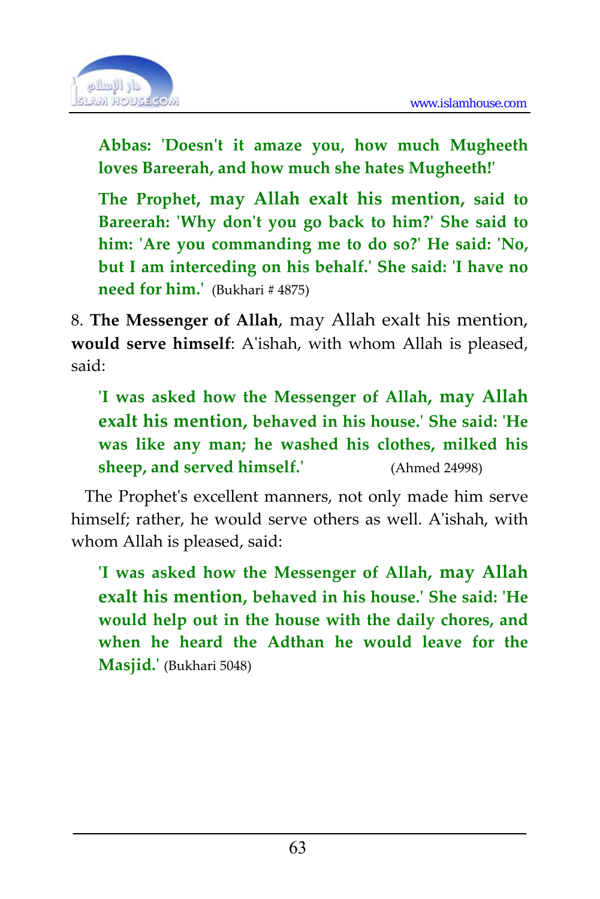**Abbas: 'Doesn't it amaze you, how much Mugheeth loves Bareerah, and how much she hates Mugheeth!'**

**The Prophet, may Allah exalt his mention, said to Bareerah: 'Why don't you go back to him?' She said to him: 'Are you commanding me to do so?' He said: 'No, but I am interceding on his behalf.' She said: 'I have no need for him.'** (Bukhari # 4875)

8. **The Messenger of Allah**, may Allah exalt his mention, **would serve himself**: A'ishah, with whom Allah is pleased, said:

**'I was asked how the Messenger of Allah, may Allah exalt his mention, behaved in his house.' She said: 'He was like any man; he washed his clothes, milked his sheep, and served himself.'** (Ahmed 24998)

The Prophet's excellent manners, not only made him serve himself; rather, he would serve others as well. A'ishah, with whom Allah is pleased, said:

**'I was asked how the Messenger of Allah, may Allah exalt his mention, behaved in his house.' She said: 'He would help out in the house with the daily chores, and when he heard the Adthan he would leave for the Masjid.'** (Bukhari 5048)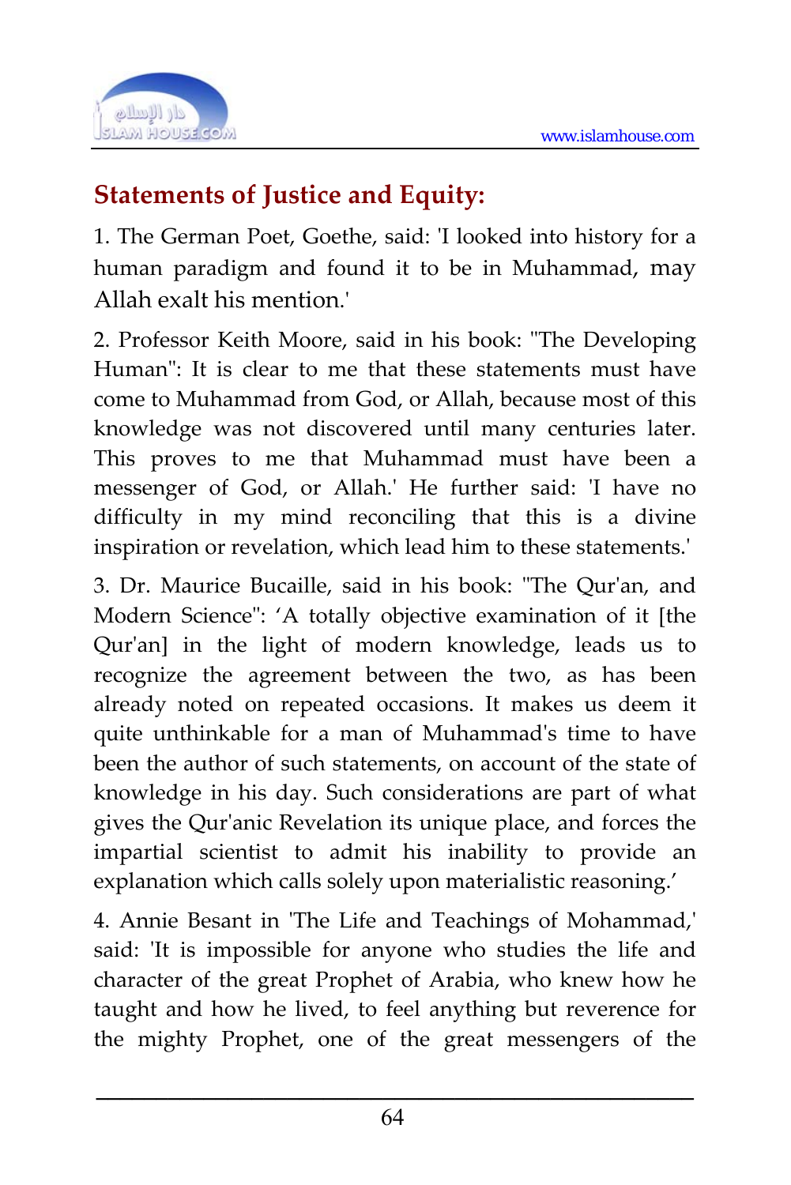## Statements of Justice and Equity:

1. The German Poet, Goethe, said: 'I looked into history for a human paradigm and found it to be in Muhammad, may Allah exalt his mention.'

2. Professor Keith Moore, said in his book: "The Developing Human": It is clear to me that these statements must have come to Muhammad from God, or Allah, because most of this knowledge was not discovered until many centuries later. This proves to me that Muhammad must have been a messenger of God, or Allah.' He further said: 'I have no difficulty in my mind reconciling that this is a divine inspiration or revelation, which lead him to these statements.'

3. Dr. Maurice Bucaille, said in his book: "The Qur'an, and Modern Science": 'A totally objective examination of it [the Qur'an] in the light of modern knowledge, leads us to recognize the agreement between the two, as has been already noted on repeated occasions. It makes us deem it quite unthinkable for a man of Muhammad's time to have been the author of such statements, on account of the state of knowledge in his day. Such considerations are part of what gives the Qur'anic Revelation its unique place, and forces the impartial scientist to admit his inability to provide an explanation which calls solely upon materialistic reasoning.'

4. Annie Besant in 'The Life and Teachings of Mohammad,' said: 'It is impossible for anyone who studies the life and character of the great Prophet of Arabia, who knew how he taught and how he lived, to feel anything but reverence for the mighty Prophet, one of the great messengers of the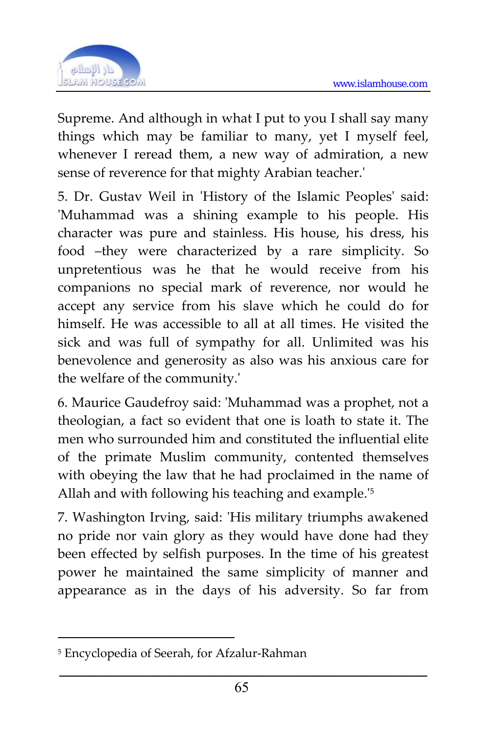Supreme. And although in what I put to you I shall say many things which may be familiar to many, yet I myself feel, whenever I reread them, a new way of admiration, a new sense of reverence for that mighty Arabian teacher.'

5. Dr. Gustav Weil in 'History of the Islamic Peoples' said: 'Muhammad was a shining example to his people. His character was pure and stainless. His house, his dress, his food –they were characterized by a rare simplicity. So unpretentious was he that he would receive from his companions no special mark of reverence, nor would he accept any service from his slave which he could do for himself. He was accessible to all at all times. He visited the sick and was full of sympathy for all. Unlimited was his benevolence and generosity as also was his anxious care for the welfare of the community.'

6. Maurice Gaudefroy said: 'Muhammad was a prophet, not a theologian, a fact so evident that one is loath to state it. The men who surrounded him and constituted the influential elite of the primate Muslim community, contented themselves with obeying the law that he had proclaimed in the name of Allah and with following his teaching and example.'[5]

7. Washington Irving, said: 'His military triumphs awakened no pride nor vain glory as they would have done had they been effected by selfish purposes. In the time of his greatest power he maintained the same simplicity of manner and appearance as in the days of his adversity. So far from

---

[5] Encyclopedia of Seerah, for Afzalur-Rahman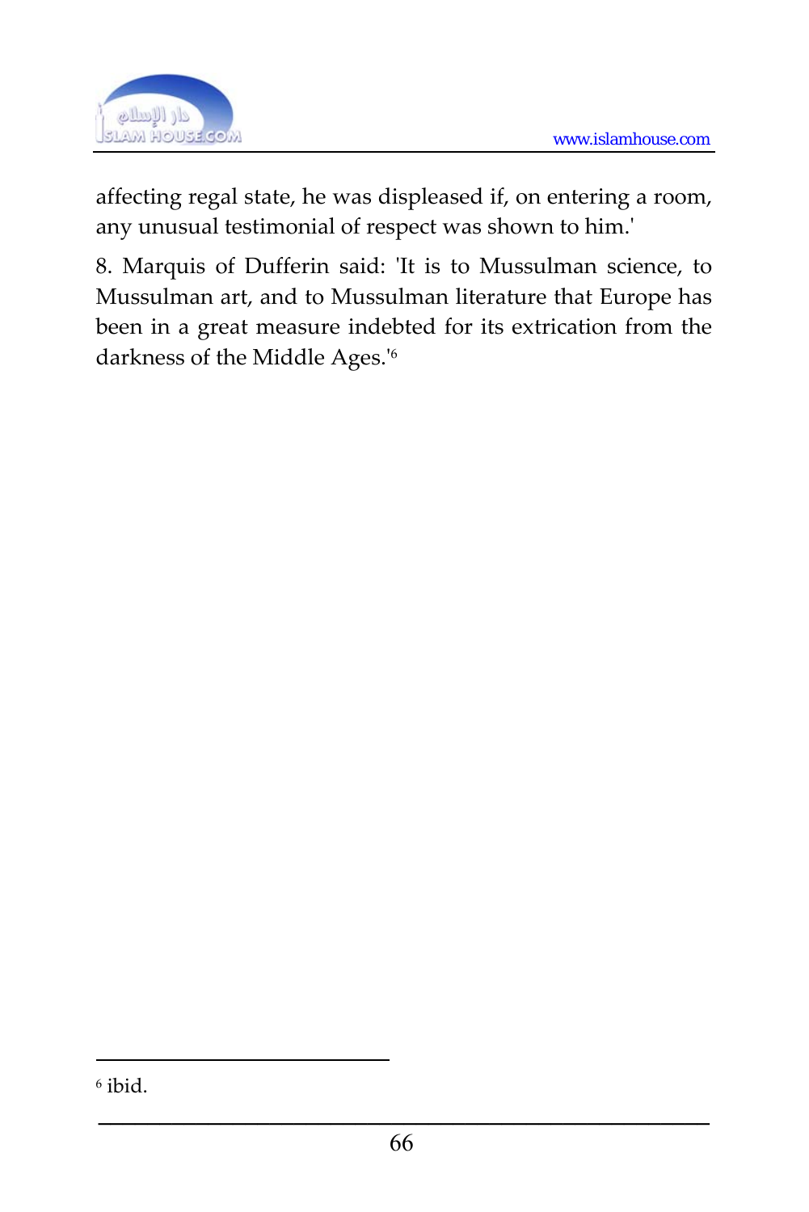affecting regal state, he was displeased if, on entering a room, any unusual testimonial of respect was shown to him.'

8. Marquis of Dufferin said: 'It is to Mussulman science, to Mussulman art, and to Mussulman literature that Europe has been in a great measure indebted for its extrication from the darkness of the Middle Ages.'[6]

---

[6] ibid.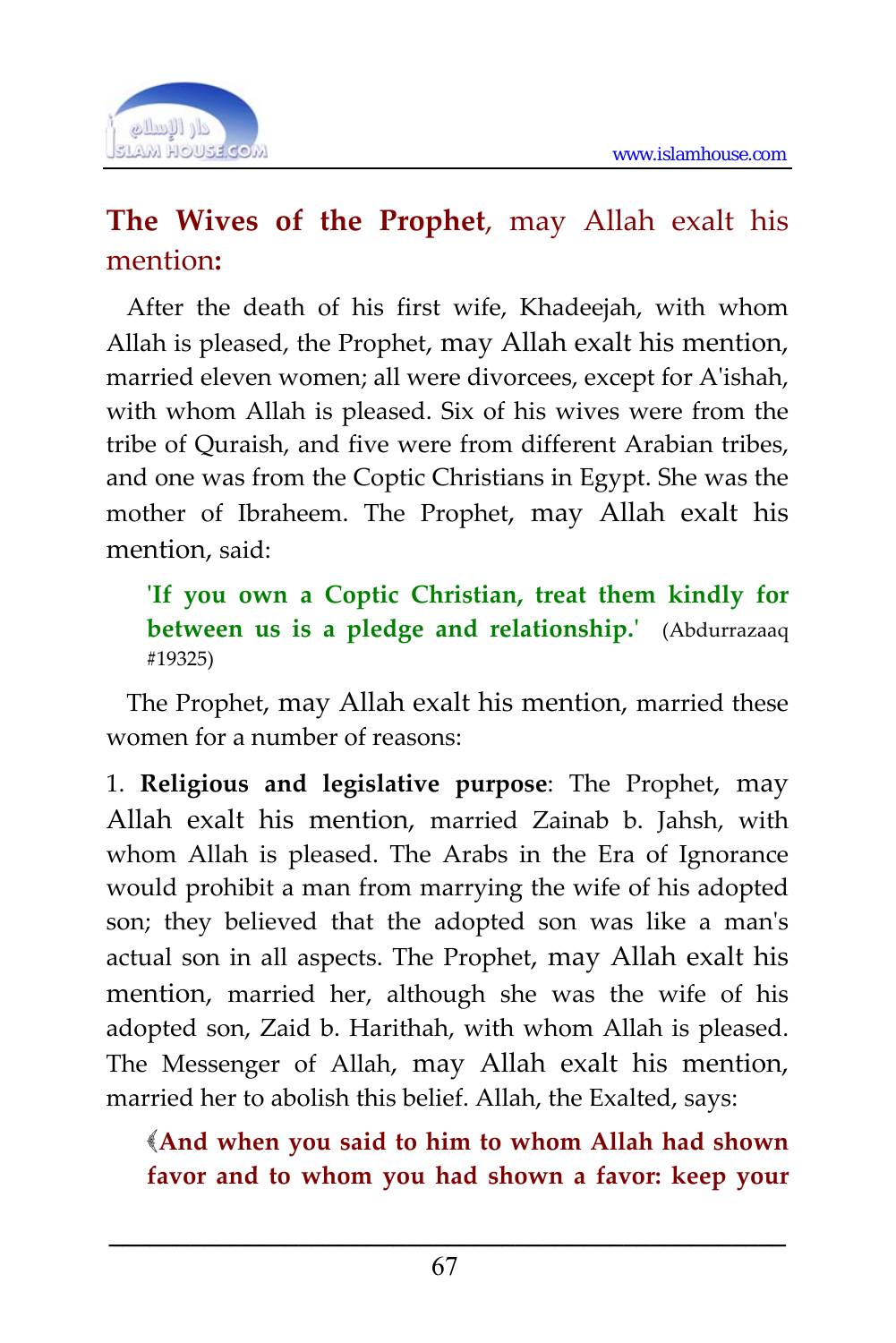## **The Wives of the Prophet**, may Allah exalt his mention**:**

After the death of his first wife, Khadeejah, with whom Allah is pleased, the Prophet, may Allah exalt his mention, married eleven women; all were divorcees, except for A'ishah, with whom Allah is pleased. Six of his wives were from the tribe of Quraish, and five were from different Arabian tribes, and one was from the Coptic Christians in Egypt. She was the mother of Ibraheem. The Prophet, may Allah exalt his mention, said:

> **'If you own a Coptic Christian, treat them kindly for between us is a pledge and relationship.'** (Abdurrazaaq #19325)

The Prophet, may Allah exalt his mention, married these women for a number of reasons:

1. **Religious and legislative purpose**: The Prophet, may Allah exalt his mention, married Zainab b. Jahsh, with whom Allah is pleased. The Arabs in the Era of Ignorance would prohibit a man from marrying the wife of his adopted son; they believed that the adopted son was like a man's actual son in all aspects. The Prophet, may Allah exalt his mention, married her, although she was the wife of his adopted son, Zaid b. Harithah, with whom Allah is pleased. The Messenger of Allah, may Allah exalt his mention, married her to abolish this belief. Allah, the Exalted, says:

> ﴾**And when you said to him to whom Allah had shown favor and to whom you had shown a favor: keep your**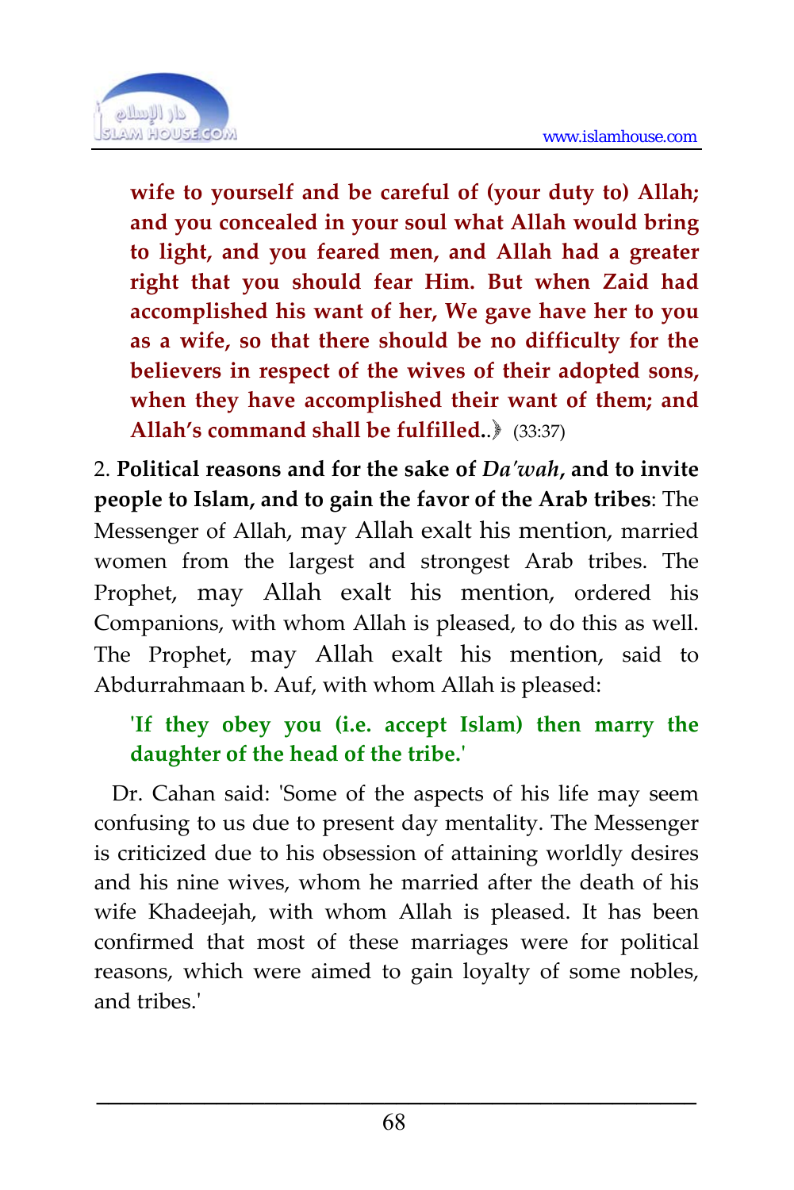**wife to yourself and be careful of (your duty to) Allah; and you concealed in your soul what Allah would bring to light, and you feared men, and Allah had a greater right that you should fear Him. But when Zaid had accomplished his want of her, We gave have her to you as a wife, so that there should be no difficulty for the believers in respect of the wives of their adopted sons, when they have accomplished their want of them; and Allah's command shall be fulfilled..**》 (33:37)

2. **Political reasons and for the sake of *Da'wah*, and to invite people to Islam, and to gain the favor of the Arab tribes**: The Messenger of Allah, may Allah exalt his mention, married women from the largest and strongest Arab tribes. The Prophet, may Allah exalt his mention, ordered his Companions, with whom Allah is pleased, to do this as well. The Prophet, may Allah exalt his mention, said to Abdurrahmaan b. Auf, with whom Allah is pleased:

> **'If they obey you (i.e. accept Islam) then marry the daughter of the head of the tribe.'**

Dr. Cahan said: 'Some of the aspects of his life may seem confusing to us due to present day mentality. The Messenger is criticized due to his obsession of attaining worldly desires and his nine wives, whom he married after the death of his wife Khadeejah, with whom Allah is pleased. It has been confirmed that most of these marriages were for political reasons, which were aimed to gain loyalty of some nobles, and tribes.'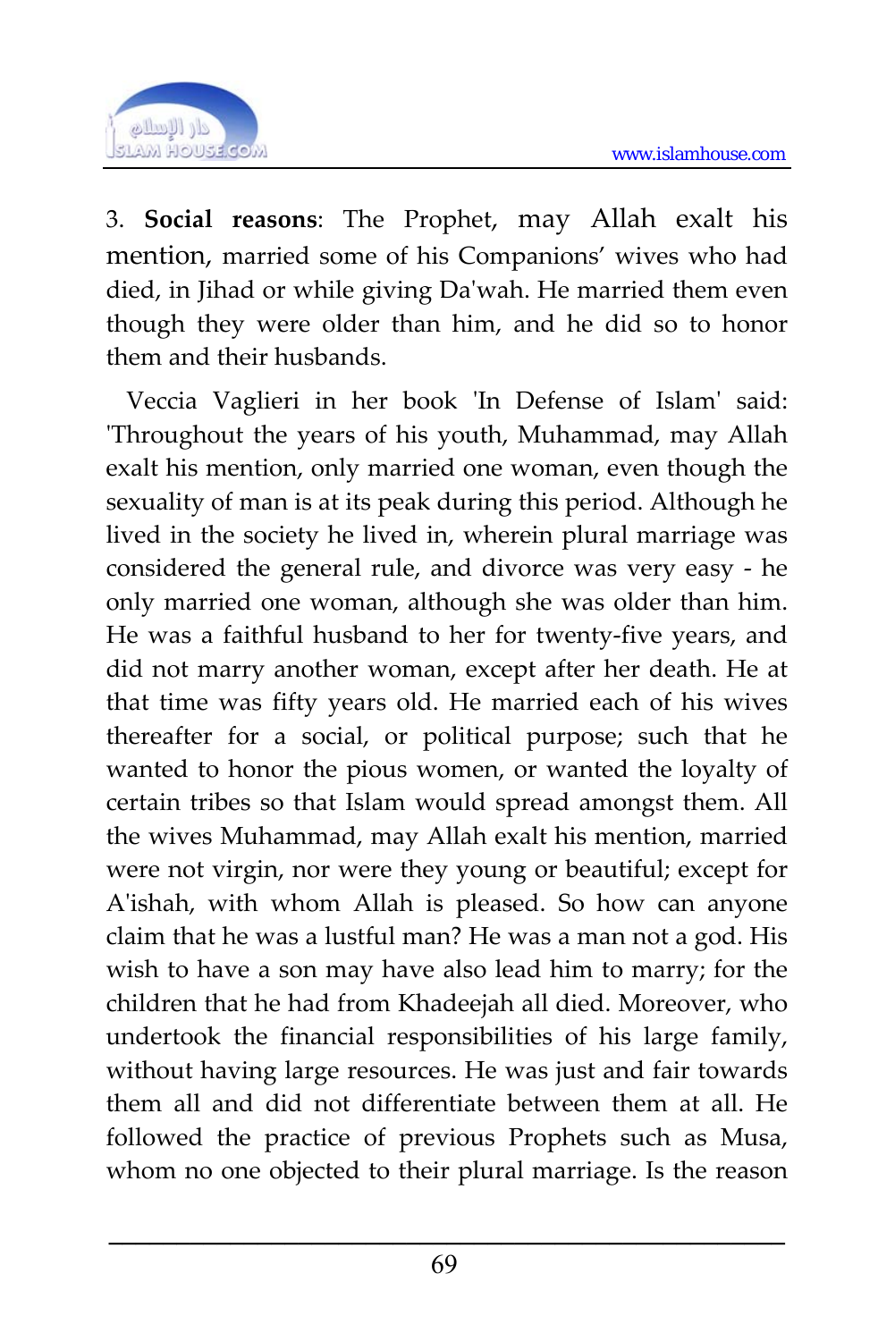3. **Social reasons**: The Prophet, may Allah exalt his mention, married some of his Companions' wives who had died, in Jihad or while giving Da'wah. He married them even though they were older than him, and he did so to honor them and their husbands.

Veccia Vaglieri in her book 'In Defense of Islam' said: 'Throughout the years of his youth, Muhammad, may Allah exalt his mention, only married one woman, even though the sexuality of man is at its peak during this period. Although he lived in the society he lived in, wherein plural marriage was considered the general rule, and divorce was very easy - he only married one woman, although she was older than him. He was a faithful husband to her for twenty-five years, and did not marry another woman, except after her death. He at that time was fifty years old. He married each of his wives thereafter for a social, or political purpose; such that he wanted to honor the pious women, or wanted the loyalty of certain tribes so that Islam would spread amongst them. All the wives Muhammad, may Allah exalt his mention, married were not virgin, nor were they young or beautiful; except for A'ishah, with whom Allah is pleased. So how can anyone claim that he was a lustful man? He was a man not a god. His wish to have a son may have also lead him to marry; for the children that he had from Khadeejah all died. Moreover, who undertook the financial responsibilities of his large family, without having large resources. He was just and fair towards them all and did not differentiate between them at all. He followed the practice of previous Prophets such as Musa, whom no one objected to their plural marriage. Is the reason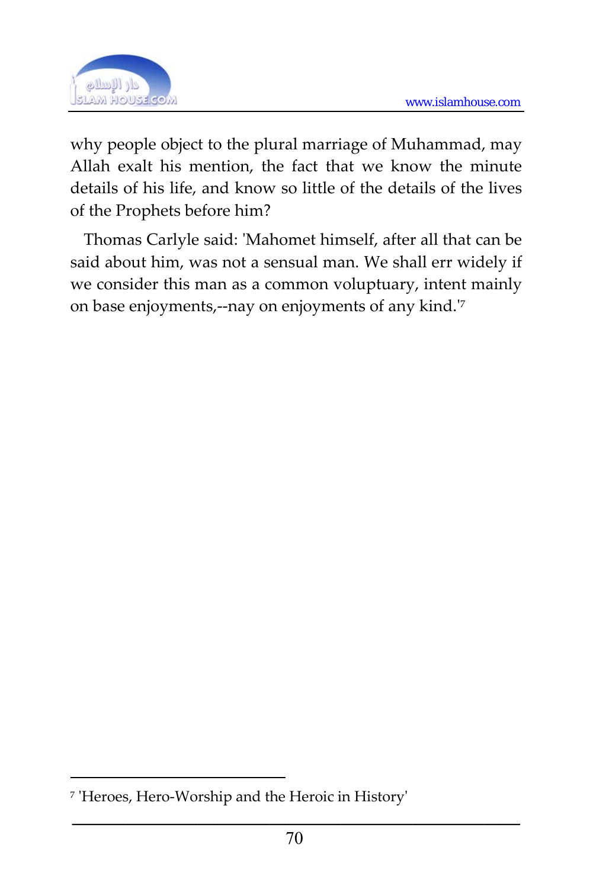why people object to the plural marriage of Muhammad, may Allah exalt his mention, the fact that we know the minute details of his life, and know so little of the details of the lives of the Prophets before him?

Thomas Carlyle said: 'Mahomet himself, after all that can be said about him, was not a sensual man. We shall err widely if we consider this man as a common voluptuary, intent mainly on base enjoyments,--nay on enjoyments of any kind.'[7]

---

[7] 'Heroes, Hero-Worship and the Heroic in History'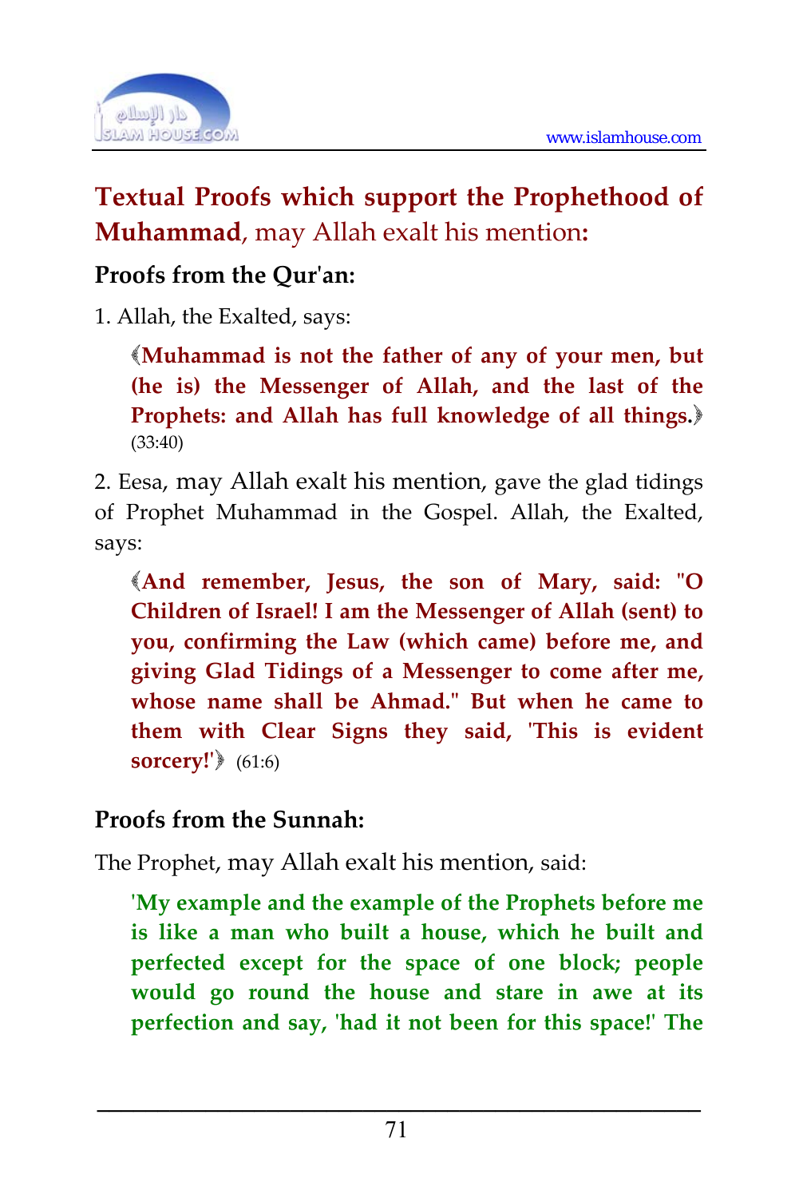## **Textual Proofs which support the Prophethood of Muhammad**, may Allah exalt his mention**:**

### Proofs from the Qur'an:

1. Allah, the Exalted, says:

> ﴾**Muhammad is not the father of any of your men, but (he is) the Messenger of Allah, and the last of the Prophets: and Allah has full knowledge of all things.**﴿ (33:40)

2. Eesa, may Allah exalt his mention, gave the glad tidings of Prophet Muhammad in the Gospel. Allah, the Exalted, says:

> ﴾**And remember, Jesus, the son of Mary, said: "O Children of Israel! I am the Messenger of Allah (sent) to you, confirming the Law (which came) before me, and giving Glad Tidings of a Messenger to come after me, whose name shall be Ahmad." But when he came to them with Clear Signs they said, 'This is evident sorcery!'**﴿ (61:6)

### Proofs from the Sunnah:

The Prophet, may Allah exalt his mention, said:

> **'My example and the example of the Prophets before me is like a man who built a house, which he built and perfected except for the space of one block; people would go round the house and stare in awe at its perfection and say, 'had it not been for this space!' The**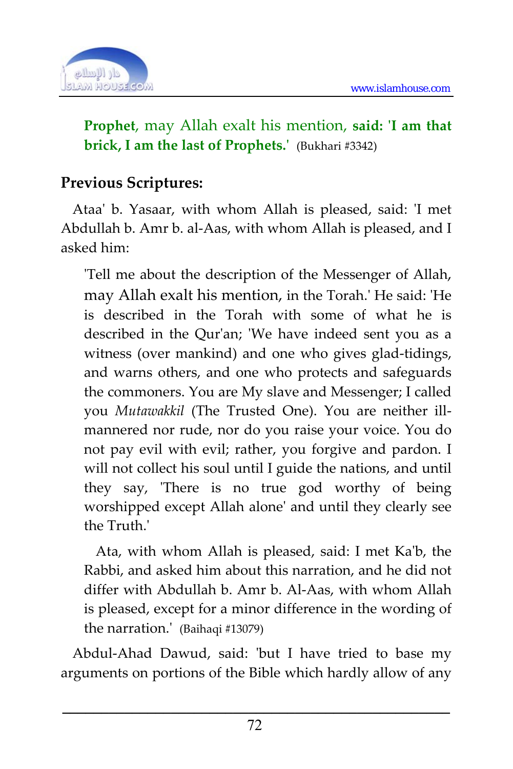**Prophet**, may Allah exalt his mention, **said: 'I am that brick, I am the last of Prophets.'** (Bukhari #3342)

## Previous Scriptures:

Ataa' b. Yasaar, with whom Allah is pleased, said: 'I met Abdullah b. Amr b. al-Aas, with whom Allah is pleased, and I asked him:

> 'Tell me about the description of the Messenger of Allah, may Allah exalt his mention, in the Torah.' He said: 'He is described in the Torah with some of what he is described in the Qur'an; 'We have indeed sent you as a witness (over mankind) and one who gives glad-tidings, and warns others, and one who protects and safeguards the commoners. You are My slave and Messenger; I called you *Mutawakkil* (The Trusted One). You are neither ill-mannered nor rude, nor do you raise your voice. You do not pay evil with evil; rather, you forgive and pardon. I will not collect his soul until I guide the nations, and until they say, 'There is no true god worthy of being worshipped except Allah alone' and until they clearly see the Truth.'
>
> Ata, with whom Allah is pleased, said: I met Ka'b, the Rabbi, and asked him about this narration, and he did not differ with Abdullah b. Amr b. Al-Aas, with whom Allah is pleased, except for a minor difference in the wording of the narration.' (Baihaqi #13079)

Abdul-Ahad Dawud, said: 'but I have tried to base my arguments on portions of the Bible which hardly allow of any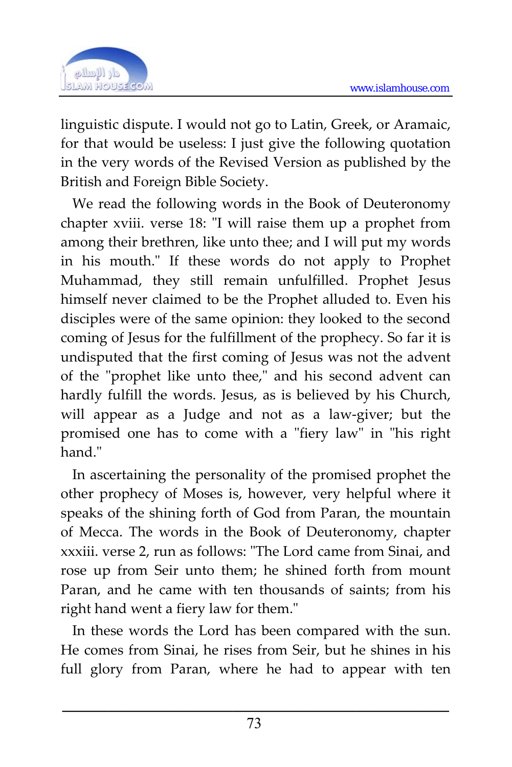linguistic dispute. I would not go to Latin, Greek, or Aramaic, for that would be useless: I just give the following quotation in the very words of the Revised Version as published by the British and Foreign Bible Society.

We read the following words in the Book of Deuteronomy chapter xviii. verse 18: "I will raise them up a prophet from among their brethren, like unto thee; and I will put my words in his mouth." If these words do not apply to Prophet Muhammad, they still remain unfulfilled. Prophet Jesus himself never claimed to be the Prophet alluded to. Even his disciples were of the same opinion: they looked to the second coming of Jesus for the fulfillment of the prophecy. So far it is undisputed that the first coming of Jesus was not the advent of the "prophet like unto thee," and his second advent can hardly fulfill the words. Jesus, as is believed by his Church, will appear as a Judge and not as a law-giver; but the promised one has to come with a "fiery law" in "his right hand."

In ascertaining the personality of the promised prophet the other prophecy of Moses is, however, very helpful where it speaks of the shining forth of God from Paran, the mountain of Mecca. The words in the Book of Deuteronomy, chapter xxxiii. verse 2, run as follows: "The Lord came from Sinai, and rose up from Seir unto them; he shined forth from mount Paran, and he came with ten thousands of saints; from his right hand went a fiery law for them."

In these words the Lord has been compared with the sun. He comes from Sinai, he rises from Seir, but he shines in his full glory from Paran, where he had to appear with ten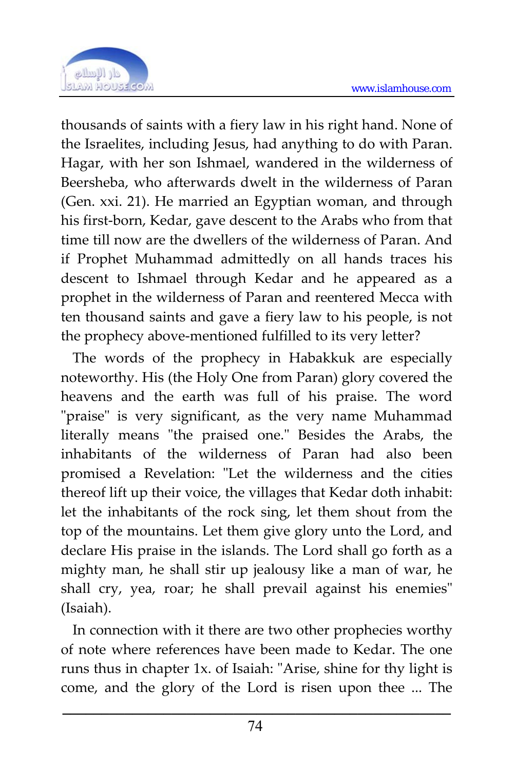thousands of saints with a fiery law in his right hand. None of the Israelites, including Jesus, had anything to do with Paran. Hagar, with her son Ishmael, wandered in the wilderness of Beersheba, who afterwards dwelt in the wilderness of Paran (Gen. xxi. 21). He married an Egyptian woman, and through his first-born, Kedar, gave descent to the Arabs who from that time till now are the dwellers of the wilderness of Paran. And if Prophet Muhammad admittedly on all hands traces his descent to Ishmael through Kedar and he appeared as a prophet in the wilderness of Paran and reentered Mecca with ten thousand saints and gave a fiery law to his people, is not the prophecy above-mentioned fulfilled to its very letter?

The words of the prophecy in Habakkuk are especially noteworthy. His (the Holy One from Paran) glory covered the heavens and the earth was full of his praise. The word "praise" is very significant, as the very name Muhammad literally means "the praised one." Besides the Arabs, the inhabitants of the wilderness of Paran had also been promised a Revelation: "Let the wilderness and the cities thereof lift up their voice, the villages that Kedar doth inhabit: let the inhabitants of the rock sing, let them shout from the top of the mountains. Let them give glory unto the Lord, and declare His praise in the islands. The Lord shall go forth as a mighty man, he shall stir up jealousy like a man of war, he shall cry, yea, roar; he shall prevail against his enemies" (Isaiah).

In connection with it there are two other prophecies worthy of note where references have been made to Kedar. The one runs thus in chapter 1x. of Isaiah: "Arise, shine for thy light is come, and the glory of the Lord is risen upon thee ... The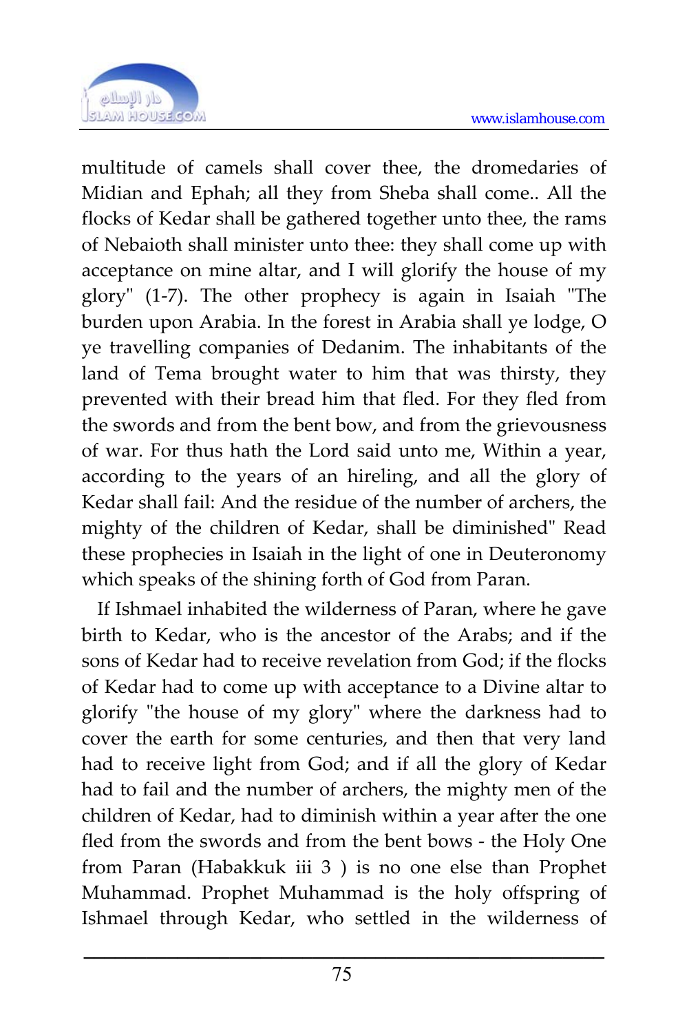multitude of camels shall cover thee, the dromedaries of Midian and Ephah; all they from Sheba shall come.. All the flocks of Kedar shall be gathered together unto thee, the rams of Nebaioth shall minister unto thee: they shall come up with acceptance on mine altar, and I will glorify the house of my glory" (1-7). The other prophecy is again in Isaiah "The burden upon Arabia. In the forest in Arabia shall ye lodge, O ye travelling companies of Dedanim. The inhabitants of the land of Tema brought water to him that was thirsty, they prevented with their bread him that fled. For they fled from the swords and from the bent bow, and from the grievousness of war. For thus hath the Lord said unto me, Within a year, according to the years of an hireling, and all the glory of Kedar shall fail: And the residue of the number of archers, the mighty of the children of Kedar, shall be diminished" Read these prophecies in Isaiah in the light of one in Deuteronomy which speaks of the shining forth of God from Paran.

If Ishmael inhabited the wilderness of Paran, where he gave birth to Kedar, who is the ancestor of the Arabs; and if the sons of Kedar had to receive revelation from God; if the flocks of Kedar had to come up with acceptance to a Divine altar to glorify "the house of my glory" where the darkness had to cover the earth for some centuries, and then that very land had to receive light from God; and if all the glory of Kedar had to fail and the number of archers, the mighty men of the children of Kedar, had to diminish within a year after the one fled from the swords and from the bent bows - the Holy One from Paran (Habakkuk iii 3 ) is no one else than Prophet Muhammad. Prophet Muhammad is the holy offspring of Ishmael through Kedar, who settled in the wilderness of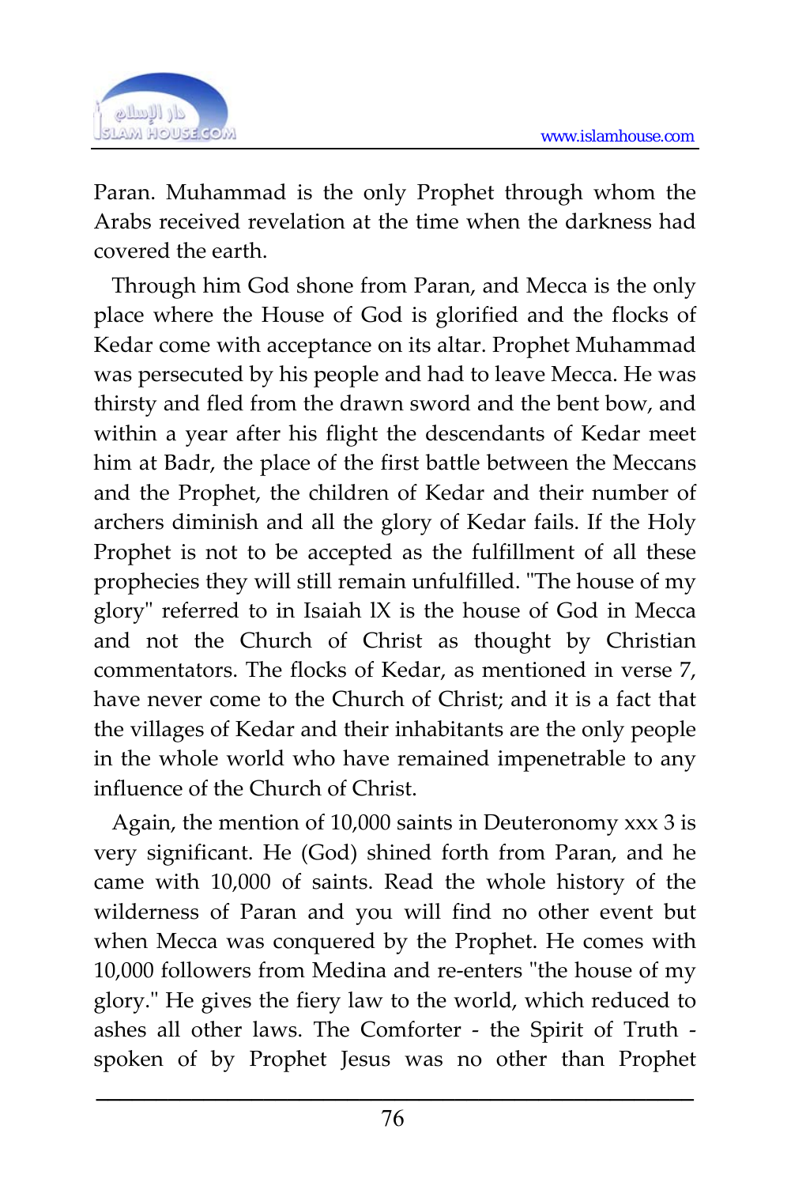Paran. Muhammad is the only Prophet through whom the Arabs received revelation at the time when the darkness had covered the earth.

Through him God shone from Paran, and Mecca is the only place where the House of God is glorified and the flocks of Kedar come with acceptance on its altar. Prophet Muhammad was persecuted by his people and had to leave Mecca. He was thirsty and fled from the drawn sword and the bent bow, and within a year after his flight the descendants of Kedar meet him at Badr, the place of the first battle between the Meccans and the Prophet, the children of Kedar and their number of archers diminish and all the glory of Kedar fails. If the Holy Prophet is not to be accepted as the fulfillment of all these prophecies they will still remain unfulfilled. "The house of my glory" referred to in Isaiah lX is the house of God in Mecca and not the Church of Christ as thought by Christian commentators. The flocks of Kedar, as mentioned in verse 7, have never come to the Church of Christ; and it is a fact that the villages of Kedar and their inhabitants are the only people in the whole world who have remained impenetrable to any influence of the Church of Christ.

Again, the mention of 10,000 saints in Deuteronomy xxx 3 is very significant. He (God) shined forth from Paran, and he came with 10,000 of saints. Read the whole history of the wilderness of Paran and you will find no other event but when Mecca was conquered by the Prophet. He comes with 10,000 followers from Medina and re-enters "the house of my glory." He gives the fiery law to the world, which reduced to ashes all other laws. The Comforter - the Spirit of Truth - spoken of by Prophet Jesus was no other than Prophet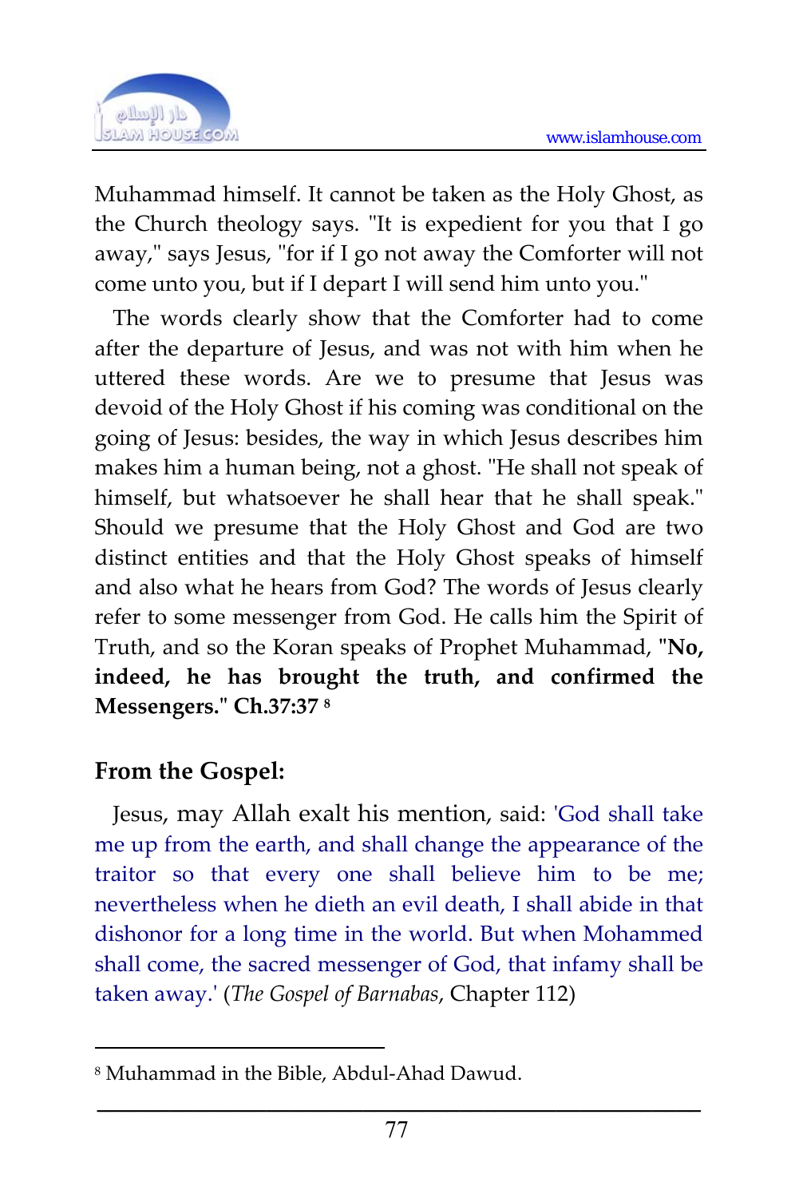Muhammad himself. It cannot be taken as the Holy Ghost, as the Church theology says. "It is expedient for you that I go away," says Jesus, "for if I go not away the Comforter will not come unto you, but if I depart I will send him unto you."

The words clearly show that the Comforter had to come after the departure of Jesus, and was not with him when he uttered these words. Are we to presume that Jesus was devoid of the Holy Ghost if his coming was conditional on the going of Jesus: besides, the way in which Jesus describes him makes him a human being, not a ghost. "He shall not speak of himself, but whatsoever he shall hear that he shall speak." Should we presume that the Holy Ghost and God are two distinct entities and that the Holy Ghost speaks of himself and also what he hears from God? The words of Jesus clearly refer to some messenger from God. He calls him the Spirit of Truth, and so the Koran speaks of Prophet Muhammad, **"No, indeed, he has brought the truth, and confirmed the Messengers." Ch.37:37** [8]

## From the Gospel:

Jesus, may Allah exalt his mention, said: 'God shall take me up from the earth, and shall change the appearance of the traitor so that every one shall believe him to be me; nevertheless when he dieth an evil death, I shall abide in that dishonor for a long time in the world. But when Mohammed shall come, the sacred messenger of God, that infamy shall be taken away.' (*The Gospel of Barnabas*, Chapter 112)

---

[8] Muhammad in the Bible, Abdul-Ahad Dawud.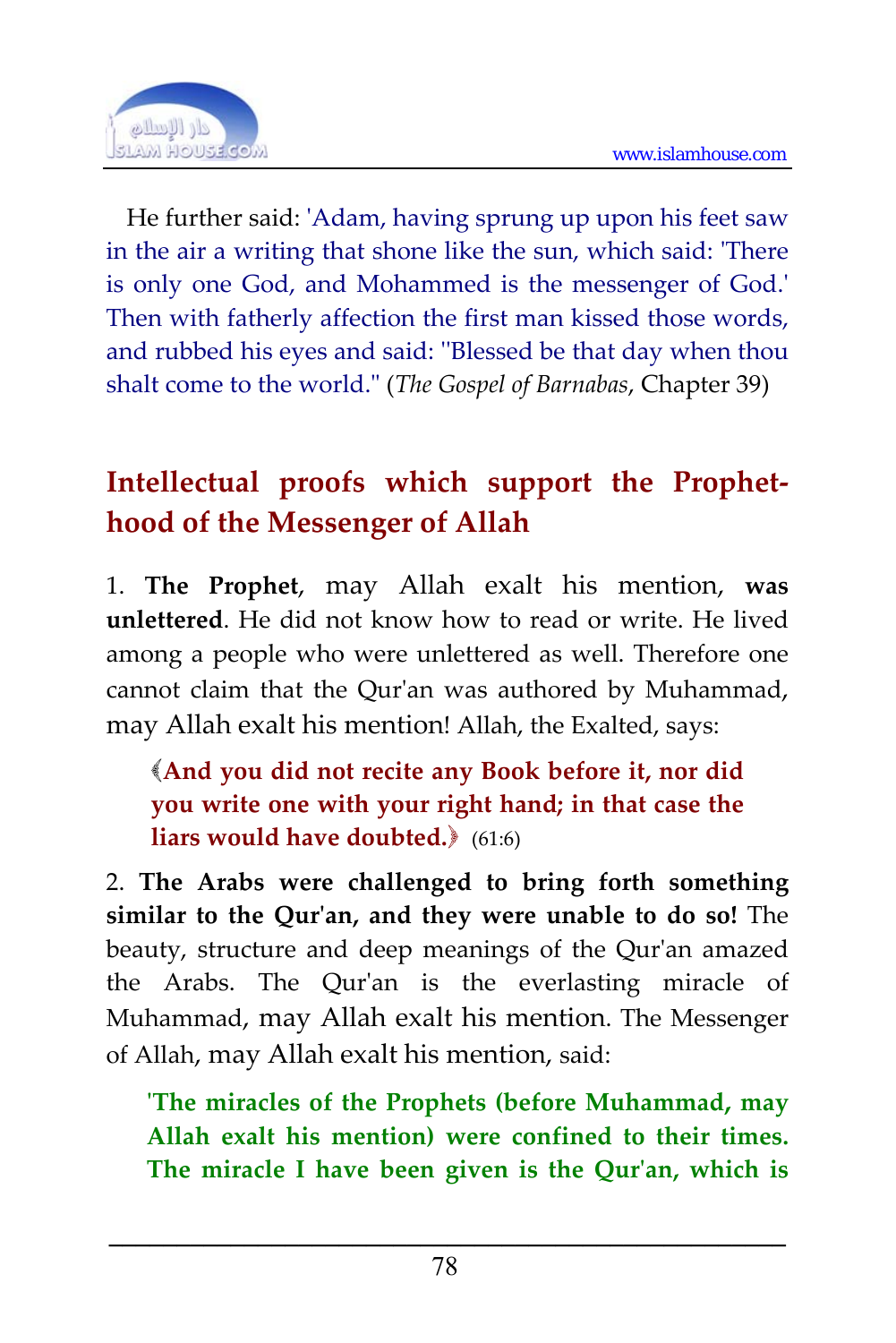He further said: 'Adam, having sprung up upon his feet saw in the air a writing that shone like the sun, which said: 'There is only one God, and Mohammed is the messenger of God.' Then with fatherly affection the first man kissed those words, and rubbed his eyes and said: "Blessed be that day when thou shalt come to the world." (*The Gospel of Barnabas*, Chapter 39)

## Intellectual proofs which support the Prophethood of the Messenger of Allah

1. **The Prophet**, may Allah exalt his mention, **was unlettered**. He did not know how to read or write. He lived among a people who were unlettered as well. Therefore one cannot claim that the Qur'an was authored by Muhammad, may Allah exalt his mention! Allah, the Exalted, says:

> ﴾**And you did not recite any Book before it, nor did you write one with your right hand; in that case the liars would have doubted.**﴿ (61:6)

2. **The Arabs were challenged to bring forth something similar to the Qur'an, and they were unable to do so!** The beauty, structure and deep meanings of the Qur'an amazed the Arabs. The Qur'an is the everlasting miracle of Muhammad, may Allah exalt his mention. The Messenger of Allah, may Allah exalt his mention, said:

> **'The miracles of the Prophets (before Muhammad, may Allah exalt his mention) were confined to their times. The miracle I have been given is the Qur'an, which is**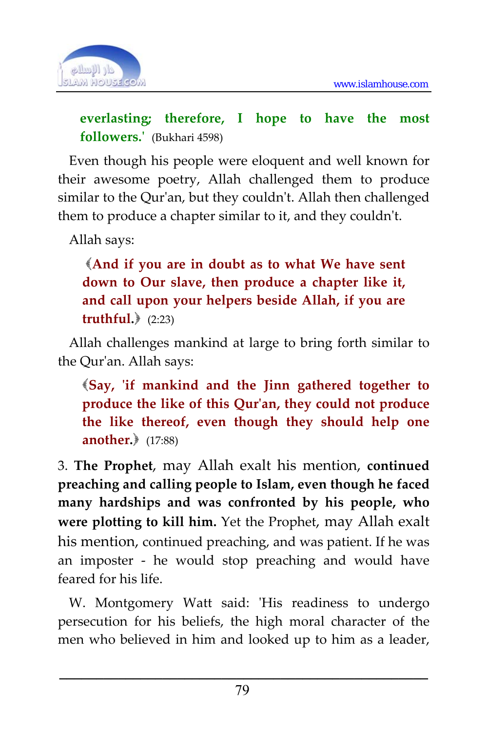**everlasting; therefore, I hope to have the most followers.'** (Bukhari 4598)

Even though his people were eloquent and well known for their awesome poetry, Allah challenged them to produce similar to the Qur'an, but they couldn't. Allah then challenged them to produce a chapter similar to it, and they couldn't.

Allah says:

> ﴾**And if you are in doubt as to what We have sent down to Our slave, then produce a chapter like it, and call upon your helpers beside Allah, if you are truthful.**﴿ (2:23)

Allah challenges mankind at large to bring forth similar to the Qur'an. Allah says:

> ﴾**Say, 'if mankind and the Jinn gathered together to produce the like of this Qur'an, they could not produce the like thereof, even though they should help one another.**﴿ (17:88)

3. **The Prophet**, may Allah exalt his mention, **continued preaching and calling people to Islam, even though he faced many hardships and was confronted by his people, who were plotting to kill him.** Yet the Prophet, may Allah exalt his mention, continued preaching, and was patient. If he was an imposter - he would stop preaching and would have feared for his life.

W. Montgomery Watt said: 'His readiness to undergo persecution for his beliefs, the high moral character of the men who believed in him and looked up to him as a leader,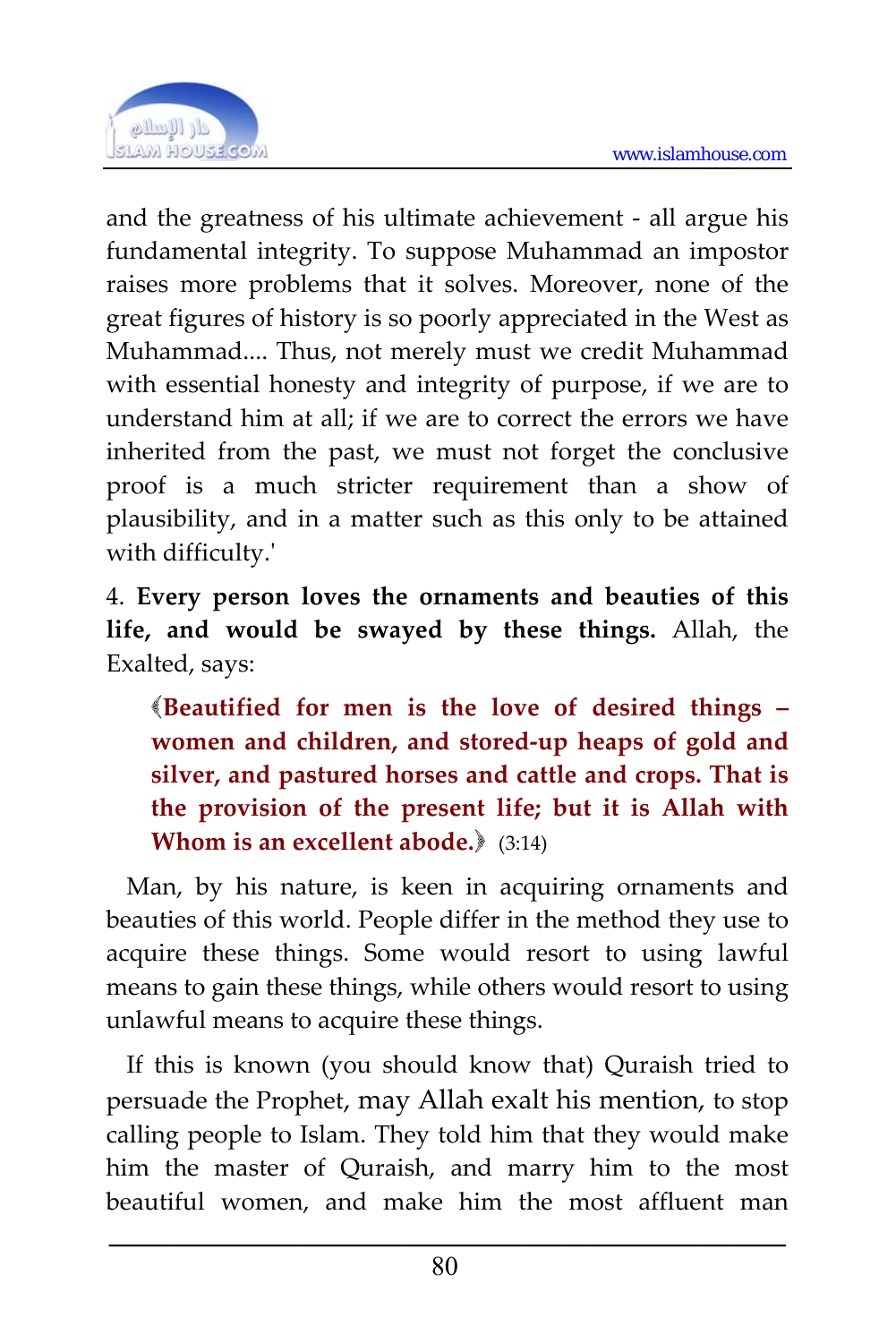and the greatness of his ultimate achievement - all argue his fundamental integrity. To suppose Muhammad an impostor raises more problems that it solves. Moreover, none of the great figures of history is so poorly appreciated in the West as Muhammad.... Thus, not merely must we credit Muhammad with essential honesty and integrity of purpose, if we are to understand him at all; if we are to correct the errors we have inherited from the past, we must not forget the conclusive proof is a much stricter requirement than a show of plausibility, and in a matter such as this only to be attained with difficulty.'

4. **Every person loves the ornaments and beauties of this life, and would be swayed by these things.** Allah, the Exalted, says:

> ﴾**Beautified for men is the love of desired things – women and children, and stored-up heaps of gold and silver, and pastured horses and cattle and crops. That is the provision of the present life; but it is Allah with Whom is an excellent abode.**﴿ (3:14)

Man, by his nature, is keen in acquiring ornaments and beauties of this world. People differ in the method they use to acquire these things. Some would resort to using lawful means to gain these things, while others would resort to using unlawful means to acquire these things.

If this is known (you should know that) Quraish tried to persuade the Prophet, may Allah exalt his mention, to stop calling people to Islam. They told him that they would make him the master of Quraish, and marry him to the most beautiful women, and make him the most affluent man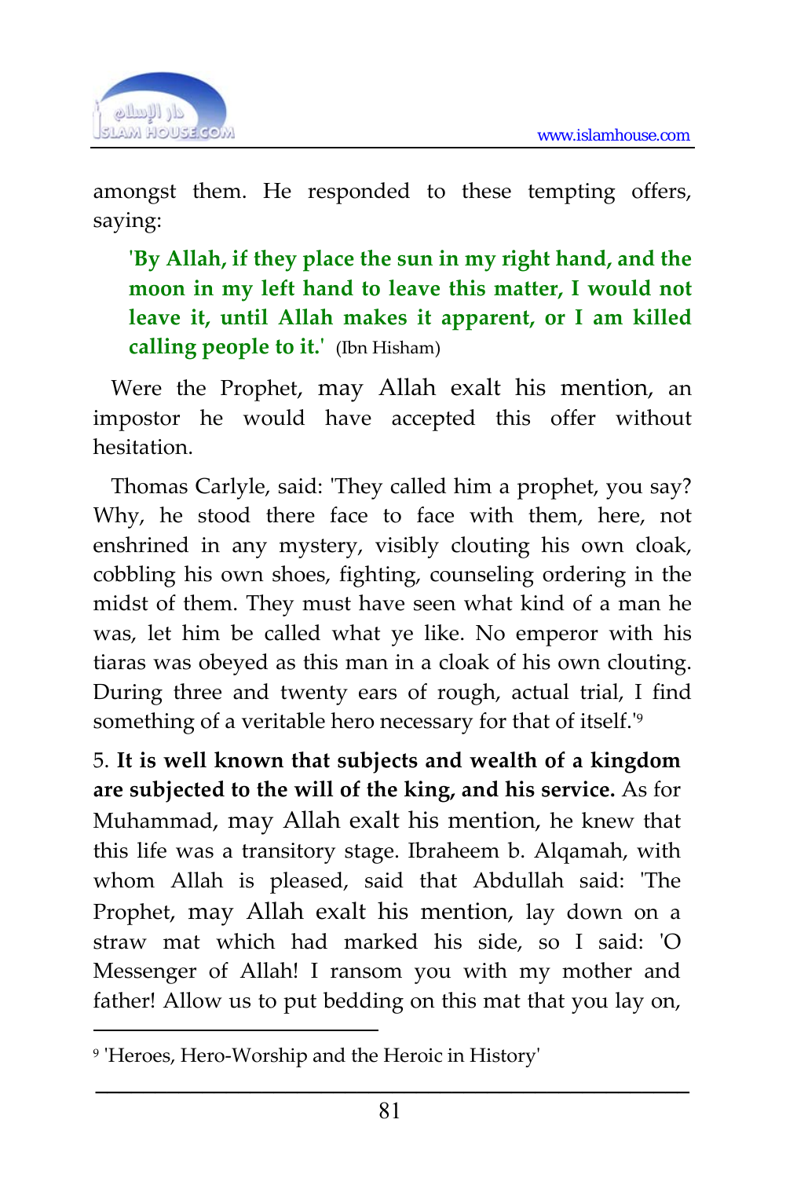amongst them. He responded to these tempting offers, saying:

> **'By Allah, if they place the sun in my right hand, and the moon in my left hand to leave this matter, I would not leave it, until Allah makes it apparent, or I am killed calling people to it.'** (Ibn Hisham)

Were the Prophet, may Allah exalt his mention, an impostor he would have accepted this offer without hesitation.

Thomas Carlyle, said: 'They called him a prophet, you say? Why, he stood there face to face with them, here, not enshrined in any mystery, visibly clouting his own cloak, cobbling his own shoes, fighting, counseling ordering in the midst of them. They must have seen what kind of a man he was, let him be called what ye like. No emperor with his tiaras was obeyed as this man in a cloak of his own clouting. During three and twenty ears of rough, actual trial, I find something of a veritable hero necessary for that of itself.'[9]

5. **It is well known that subjects and wealth of a kingdom are subjected to the will of the king, and his service.** As for Muhammad, may Allah exalt his mention, he knew that this life was a transitory stage. Ibraheem b. Alqamah, with whom Allah is pleased, said that Abdullah said: 'The Prophet, may Allah exalt his mention, lay down on a straw mat which had marked his side, so I said: 'O Messenger of Allah! I ransom you with my mother and father! Allow us to put bedding on this mat that you lay on,

---

[9] 'Heroes, Hero-Worship and the Heroic in History'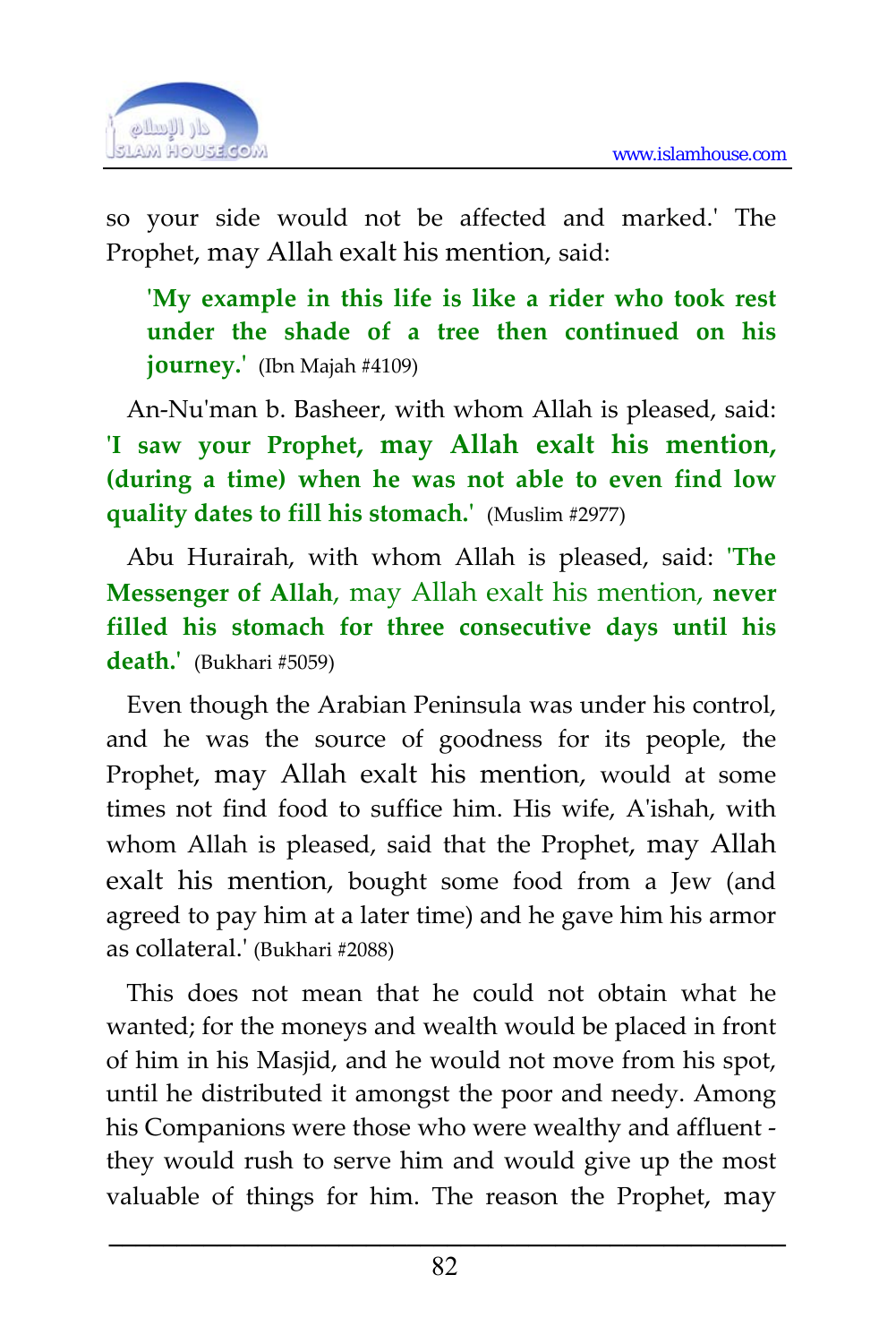so your side would not be affected and marked.' The Prophet, may Allah exalt his mention, said:

> **'My example in this life is like a rider who took rest under the shade of a tree then continued on his journey.'** (Ibn Majah #4109)

An-Nu'man b. Basheer, with whom Allah is pleased, said: **'I saw your Prophet, may Allah exalt his mention, (during a time) when he was not able to even find low quality dates to fill his stomach.'** (Muslim #2977)

Abu Hurairah, with whom Allah is pleased, said: **'The Messenger of Allah**, may Allah exalt his mention, **never filled his stomach for three consecutive days until his death.'** (Bukhari #5059)

Even though the Arabian Peninsula was under his control, and he was the source of goodness for its people, the Prophet, may Allah exalt his mention, would at some times not find food to suffice him. His wife, A'ishah, with whom Allah is pleased, said that the Prophet, may Allah exalt his mention, bought some food from a Jew (and agreed to pay him at a later time) and he gave him his armor as collateral.' (Bukhari #2088)

This does not mean that he could not obtain what he wanted; for the moneys and wealth would be placed in front of him in his Masjid, and he would not move from his spot, until he distributed it amongst the poor and needy. Among his Companions were those who were wealthy and affluent - they would rush to serve him and would give up the most valuable of things for him. The reason the Prophet, may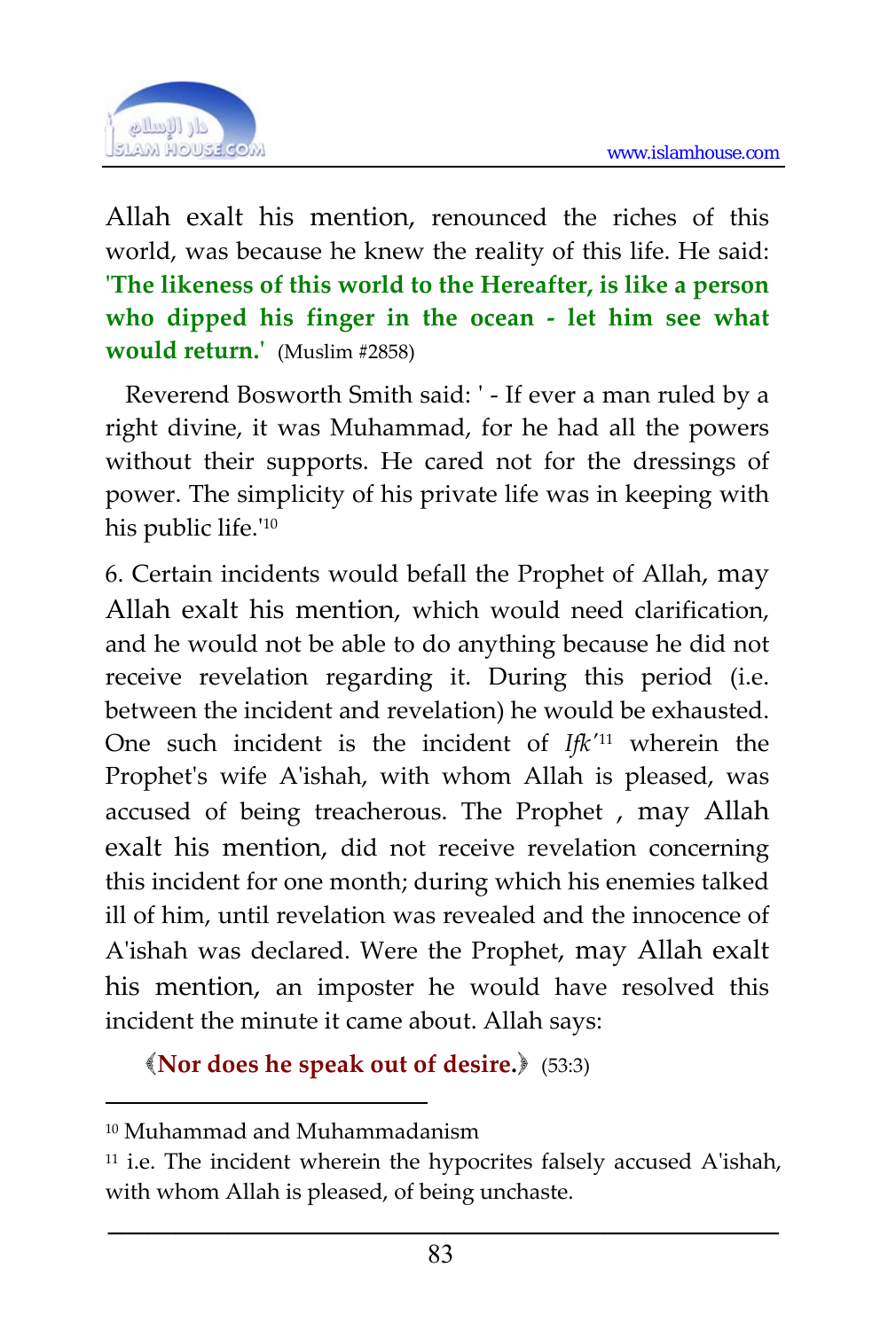Allah exalt his mention, renounced the riches of this world, was because he knew the reality of this life. He said: **'The likeness of this world to the Hereafter, is like a person who dipped his finger in the ocean - let him see what would return.'** (Muslim #2858)

Reverend Bosworth Smith said: ' - If ever a man ruled by a right divine, it was Muhammad, for he had all the powers without their supports. He cared not for the dressings of power. The simplicity of his private life was in keeping with his public life.'[10]

6. Certain incidents would befall the Prophet of Allah, may Allah exalt his mention, which would need clarification, and he would not be able to do anything because he did not receive revelation regarding it. During this period (i.e. between the incident and revelation) he would be exhausted. One such incident is the incident of *Ifk'*[11] wherein the Prophet's wife A'ishah, with whom Allah is pleased, was accused of being treacherous. The Prophet , may Allah exalt his mention, did not receive revelation concerning this incident for one month; during which his enemies talked ill of him, until revelation was revealed and the innocence of A'ishah was declared. Were the Prophet, may Allah exalt his mention, an imposter he would have resolved this incident the minute it came about. Allah says:

﴾**Nor does he speak out of desire.**﴿ (53:3)

---

[10] Muhammad and Muhammadanism

[11] i.e. The incident wherein the hypocrites falsely accused A'ishah, with whom Allah is pleased, of being unchaste.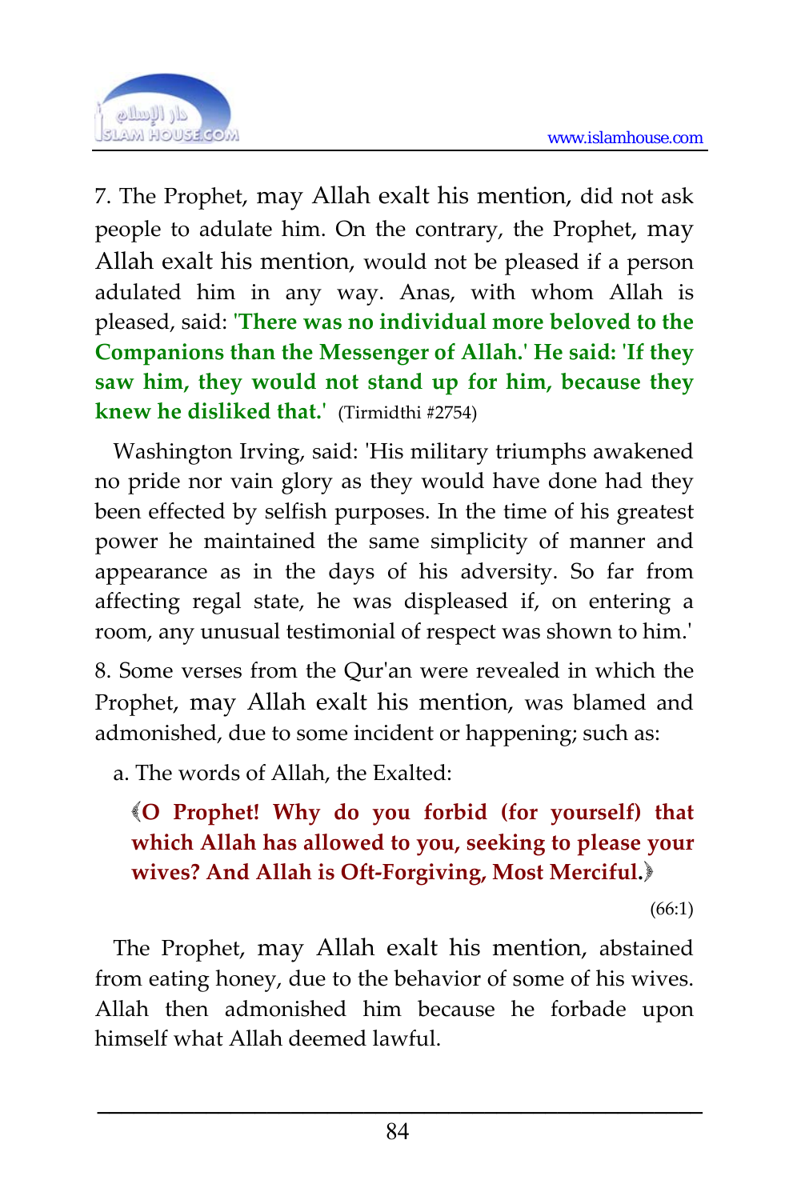7. The Prophet, may Allah exalt his mention, did not ask people to adulate him. On the contrary, the Prophet, may Allah exalt his mention, would not be pleased if a person adulated him in any way. Anas, with whom Allah is pleased, said: **'There was no individual more beloved to the Companions than the Messenger of Allah.' He said: 'If they saw him, they would not stand up for him, because they knew he disliked that.'** (Tirmidthi #2754)

Washington Irving, said: 'His military triumphs awakened no pride nor vain glory as they would have done had they been effected by selfish purposes. In the time of his greatest power he maintained the same simplicity of manner and appearance as in the days of his adversity. So far from affecting regal state, he was displeased if, on entering a room, any unusual testimonial of respect was shown to him.'

8. Some verses from the Qur'an were revealed in which the Prophet, may Allah exalt his mention, was blamed and admonished, due to some incident or happening; such as:

a. The words of Allah, the Exalted:

> **﴾O Prophet! Why do you forbid (for yourself) that which Allah has allowed to you, seeking to please your wives? And Allah is Oft-Forgiving, Most Merciful.﴿**
>
> (66:1)

The Prophet, may Allah exalt his mention, abstained from eating honey, due to the behavior of some of his wives. Allah then admonished him because he forbade upon himself what Allah deemed lawful.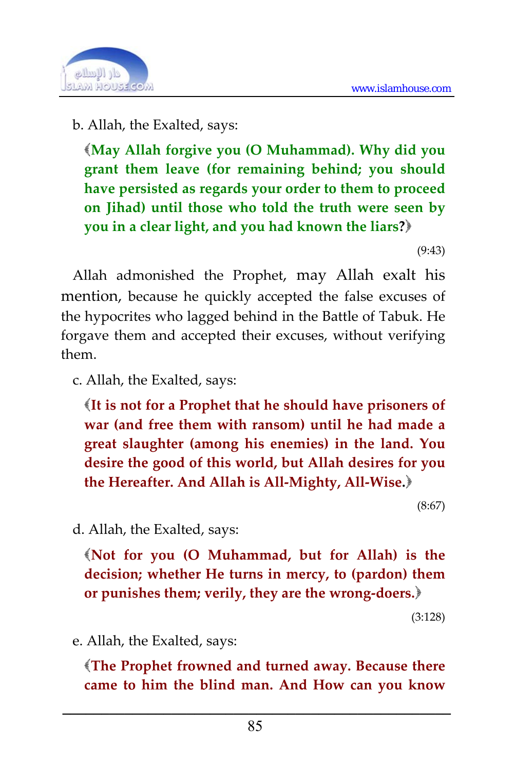b. Allah, the Exalted, says:

> **﴾May Allah forgive you (O Muhammad). Why did you grant them leave (for remaining behind; you should have persisted as regards your order to them to proceed on Jihad) until those who told the truth were seen by you in a clear light, and you had known the liars?﴿**
>
> (9:43)

Allah admonished the Prophet, may Allah exalt his mention, because he quickly accepted the false excuses of the hypocrites who lagged behind in the Battle of Tabuk. He forgave them and accepted their excuses, without verifying them.

c. Allah, the Exalted, says:

> **﴾It is not for a Prophet that he should have prisoners of war (and free them with ransom) until he had made a great slaughter (among his enemies) in the land. You desire the good of this world, but Allah desires for you the Hereafter. And Allah is All-Mighty, All-Wise.﴿**
>
> (8:67)

d. Allah, the Exalted, says:

> **﴾Not for you (O Muhammad, but for Allah) is the decision; whether He turns in mercy, to (pardon) them or punishes them; verily, they are the wrong-doers.﴿**
>
> (3:128)

e. Allah, the Exalted, says:

> **﴾The Prophet frowned and turned away. Because there came to him the blind man. And How can you know**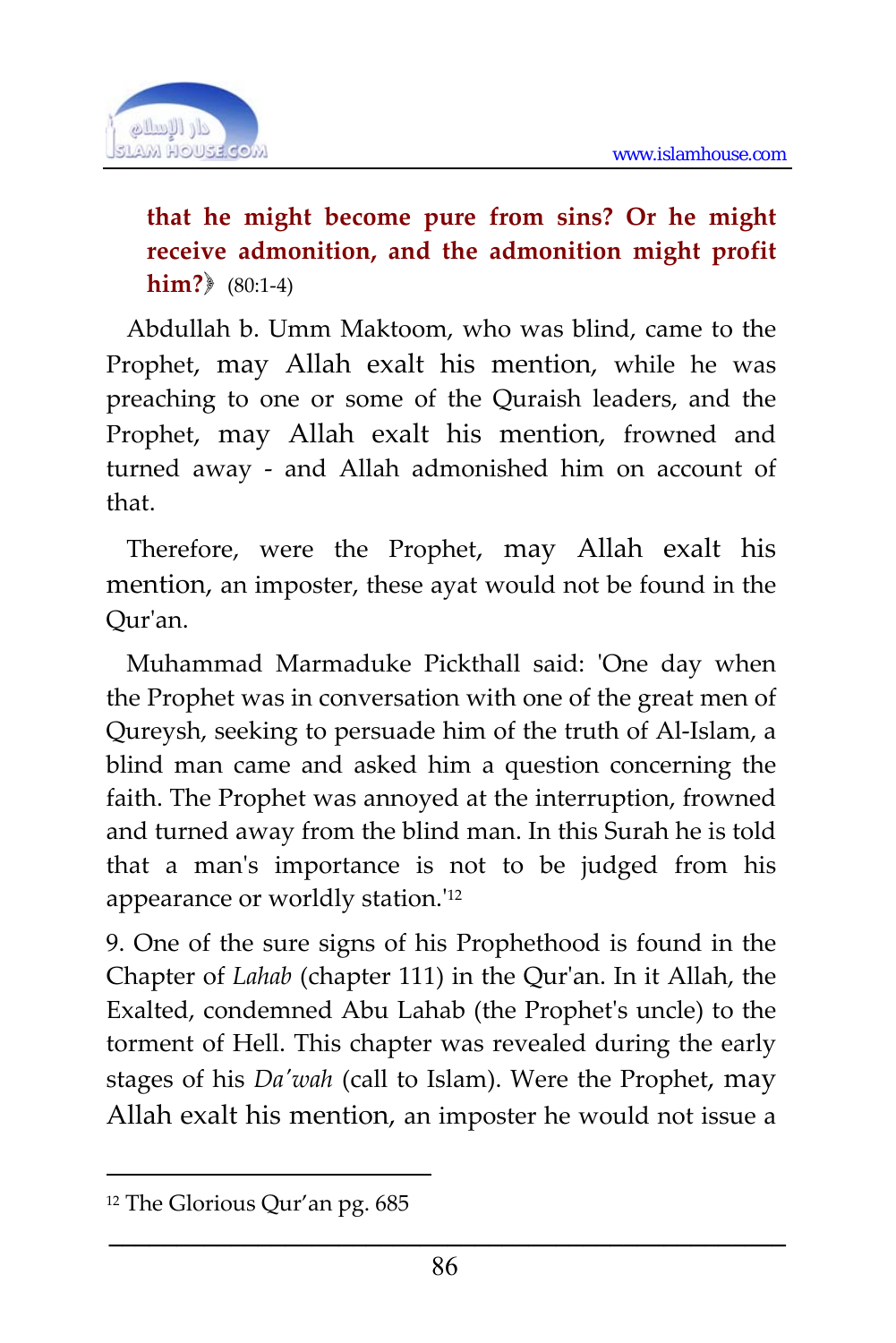**that he might become pure from sins? Or he might receive admonition, and the admonition might profit him?**》 (80:1-4)

Abdullah b. Umm Maktoom, who was blind, came to the Prophet, may Allah exalt his mention, while he was preaching to one or some of the Quraish leaders, and the Prophet, may Allah exalt his mention, frowned and turned away - and Allah admonished him on account of that.

Therefore, were the Prophet, may Allah exalt his mention, an imposter, these ayat would not be found in the Qur'an.

Muhammad Marmaduke Pickthall said: 'One day when the Prophet was in conversation with one of the great men of Qureysh, seeking to persuade him of the truth of Al-Islam, a blind man came and asked him a question concerning the faith. The Prophet was annoyed at the interruption, frowned and turned away from the blind man. In this Surah he is told that a man's importance is not to be judged from his appearance or worldly station.'[12]

9. One of the sure signs of his Prophethood is found in the Chapter of *Lahab* (chapter 111) in the Qur'an. In it Allah, the Exalted, condemned Abu Lahab (the Prophet's uncle) to the torment of Hell. This chapter was revealed during the early stages of his *Da'wah* (call to Islam). Were the Prophet, may Allah exalt his mention, an imposter he would not issue a

---

[12] The Glorious Qur'an pg. 685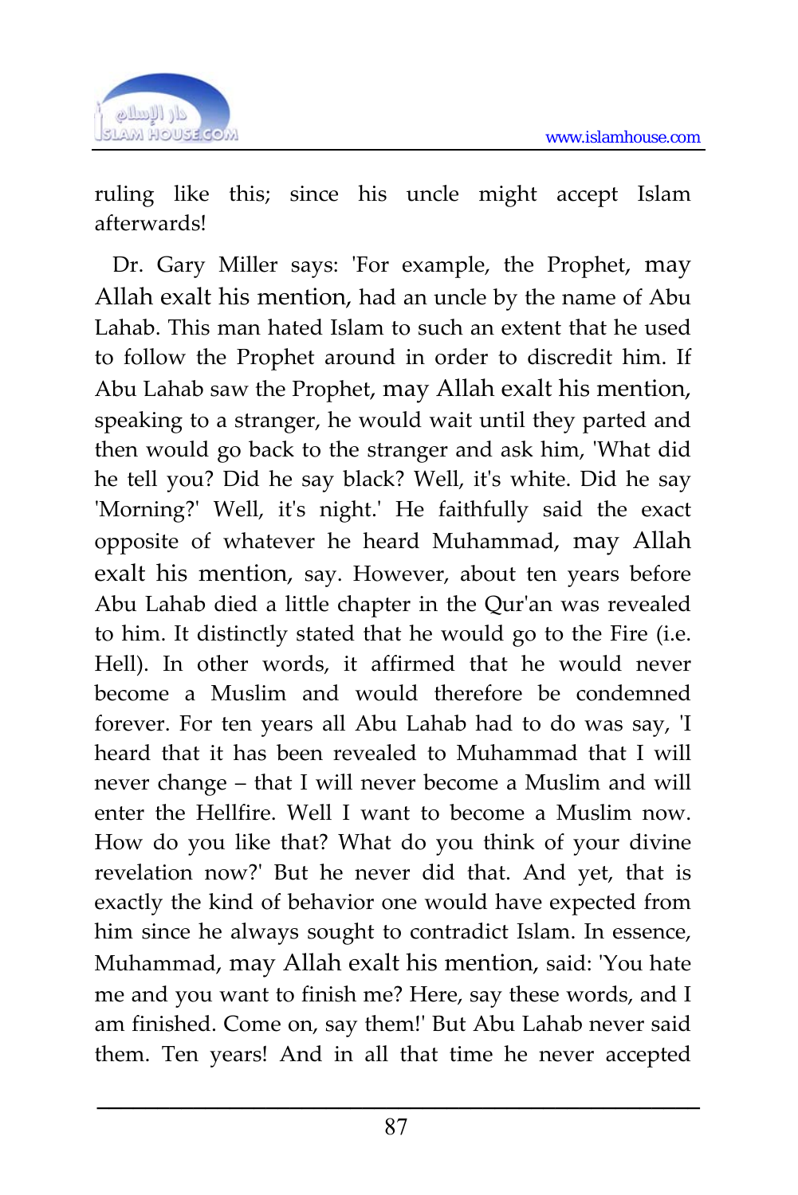ruling like this; since his uncle might accept Islam afterwards!

Dr. Gary Miller says: 'For example, the Prophet, may Allah exalt his mention, had an uncle by the name of Abu Lahab. This man hated Islam to such an extent that he used to follow the Prophet around in order to discredit him. If Abu Lahab saw the Prophet, may Allah exalt his mention, speaking to a stranger, he would wait until they parted and then would go back to the stranger and ask him, 'What did he tell you? Did he say black? Well, it's white. Did he say 'Morning?' Well, it's night.' He faithfully said the exact opposite of whatever he heard Muhammad, may Allah exalt his mention, say. However, about ten years before Abu Lahab died a little chapter in the Qur'an was revealed to him. It distinctly stated that he would go to the Fire (i.e. Hell). In other words, it affirmed that he would never become a Muslim and would therefore be condemned forever. For ten years all Abu Lahab had to do was say, 'I heard that it has been revealed to Muhammad that I will never change – that I will never become a Muslim and will enter the Hellfire. Well I want to become a Muslim now. How do you like that? What do you think of your divine revelation now?' But he never did that. And yet, that is exactly the kind of behavior one would have expected from him since he always sought to contradict Islam. In essence, Muhammad, may Allah exalt his mention, said: 'You hate me and you want to finish me? Here, say these words, and I am finished. Come on, say them!' But Abu Lahab never said them. Ten years! And in all that time he never accepted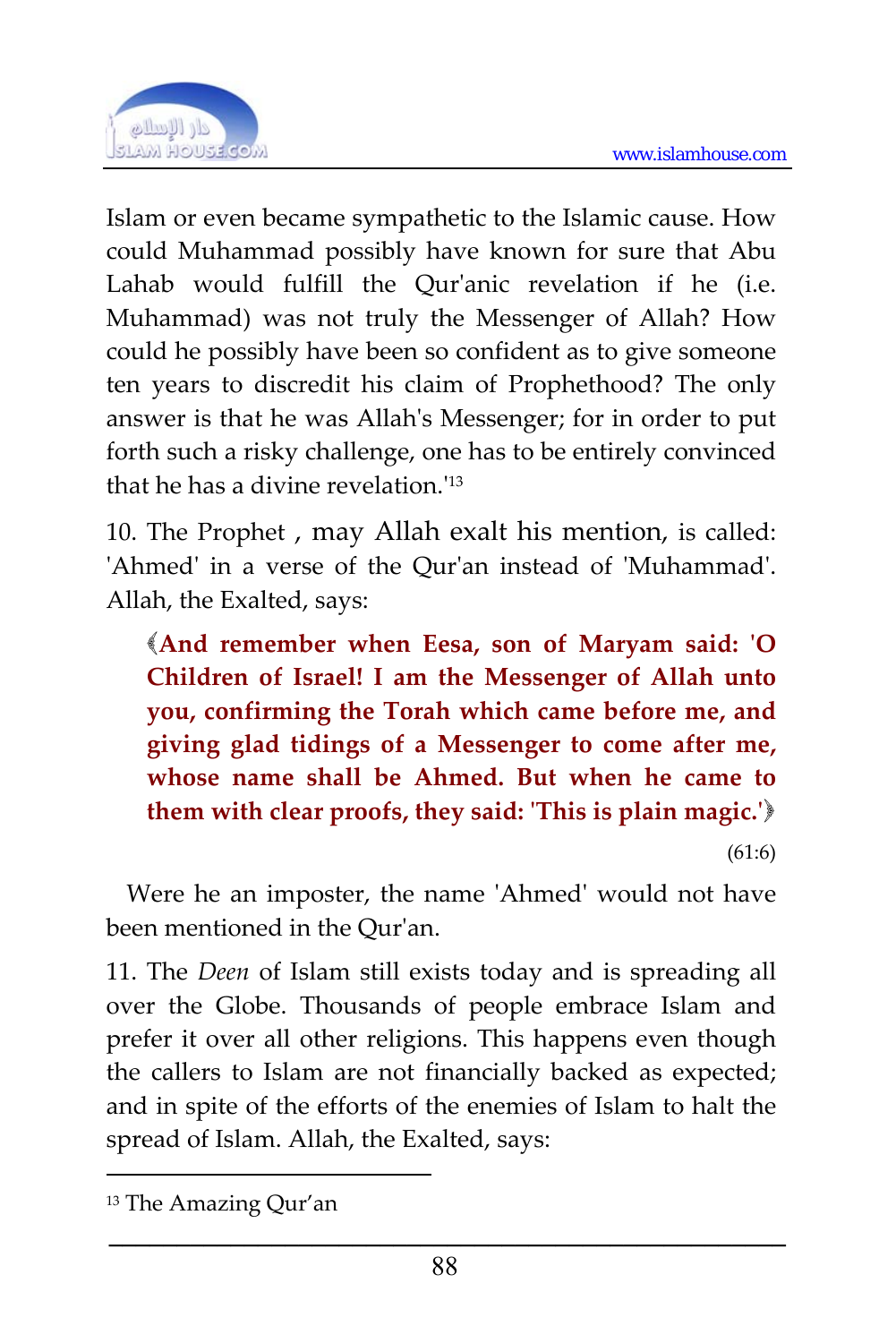Islam or even became sympathetic to the Islamic cause. How could Muhammad possibly have known for sure that Abu Lahab would fulfill the Qur'anic revelation if he (i.e. Muhammad) was not truly the Messenger of Allah? How could he possibly have been so confident as to give someone ten years to discredit his claim of Prophethood? The only answer is that he was Allah's Messenger; for in order to put forth such a risky challenge, one has to be entirely convinced that he has a divine revelation.'[13]

10. The Prophet , may Allah exalt his mention, is called: 'Ahmed' in a verse of the Qur'an instead of 'Muhammad'. Allah, the Exalted, says:

> **﴾And remember when Eesa, son of Maryam said: 'O Children of Israel! I am the Messenger of Allah unto you, confirming the Torah which came before me, and giving glad tidings of a Messenger to come after me, whose name shall be Ahmed. But when he came to them with clear proofs, they said: 'This is plain magic.'﴿**
>
> (61:6)

Were he an imposter, the name 'Ahmed' would not have been mentioned in the Qur'an.

11. The *Deen* of Islam still exists today and is spreading all over the Globe. Thousands of people embrace Islam and prefer it over all other religions. This happens even though the callers to Islam are not financially backed as expected; and in spite of the efforts of the enemies of Islam to halt the spread of Islam. Allah, the Exalted, says:

---

[13] The Amazing Qur'an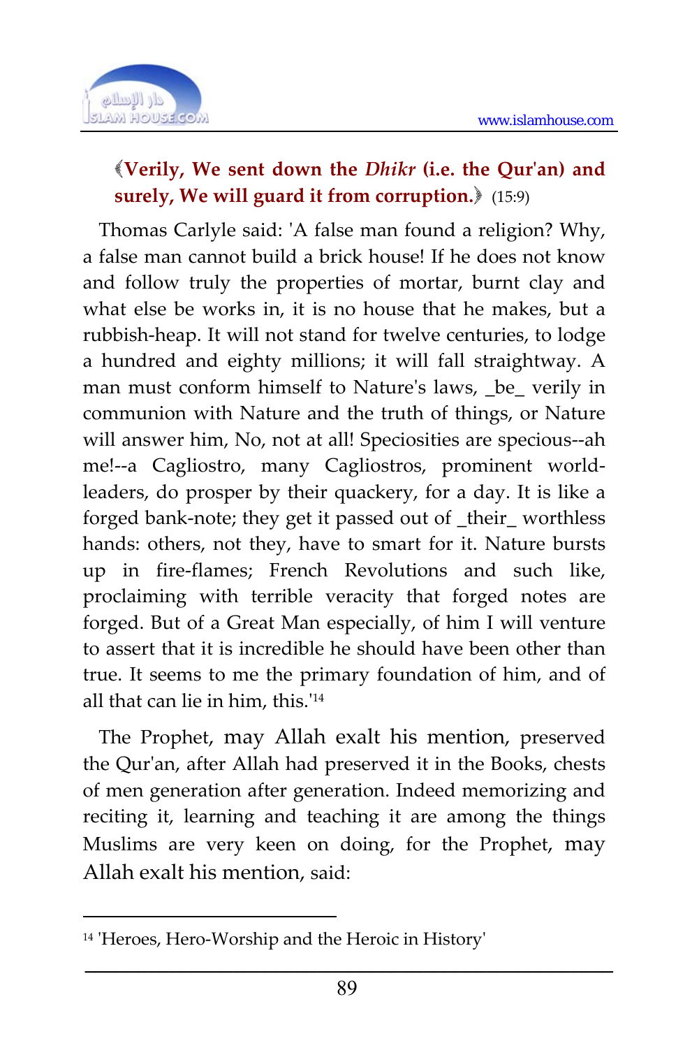﴾**Verily, We sent down the *Dhikr* (i.e. the Qur'an) and surely, We will guard it from corruption.**﴿ (15:9)

Thomas Carlyle said: 'A false man found a religion? Why, a false man cannot build a brick house! If he does not know and follow truly the properties of mortar, burnt clay and what else be works in, it is no house that he makes, but a rubbish-heap. It will not stand for twelve centuries, to lodge a hundred and eighty millions; it will fall straightway. A man must conform himself to Nature's laws, _be_ verily in communion with Nature and the truth of things, or Nature will answer him, No, not at all! Speciosities are specious--ah me!--a Cagliostro, many Cagliostros, prominent world-leaders, do prosper by their quackery, for a day. It is like a forged bank-note; they get it passed out of _their_ worthless hands: others, not they, have to smart for it. Nature bursts up in fire-flames; French Revolutions and such like, proclaiming with terrible veracity that forged notes are forged. But of a Great Man especially, of him I will venture to assert that it is incredible he should have been other than true. It seems to me the primary foundation of him, and of all that can lie in him, this.'[14]

The Prophet, may Allah exalt his mention, preserved the Qur'an, after Allah had preserved it in the Books, chests of men generation after generation. Indeed memorizing and reciting it, learning and teaching it are among the things Muslims are very keen on doing, for the Prophet, may Allah exalt his mention, said:

---

[14] 'Heroes, Hero-Worship and the Heroic in History'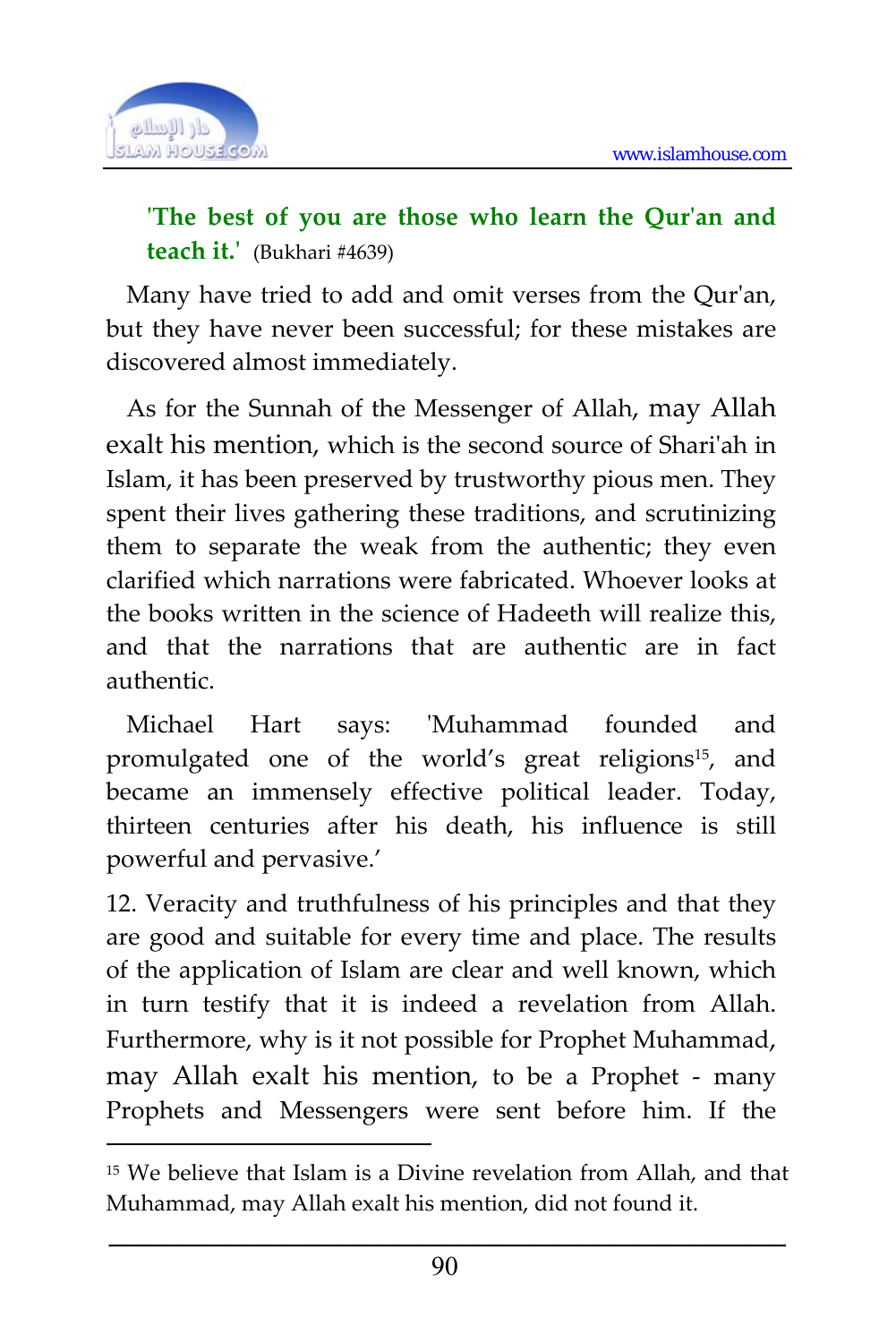**'The best of you are those who learn the Qur'an and teach it.'** (Bukhari #4639)

Many have tried to add and omit verses from the Qur'an, but they have never been successful; for these mistakes are discovered almost immediately.

As for the Sunnah of the Messenger of Allah, may Allah exalt his mention, which is the second source of Shari'ah in Islam, it has been preserved by trustworthy pious men. They spent their lives gathering these traditions, and scrutinizing them to separate the weak from the authentic; they even clarified which narrations were fabricated. Whoever looks at the books written in the science of Hadeeth will realize this, and that the narrations that are authentic are in fact authentic.

Michael Hart says: 'Muhammad founded and promulgated one of the world's great religions[15], and became an immensely effective political leader. Today, thirteen centuries after his death, his influence is still powerful and pervasive.'

12. Veracity and truthfulness of his principles and that they are good and suitable for every time and place. The results of the application of Islam are clear and well known, which in turn testify that it is indeed a revelation from Allah. Furthermore, why is it not possible for Prophet Muhammad, may Allah exalt his mention, to be a Prophet - many Prophets and Messengers were sent before him. If the

---

[15] We believe that Islam is a Divine revelation from Allah, and that Muhammad, may Allah exalt his mention, did not found it.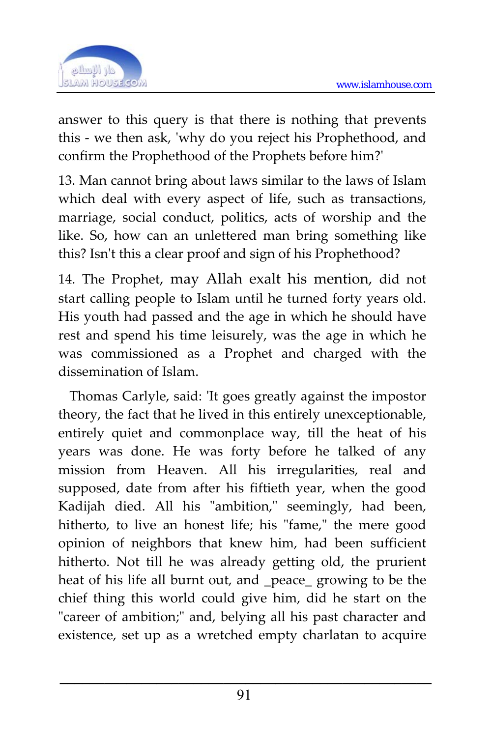answer to this query is that there is nothing that prevents this - we then ask, 'why do you reject his Prophethood, and confirm the Prophethood of the Prophets before him?'

13. Man cannot bring about laws similar to the laws of Islam which deal with every aspect of life, such as transactions, marriage, social conduct, politics, acts of worship and the like. So, how can an unlettered man bring something like this? Isn't this a clear proof and sign of his Prophethood?

14. The Prophet, may Allah exalt his mention, did not start calling people to Islam until he turned forty years old. His youth had passed and the age in which he should have rest and spend his time leisurely, was the age in which he was commissioned as a Prophet and charged with the dissemination of Islam.

Thomas Carlyle, said: 'It goes greatly against the impostor theory, the fact that he lived in this entirely unexceptionable, entirely quiet and commonplace way, till the heat of his years was done. He was forty before he talked of any mission from Heaven. All his irregularities, real and supposed, date from after his fiftieth year, when the good Kadijah died. All his "ambition," seemingly, had been, hitherto, to live an honest life; his "fame," the mere good opinion of neighbors that knew him, had been sufficient hitherto. Not till he was already getting old, the prurient heat of his life all burnt out, and _peace_ growing to be the chief thing this world could give him, did he start on the "career of ambition;" and, belying all his past character and existence, set up as a wretched empty charlatan to acquire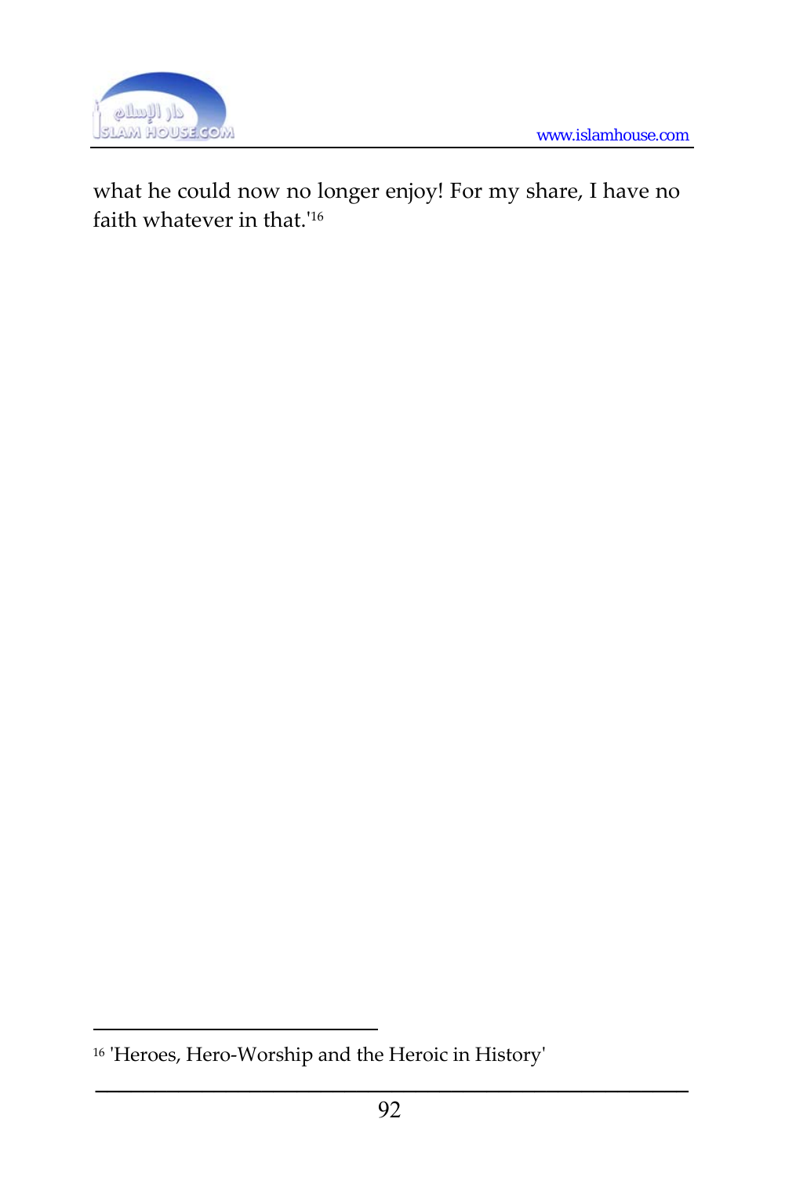what he could now no longer enjoy! For my share, I have no faith whatever in that.'[16]

---

[16] 'Heroes, Hero-Worship and the Heroic in History'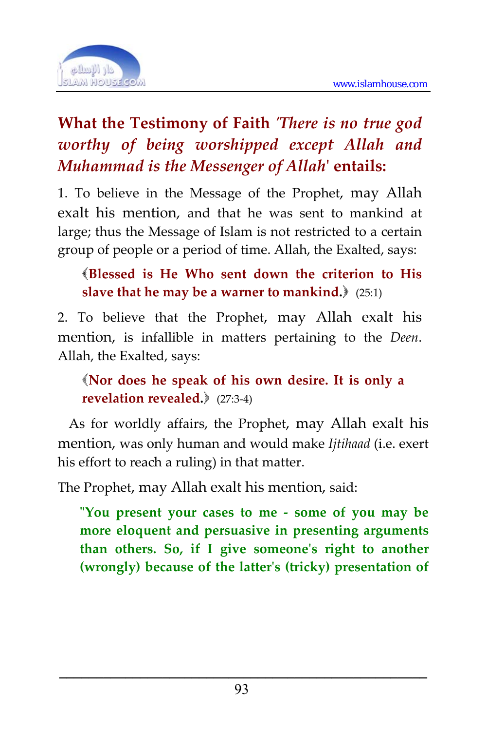## What the Testimony of Faith *'There is no true god worthy of being worshipped except Allah and Muhammad is the Messenger of Allah'* entails:

1. To believe in the Message of the Prophet, may Allah exalt his mention, and that he was sent to mankind at large; thus the Message of Islam is not restricted to a certain group of people or a period of time. Allah, the Exalted, says:

> ﴾**Blessed is He Who sent down the criterion to His slave that he may be a warner to mankind.**﴿ (25:1)

2. To believe that the Prophet, may Allah exalt his mention, is infallible in matters pertaining to the *Deen*. Allah, the Exalted, says:

> ﴾**Nor does he speak of his own desire. It is only a revelation revealed.**﴿ (27:3-4)

As for worldly affairs, the Prophet, may Allah exalt his mention, was only human and would make *Ijtihaad* (i.e. exert his effort to reach a ruling) in that matter.

The Prophet, may Allah exalt his mention, said:

> **"You present your cases to me - some of you may be more eloquent and persuasive in presenting arguments than others. So, if I give someone's right to another (wrongly) because of the latter's (tricky) presentation of**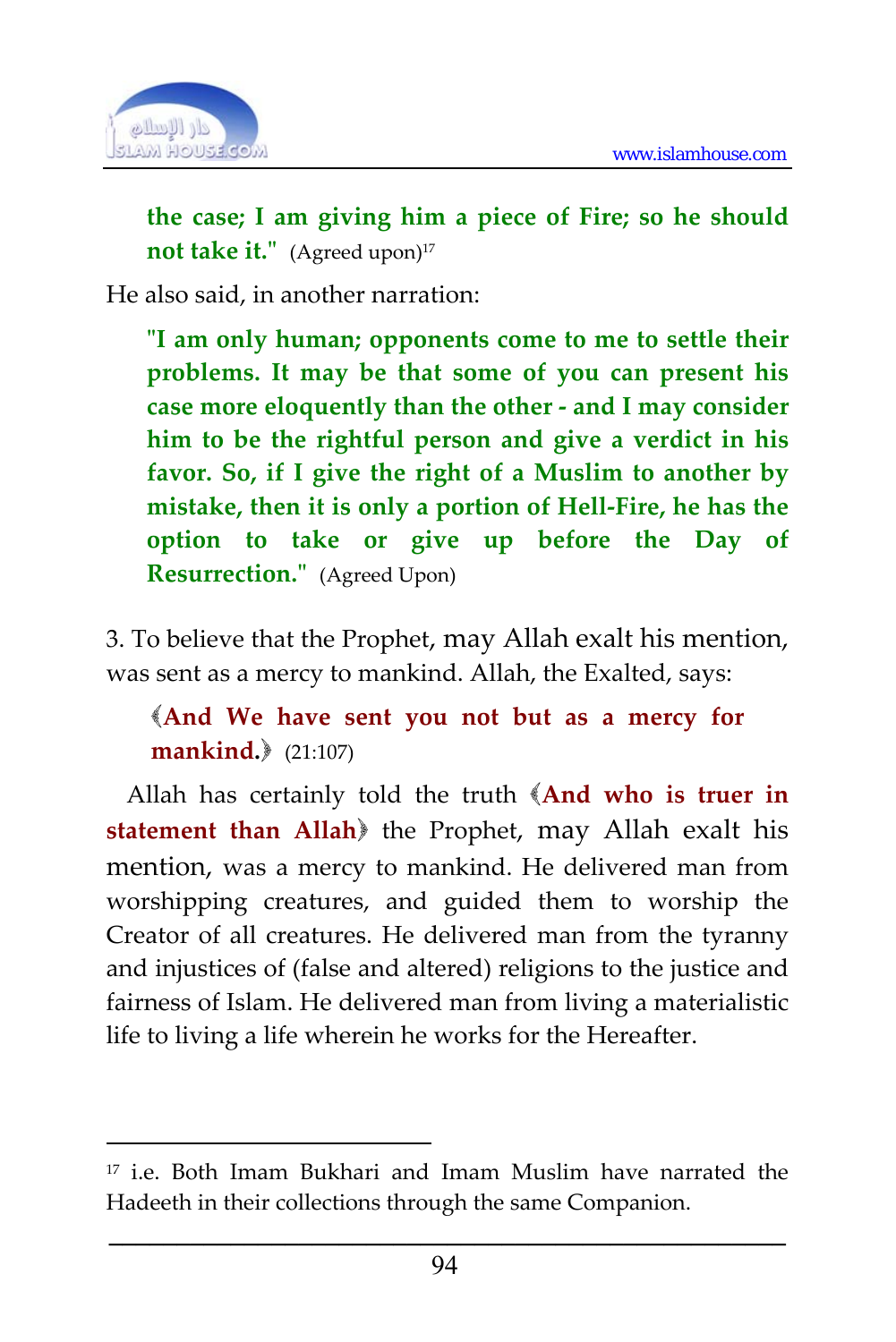**the case; I am giving him a piece of Fire; so he should not take it."** (Agreed upon)[17]

He also said, in another narration:

**"I am only human; opponents come to me to settle their problems. It may be that some of you can present his case more eloquently than the other - and I may consider him to be the rightful person and give a verdict in his favor. So, if I give the right of a Muslim to another by mistake, then it is only a portion of Hell-Fire, he has the option to take or give up before the Day of Resurrection."** (Agreed Upon)

3. To believe that the Prophet, may Allah exalt his mention, was sent as a mercy to mankind. Allah, the Exalted, says:

**﴾And We have sent you not but as a mercy for mankind.﴿** (21:107)

Allah has certainly told the truth **﴾And who is truer in statement than Allah﴿** the Prophet, may Allah exalt his mention, was a mercy to mankind. He delivered man from worshipping creatures, and guided them to worship the Creator of all creatures. He delivered man from the tyranny and injustices of (false and altered) religions to the justice and fairness of Islam. He delivered man from living a materialistic life to living a life wherein he works for the Hereafter.

---

[17] i.e. Both Imam Bukhari and Imam Muslim have narrated the Hadeeth in their collections through the same Companion.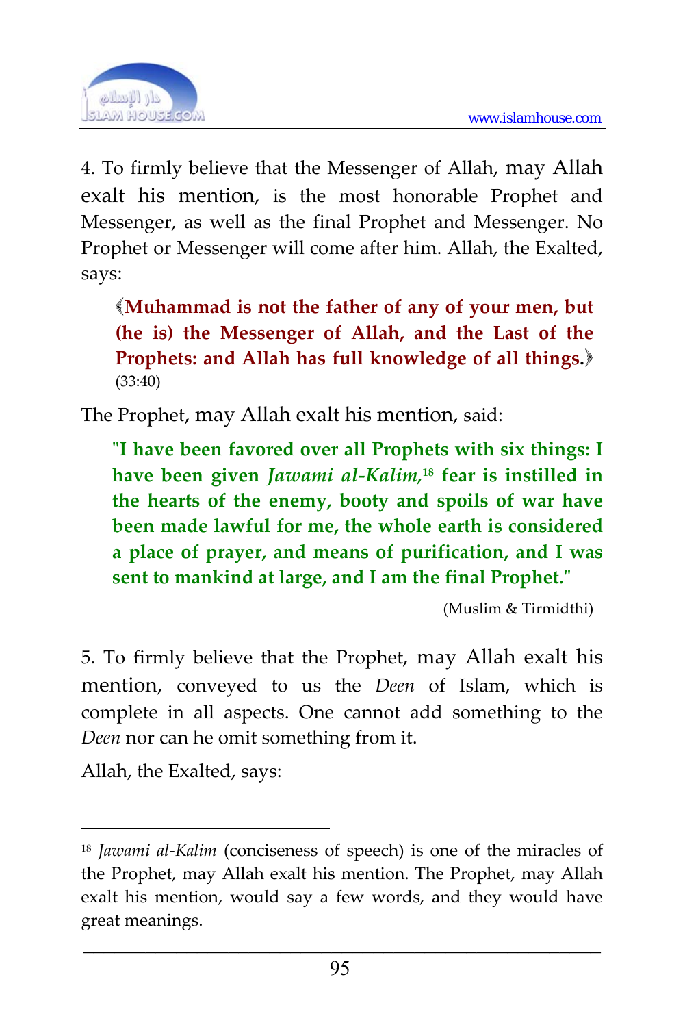4. To firmly believe that the Messenger of Allah, may Allah exalt his mention, is the most honorable Prophet and Messenger, as well as the final Prophet and Messenger. No Prophet or Messenger will come after him. Allah, the Exalted, says:

> ﴾**Muhammad is not the father of any of your men, but (he is) the Messenger of Allah, and the Last of the Prophets: and Allah has full knowledge of all things.**﴿ (33:40)

The Prophet, may Allah exalt his mention, said:

> **"I have been favored over all Prophets with six things: I have been given *Jawami al-Kalim,*[18] fear is instilled in the hearts of the enemy, booty and spoils of war have been made lawful for me, the whole earth is considered a place of prayer, and means of purification, and I was sent to mankind at large, and I am the final Prophet."**
>
> (Muslim & Tirmidthi)

5. To firmly believe that the Prophet, may Allah exalt his mention, conveyed to us the *Deen* of Islam, which is complete in all aspects. One cannot add something to the *Deen* nor can he omit something from it.

Allah, the Exalted, says:

---

[18] *Jawami al-Kalim* (conciseness of speech) is one of the miracles of the Prophet, may Allah exalt his mention. The Prophet, may Allah exalt his mention, would say a few words, and they would have great meanings.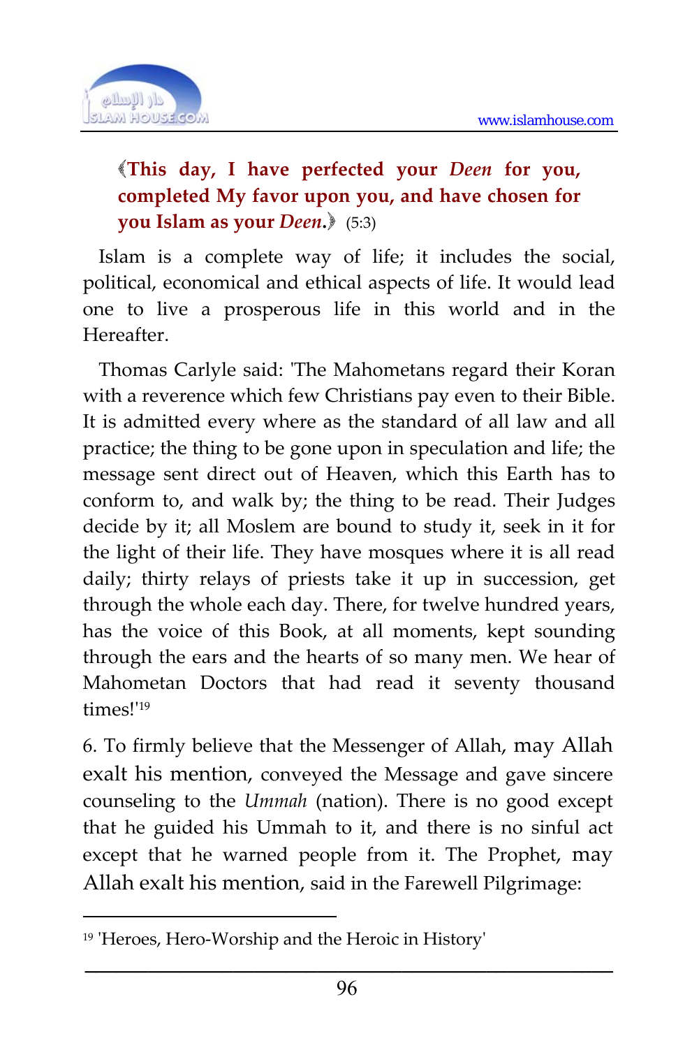**﴾This day, I have perfected your *Deen* for you, completed My favor upon you, and have chosen for you Islam as your *Deen*.﴿** (5:3)

Islam is a complete way of life; it includes the social, political, economical and ethical aspects of life. It would lead one to live a prosperous life in this world and in the Hereafter.

Thomas Carlyle said: 'The Mahometans regard their Koran with a reverence which few Christians pay even to their Bible. It is admitted every where as the standard of all law and all practice; the thing to be gone upon in speculation and life; the message sent direct out of Heaven, which this Earth has to conform to, and walk by; the thing to be read. Their Judges decide by it; all Moslem are bound to study it, seek in it for the light of their life. They have mosques where it is all read daily; thirty relays of priests take it up in succession, get through the whole each day. There, for twelve hundred years, has the voice of this Book, at all moments, kept sounding through the ears and the hearts of so many men. We hear of Mahometan Doctors that had read it seventy thousand times!'[19]

6. To firmly believe that the Messenger of Allah, may Allah exalt his mention, conveyed the Message and gave sincere counseling to the *Ummah* (nation). There is no good except that he guided his Ummah to it, and there is no sinful act except that he warned people from it. The Prophet, may Allah exalt his mention, said in the Farewell Pilgrimage:

---

[19] 'Heroes, Hero-Worship and the Heroic in History'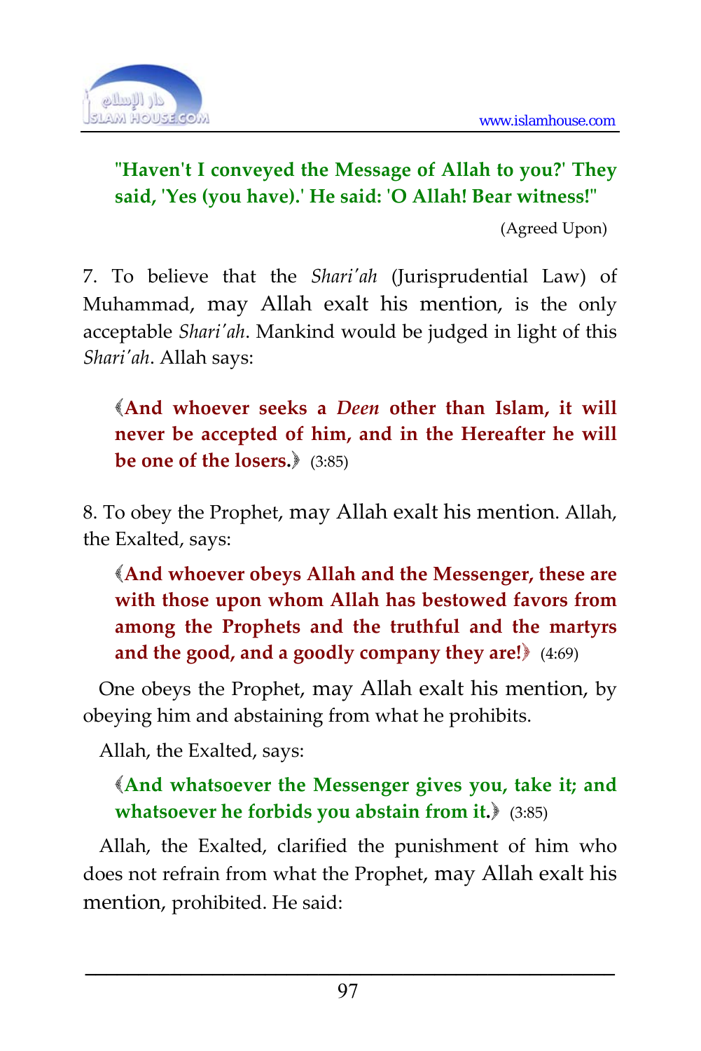**"Haven't I conveyed the Message of Allah to you?' They said, 'Yes (you have).' He said: 'O Allah! Bear witness!"**

(Agreed Upon)

7. To believe that the *Shari'ah* (Jurisprudential Law) of Muhammad, may Allah exalt his mention, is the only acceptable *Shari'ah*. Mankind would be judged in light of this *Shari'ah*. Allah says:

﴾**And whoever seeks a *Deen* other than Islam, it will never be accepted of him, and in the Hereafter he will be one of the losers.**﴿ (3:85)

8. To obey the Prophet, may Allah exalt his mention. Allah, the Exalted, says:

﴾**And whoever obeys Allah and the Messenger, these are with those upon whom Allah has bestowed favors from among the Prophets and the truthful and the martyrs and the good, and a goodly company they are!**﴿ (4:69)

One obeys the Prophet, may Allah exalt his mention, by obeying him and abstaining from what he prohibits.

Allah, the Exalted, says:

﴾**And whatsoever the Messenger gives you, take it; and whatsoever he forbids you abstain from it.**﴿ (3:85)

Allah, the Exalted, clarified the punishment of him who does not refrain from what the Prophet, may Allah exalt his mention, prohibited. He said: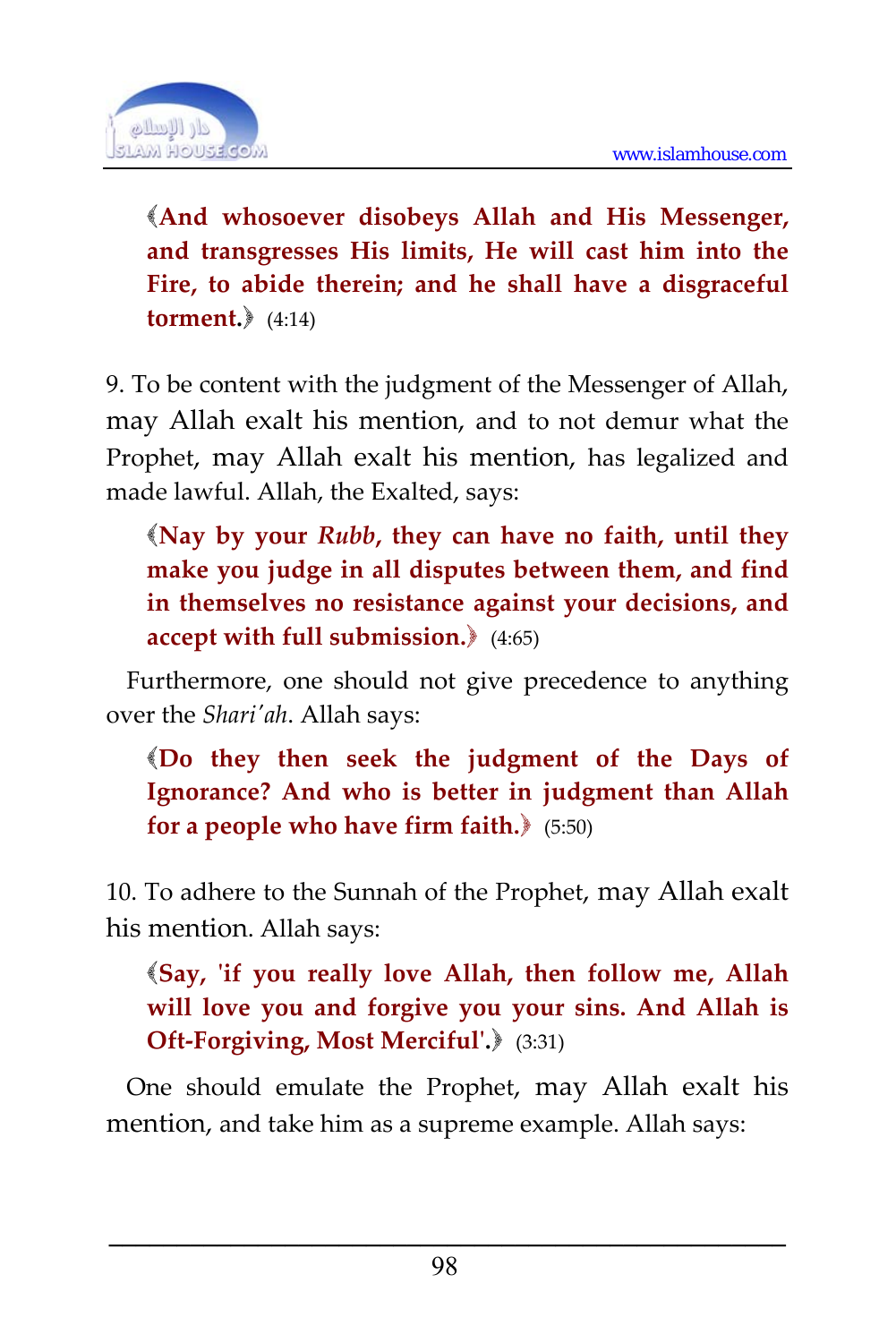﴾**And whosoever disobeys Allah and His Messenger, and transgresses His limits, He will cast him into the Fire, to abide therein; and he shall have a disgraceful torment.**﴿ (4:14)

9. To be content with the judgment of the Messenger of Allah, may Allah exalt his mention, and to not demur what the Prophet, may Allah exalt his mention, has legalized and made lawful. Allah, the Exalted, says:

﴾**Nay by your *Rubb*, they can have no faith, until they make you judge in all disputes between them, and find in themselves no resistance against your decisions, and accept with full submission.**﴿ (4:65)

Furthermore, one should not give precedence to anything over the *Shari'ah*. Allah says:

﴾**Do they then seek the judgment of the Days of Ignorance? And who is better in judgment than Allah for a people who have firm faith.**﴿ (5:50)

10. To adhere to the Sunnah of the Prophet, may Allah exalt his mention. Allah says:

﴾**Say, 'if you really love Allah, then follow me, Allah will love you and forgive you your sins. And Allah is Oft-Forgiving, Most Merciful'.**﴿ (3:31)

One should emulate the Prophet, may Allah exalt his mention, and take him as a supreme example. Allah says: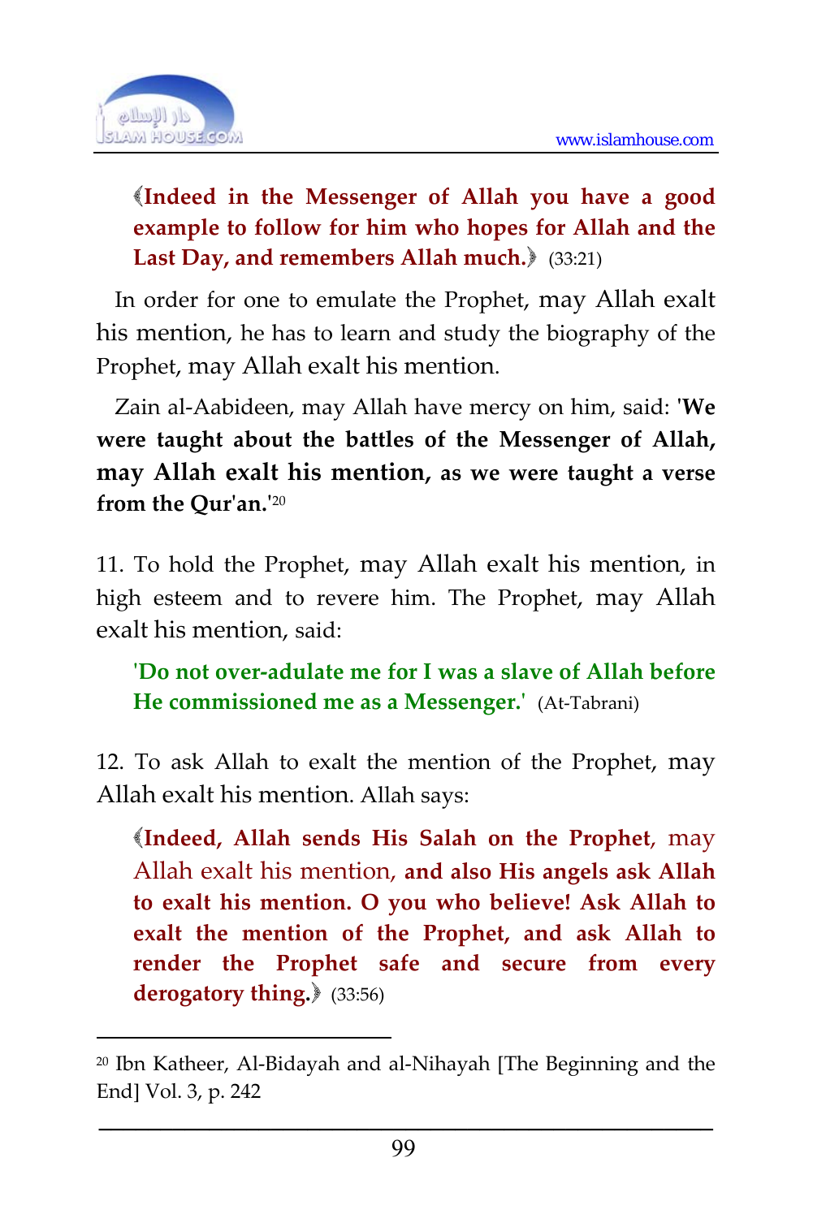**﴾Indeed in the Messenger of Allah you have a good example to follow for him who hopes for Allah and the Last Day, and remembers Allah much.﴿** (33:21)

In order for one to emulate the Prophet, may Allah exalt his mention, he has to learn and study the biography of the Prophet, may Allah exalt his mention.

Zain al-Aabideen, may Allah have mercy on him, said: **'We were taught about the battles of the Messenger of Allah, may Allah exalt his mention, as we were taught a verse from the Qur'an.'**[20]

11. To hold the Prophet, may Allah exalt his mention, in high esteem and to revere him. The Prophet, may Allah exalt his mention, said:

**'Do not over-adulate me for I was a slave of Allah before He commissioned me as a Messenger.'** (At-Tabrani)

12. To ask Allah to exalt the mention of the Prophet, may Allah exalt his mention. Allah says:

**﴾Indeed, Allah sends His Salah on the Prophet**, may Allah exalt his mention, **and also His angels ask Allah to exalt his mention. O you who believe! Ask Allah to exalt the mention of the Prophet, and ask Allah to render the Prophet safe and secure from every derogatory thing.﴿** (33:56)

---

[20] Ibn Katheer, Al-Bidayah and al-Nihayah [The Beginning and the End] Vol. 3, p. 242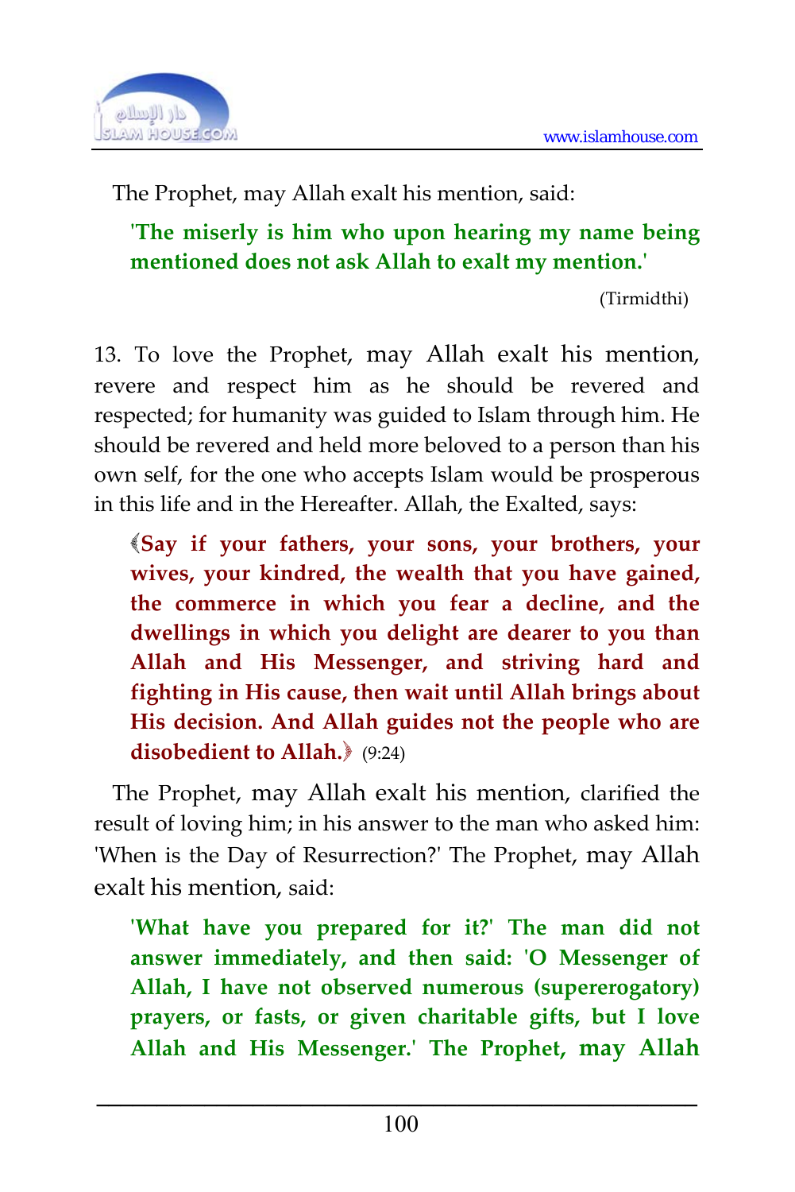The Prophet, may Allah exalt his mention, said:

> **'The miserly is him who upon hearing my name being mentioned does not ask Allah to exalt my mention.'**
>
> (Tirmidthi)

13. To love the Prophet, may Allah exalt his mention, revere and respect him as he should be revered and respected; for humanity was guided to Islam through him. He should be revered and held more beloved to a person than his own self, for the one who accepts Islam would be prosperous in this life and in the Hereafter. Allah, the Exalted, says:

> **﴾Say if your fathers, your sons, your brothers, your wives, your kindred, the wealth that you have gained, the commerce in which you fear a decline, and the dwellings in which you delight are dearer to you than Allah and His Messenger, and striving hard and fighting in His cause, then wait until Allah brings about His decision. And Allah guides not the people who are disobedient to Allah.﴿** (9:24)

The Prophet, may Allah exalt his mention, clarified the result of loving him; in his answer to the man who asked him: 'When is the Day of Resurrection?' The Prophet, may Allah exalt his mention, said:

> **'What have you prepared for it?' The man did not answer immediately, and then said: 'O Messenger of Allah, I have not observed numerous (supererogatory) prayers, or fasts, or given charitable gifts, but I love Allah and His Messenger.' The Prophet, may Allah**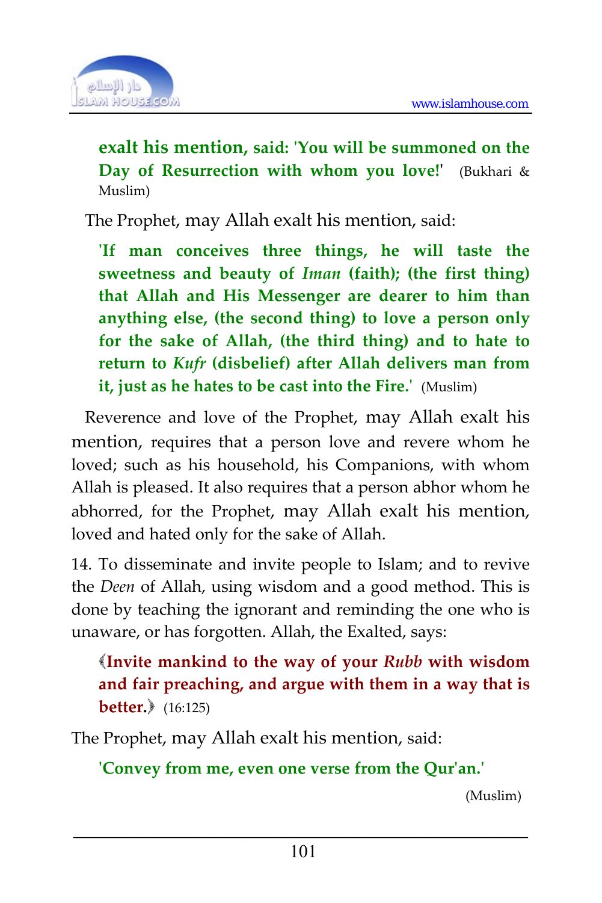**exalt his mention, said: 'You will be summoned on the Day of Resurrection with whom you love!'** (Bukhari & Muslim)

The Prophet, may Allah exalt his mention, said:

> **'If man conceives three things, he will taste the sweetness and beauty of *Iman* (faith); (the first thing) that Allah and His Messenger are dearer to him than anything else, (the second thing) to love a person only for the sake of Allah, (the third thing) and to hate to return to *Kufr* (disbelief) after Allah delivers man from it, just as he hates to be cast into the Fire.'** (Muslim)

Reverence and love of the Prophet, may Allah exalt his mention, requires that a person love and revere whom he loved; such as his household, his Companions, with whom Allah is pleased. It also requires that a person abhor whom he abhorred, for the Prophet, may Allah exalt his mention, loved and hated only for the sake of Allah.

14. To disseminate and invite people to Islam; and to revive the *Deen* of Allah, using wisdom and a good method. This is done by teaching the ignorant and reminding the one who is unaware, or has forgotten. Allah, the Exalted, says:

> ﴾**Invite mankind to the way of your *Rubb* with wisdom and fair preaching, and argue with them in a way that is better.**﴿ (16:125)

The Prophet, may Allah exalt his mention, said:

> **'Convey from me, even one verse from the Qur'an.'** (Muslim)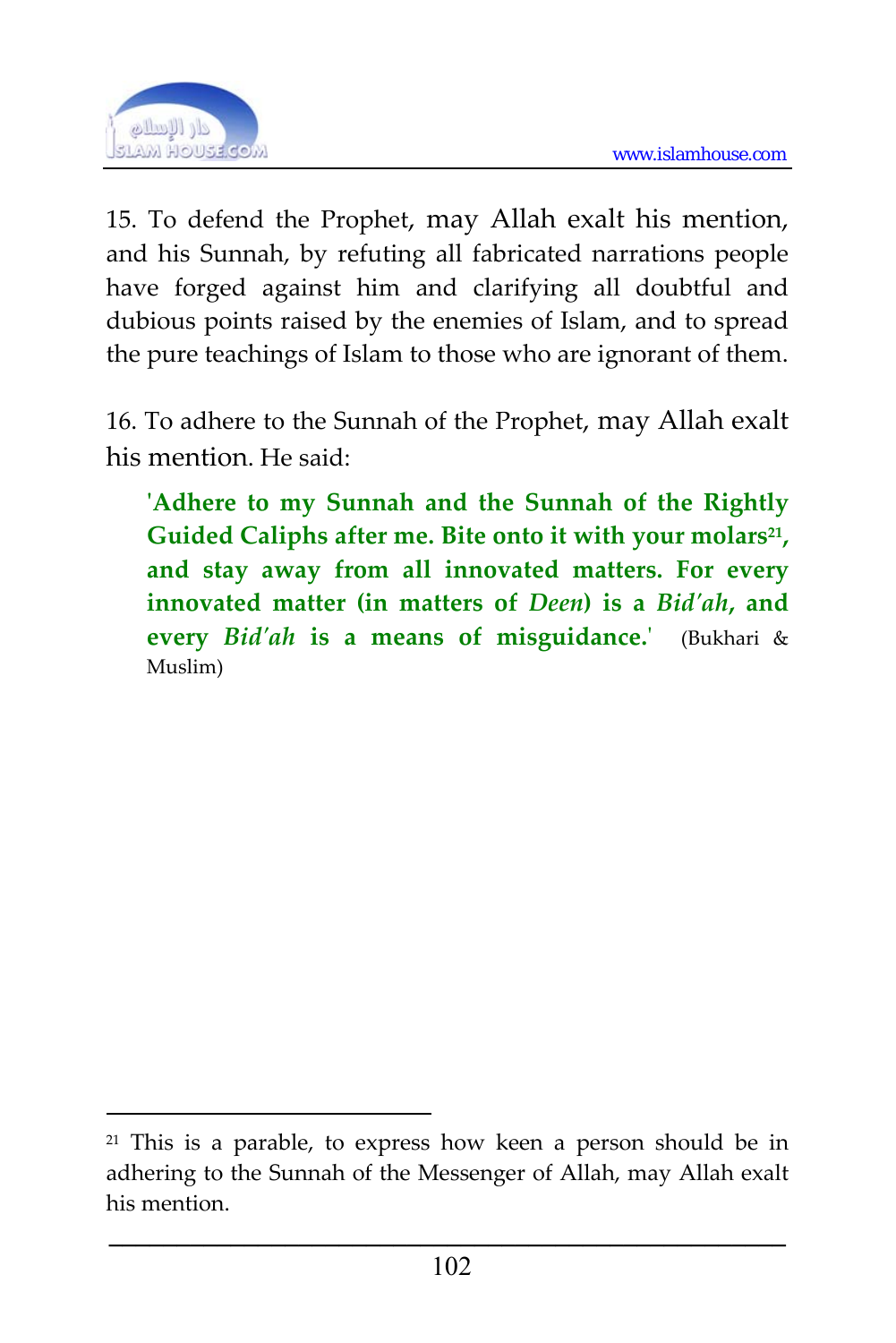15. To defend the Prophet, may Allah exalt his mention, and his Sunnah, by refuting all fabricated narrations people have forged against him and clarifying all doubtful and dubious points raised by the enemies of Islam, and to spread the pure teachings of Islam to those who are ignorant of them.

16. To adhere to the Sunnah of the Prophet, may Allah exalt his mention. He said:

> **'Adhere to my Sunnah and the Sunnah of the Rightly Guided Caliphs after me. Bite onto it with your molars[21], and stay away from all innovated matters. For every innovated matter (in matters of *Deen*) is a *Bid'ah*, and every *Bid'ah* is a means of misguidance.'** (Bukhari & Muslim)

---

[21] This is a parable, to express how keen a person should be in adhering to the Sunnah of the Messenger of Allah, may Allah exalt his mention.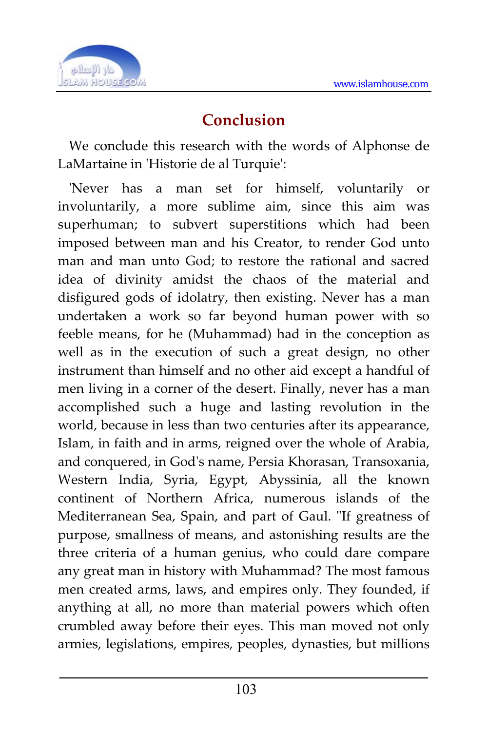## Conclusion

We conclude this research with the words of Alphonse de LaMartaine in 'Historie de al Turquie':

'Never has a man set for himself, voluntarily or involuntarily, a more sublime aim, since this aim was superhuman; to subvert superstitions which had been imposed between man and his Creator, to render God unto man and man unto God; to restore the rational and sacred idea of divinity amidst the chaos of the material and disfigured gods of idolatry, then existing. Never has a man undertaken a work so far beyond human power with so feeble means, for he (Muhammad) had in the conception as well as in the execution of such a great design, no other instrument than himself and no other aid except a handful of men living in a corner of the desert. Finally, never has a man accomplished such a huge and lasting revolution in the world, because in less than two centuries after its appearance, Islam, in faith and in arms, reigned over the whole of Arabia, and conquered, in God's name, Persia Khorasan, Transoxania, Western India, Syria, Egypt, Abyssinia, all the known continent of Northern Africa, numerous islands of the Mediterranean Sea, Spain, and part of Gaul. "If greatness of purpose, smallness of means, and astonishing results are the three criteria of a human genius, who could dare compare any great man in history with Muhammad? The most famous men created arms, laws, and empires only. They founded, if anything at all, no more than material powers which often crumbled away before their eyes. This man moved not only armies, legislations, empires, peoples, dynasties, but millions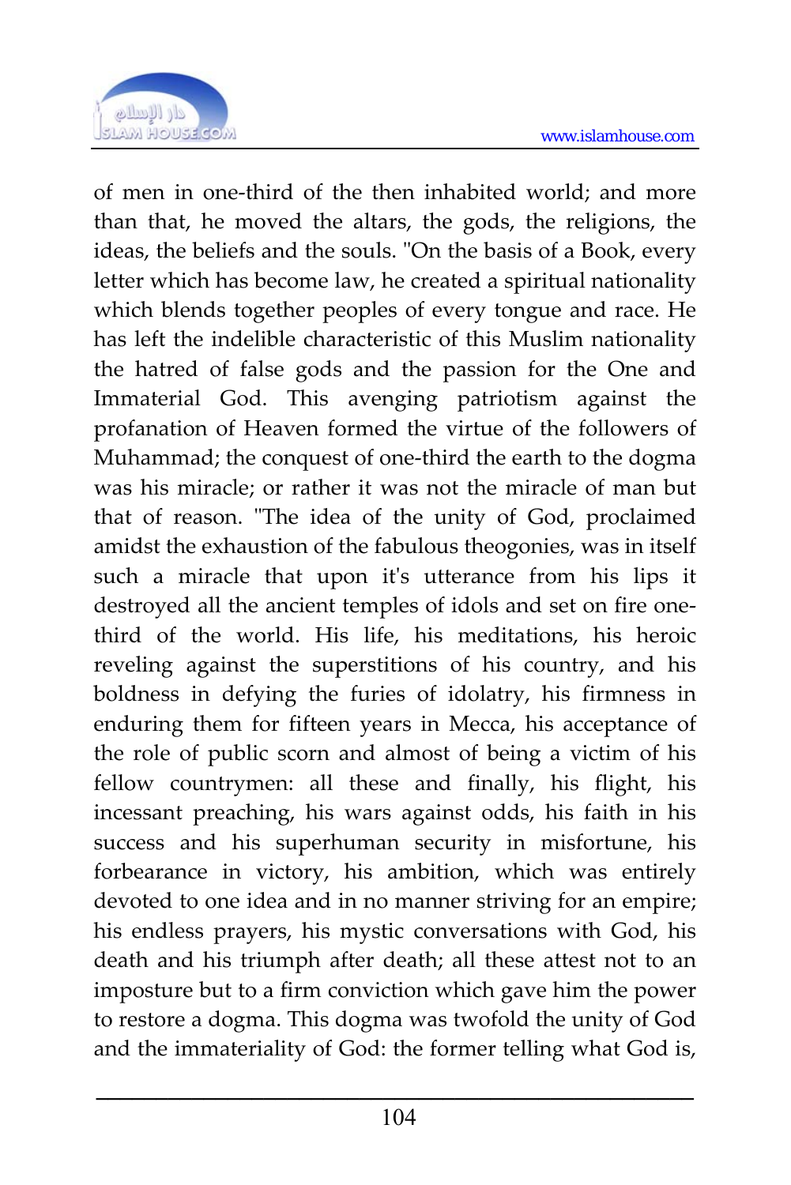of men in one-third of the then inhabited world; and more than that, he moved the altars, the gods, the religions, the ideas, the beliefs and the souls. "On the basis of a Book, every letter which has become law, he created a spiritual nationality which blends together peoples of every tongue and race. He has left the indelible characteristic of this Muslim nationality the hatred of false gods and the passion for the One and Immaterial God. This avenging patriotism against the profanation of Heaven formed the virtue of the followers of Muhammad; the conquest of one-third the earth to the dogma was his miracle; or rather it was not the miracle of man but that of reason. "The idea of the unity of God, proclaimed amidst the exhaustion of the fabulous theogonies, was in itself such a miracle that upon it's utterance from his lips it destroyed all the ancient temples of idols and set on fire one-third of the world. His life, his meditations, his heroic reveling against the superstitions of his country, and his boldness in defying the furies of idolatry, his firmness in enduring them for fifteen years in Mecca, his acceptance of the role of public scorn and almost of being a victim of his fellow countrymen: all these and finally, his flight, his incessant preaching, his wars against odds, his faith in his success and his superhuman security in misfortune, his forbearance in victory, his ambition, which was entirely devoted to one idea and in no manner striving for an empire; his endless prayers, his mystic conversations with God, his death and his triumph after death; all these attest not to an imposture but to a firm conviction which gave him the power to restore a dogma. This dogma was twofold the unity of God and the immateriality of God: the former telling what God is,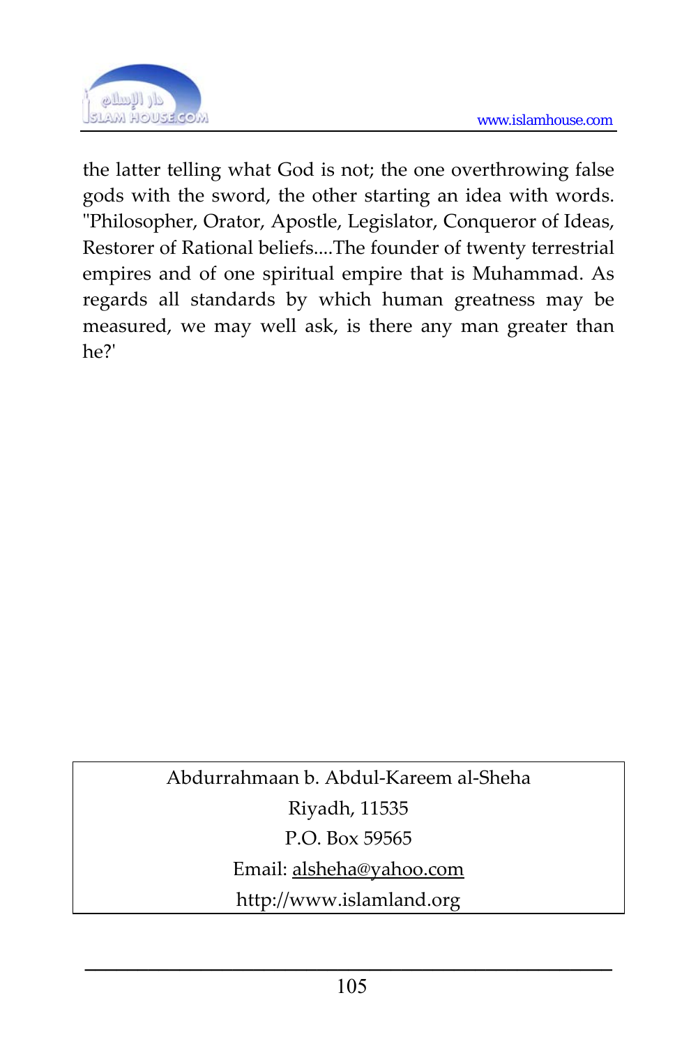the latter telling what God is not; the one overthrowing false gods with the sword, the other starting an idea with words. ''Philosopher, Orator, Apostle, Legislator, Conqueror of Ideas, Restorer of Rational beliefs....The founder of twenty terrestrial empires and of one spiritual empire that is Muhammad. As regards all standards by which human greatness may be measured, we may well ask, is there any man greater than he?'

| Abdurrahmaan b. Abdul-Kareem al-Sheha |
|---|
| Riyadh, 11535 |
| P.O. Box 59565 |
| Email: alsheha@yahoo.com |
| http://www.islamland.org |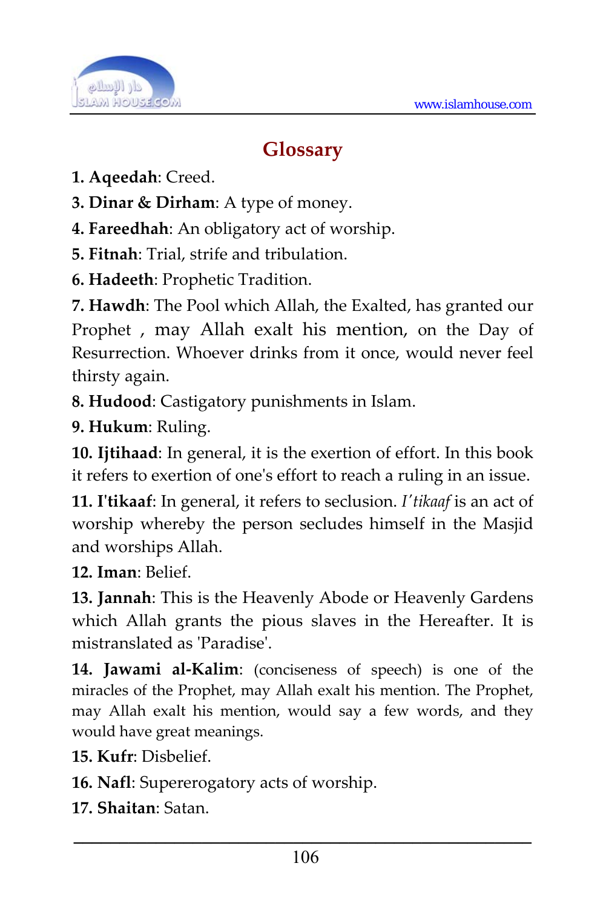## Glossary

**1. Aqeedah**: Creed.

**3. Dinar & Dirham**: A type of money.

**4. Fareedhah**: An obligatory act of worship.

**5. Fitnah**: Trial, strife and tribulation.

**6. Hadeeth**: Prophetic Tradition.

**7. Hawdh**: The Pool which Allah, the Exalted, has granted our Prophet , may Allah exalt his mention, on the Day of Resurrection. Whoever drinks from it once, would never feel thirsty again.

**8. Hudood**: Castigatory punishments in Islam.

**9. Hukum**: Ruling.

**10. Ijtihaad**: In general, it is the exertion of effort. In this book it refers to exertion of one's effort to reach a ruling in an issue.

**11. I'tikaaf**: In general, it refers to seclusion. *I'tikaaf* is an act of worship whereby the person secludes himself in the Masjid and worships Allah.

**12. Iman**: Belief.

**13. Jannah**: This is the Heavenly Abode or Heavenly Gardens which Allah grants the pious slaves in the Hereafter. It is mistranslated as 'Paradise'.

**14. Jawami al-Kalim**: (conciseness of speech) is one of the miracles of the Prophet, may Allah exalt his mention. The Prophet, may Allah exalt his mention, would say a few words, and they would have great meanings.

**15. Kufr**: Disbelief.

**16. Nafl**: Supererogatory acts of worship.

**17. Shaitan**: Satan.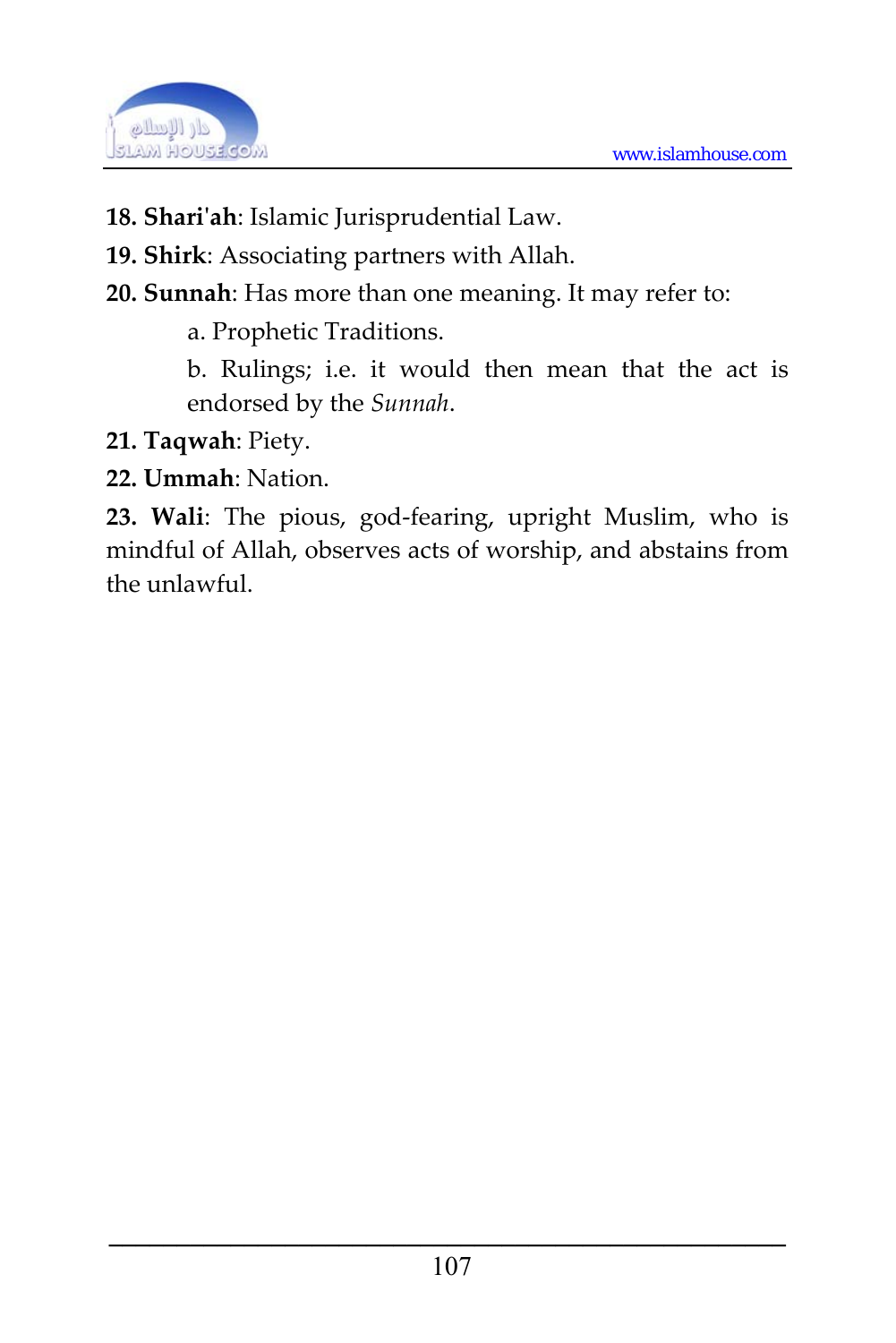**18. Shari'ah**: Islamic Jurisprudential Law.

**19. Shirk**: Associating partners with Allah.

**20. Sunnah**: Has more than one meaning. It may refer to:

> a. Prophetic Traditions.
>
> b. Rulings; i.e. it would then mean that the act is endorsed by the *Sunnah*.

**21. Taqwah**: Piety.

**22. Ummah**: Nation.

**23. Wali**: The pious, god-fearing, upright Muslim, who is mindful of Allah, observes acts of worship, and abstains from the unlawful.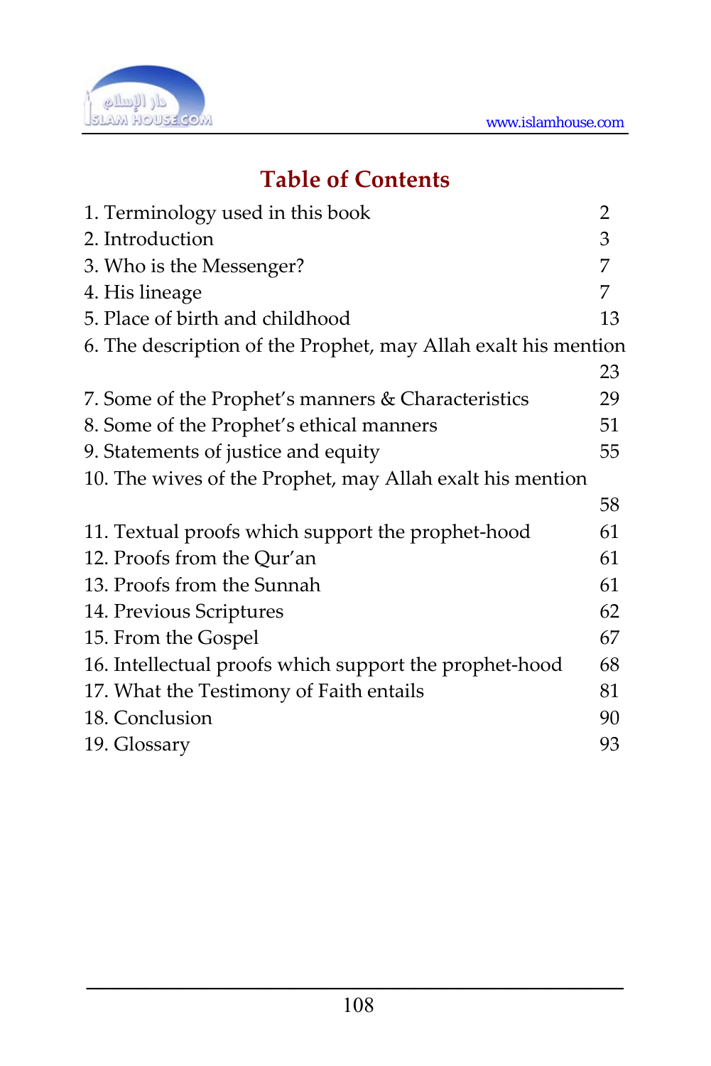# Table of Contents

| | |
|---|---|
| 1. Terminology used in this book | 2 |
| 2. Introduction | 3 |
| 3. Who is the Messenger? | 7 |
| 4. His lineage | 7 |
| 5. Place of birth and childhood | 13 |
| 6. The description of the Prophet, may Allah exalt his mention | 23 |
| 7. Some of the Prophet's manners & Characteristics | 29 |
| 8. Some of the Prophet's ethical manners | 51 |
| 9. Statements of justice and equity | 55 |
| 10. The wives of the Prophet, may Allah exalt his mention | 58 |
| 11. Textual proofs which support the prophet-hood | 61 |
| 12. Proofs from the Qur'an | 61 |
| 13. Proofs from the Sunnah | 61 |
| 14. Previous Scriptures | 62 |
| 15. From the Gospel | 67 |
| 16. Intellectual proofs which support the prophet-hood | 68 |
| 17. What the Testimony of Faith entails | 81 |
| 18. Conclusion | 90 |
| 19. Glossary | 93 |